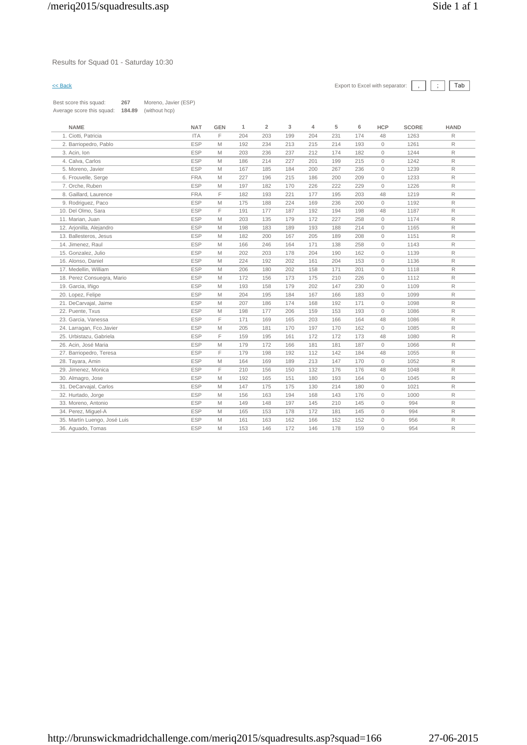Results for Squad 01 - Saturday 10:30

<< Back

Export to Excel with separator: , ; Tab

Best score this squad: **267** Moreno, Javier (ESP)
Average score this squad: **184.89** (without hcp)

| NAME | NAT | GEN | 1 | 2 | 3 | 4 | 5 | 6 | HCP | SCORE | HAND |
|---|---|---|---|---|---|---|---|---|---|---|---|
| 1. Ciotti, Patricia | ITA | F | 204 | 203 | 199 | 204 | 231 | 174 | 48 | 1263 | R |
| 2. Barriopedro, Pablo | ESP | M | 192 | 234 | 213 | 215 | 214 | 193 | 0 | 1261 | R |
| 3. Acin, Ion | ESP | M | 203 | 236 | 237 | 212 | 174 | 182 | 0 | 1244 | R |
| 4. Calva, Carlos | ESP | M | 186 | 214 | 227 | 201 | 199 | 215 | 0 | 1242 | R |
| 5. Moreno, Javier | ESP | M | 167 | 185 | 184 | 200 | 267 | 236 | 0 | 1239 | R |
| 6. Frouvelle, Serge | FRA | M | 227 | 196 | 215 | 186 | 200 | 209 | 0 | 1233 | R |
| 7. Orche, Ruben | ESP | M | 197 | 182 | 170 | 226 | 222 | 229 | 0 | 1226 | R |
| 8. Gaillard, Laurence | FRA | F | 182 | 193 | 221 | 177 | 195 | 203 | 48 | 1219 | R |
| 9. Rodriguez, Paco | ESP | M | 175 | 188 | 224 | 169 | 236 | 200 | 0 | 1192 | R |
| 10. Del Olmo, Sara | ESP | F | 191 | 177 | 187 | 192 | 194 | 198 | 48 | 1187 | R |
| 11. Marian, Juan | ESP | M | 203 | 135 | 179 | 172 | 227 | 258 | 0 | 1174 | R |
| 12. Arjonilla, Alejandro | ESP | M | 198 | 183 | 189 | 193 | 188 | 214 | 0 | 1165 | R |
| 13. Ballesteros, Jesus | ESP | M | 182 | 200 | 167 | 205 | 189 | 208 | 0 | 1151 | R |
| 14. Jimenez, Raul | ESP | M | 166 | 246 | 164 | 171 | 138 | 258 | 0 | 1143 | R |
| 15. Gonzalez, Julio | ESP | M | 202 | 203 | 178 | 204 | 190 | 162 | 0 | 1139 | R |
| 16. Alonso, Daniel | ESP | M | 224 | 192 | 202 | 161 | 204 | 153 | 0 | 1136 | R |
| 17. Medellin, William | ESP | M | 206 | 180 | 202 | 158 | 171 | 201 | 0 | 1118 | R |
| 18. Perez Consuegra, Mario | ESP | M | 172 | 156 | 173 | 175 | 210 | 226 | 0 | 1112 | R |
| 19. Garcia, Iñigo | ESP | M | 193 | 158 | 179 | 202 | 147 | 230 | 0 | 1109 | R |
| 20. Lopez, Felipe | ESP | M | 204 | 195 | 184 | 167 | 166 | 183 | 0 | 1099 | R |
| 21. DeCarvajal, Jaime | ESP | M | 207 | 186 | 174 | 168 | 192 | 171 | 0 | 1098 | R |
| 22. Puente, Txus | ESP | M | 198 | 177 | 206 | 159 | 153 | 193 | 0 | 1086 | R |
| 23. Garcia, Vanessa | ESP | F | 171 | 169 | 165 | 203 | 166 | 164 | 48 | 1086 | R |
| 24. Larragan, Fco.Javier | ESP | M | 205 | 181 | 170 | 197 | 170 | 162 | 0 | 1085 | R |
| 25. Urbistazu, Gabriela | ESP | F | 159 | 195 | 161 | 172 | 172 | 173 | 48 | 1080 | R |
| 26. Acin, José Maria | ESP | M | 179 | 172 | 166 | 181 | 181 | 187 | 0 | 1066 | R |
| 27. Barriopedro, Teresa | ESP | F | 179 | 198 | 192 | 112 | 142 | 184 | 48 | 1055 | R |
| 28. Tayara, Amin | ESP | M | 164 | 169 | 189 | 213 | 147 | 170 | 0 | 1052 | R |
| 29. Jimenez, Monica | ESP | F | 210 | 156 | 150 | 132 | 176 | 176 | 48 | 1048 | R |
| 30. Almagro, Jose | ESP | M | 192 | 165 | 151 | 180 | 193 | 164 | 0 | 1045 | R |
| 31. DeCarvajal, Carlos | ESP | M | 147 | 175 | 175 | 130 | 214 | 180 | 0 | 1021 | R |
| 32. Hurtado, Jorge | ESP | M | 156 | 163 | 194 | 168 | 143 | 176 | 0 | 1000 | R |
| 33. Moreno, Antonio | ESP | M | 149 | 148 | 197 | 145 | 210 | 145 | 0 | 994 | R |
| 34. Perez, Miguel-A | ESP | M | 165 | 153 | 178 | 172 | 181 | 145 | 0 | 994 | R |
| 35. Martín Luengo, José Luis | ESP | M | 161 | 163 | 162 | 166 | 152 | 152 | 0 | 956 | R |
| 36. Aguado, Tomas | ESP | M | 153 | 146 | 172 | 146 | 178 | 159 | 0 | 954 | R |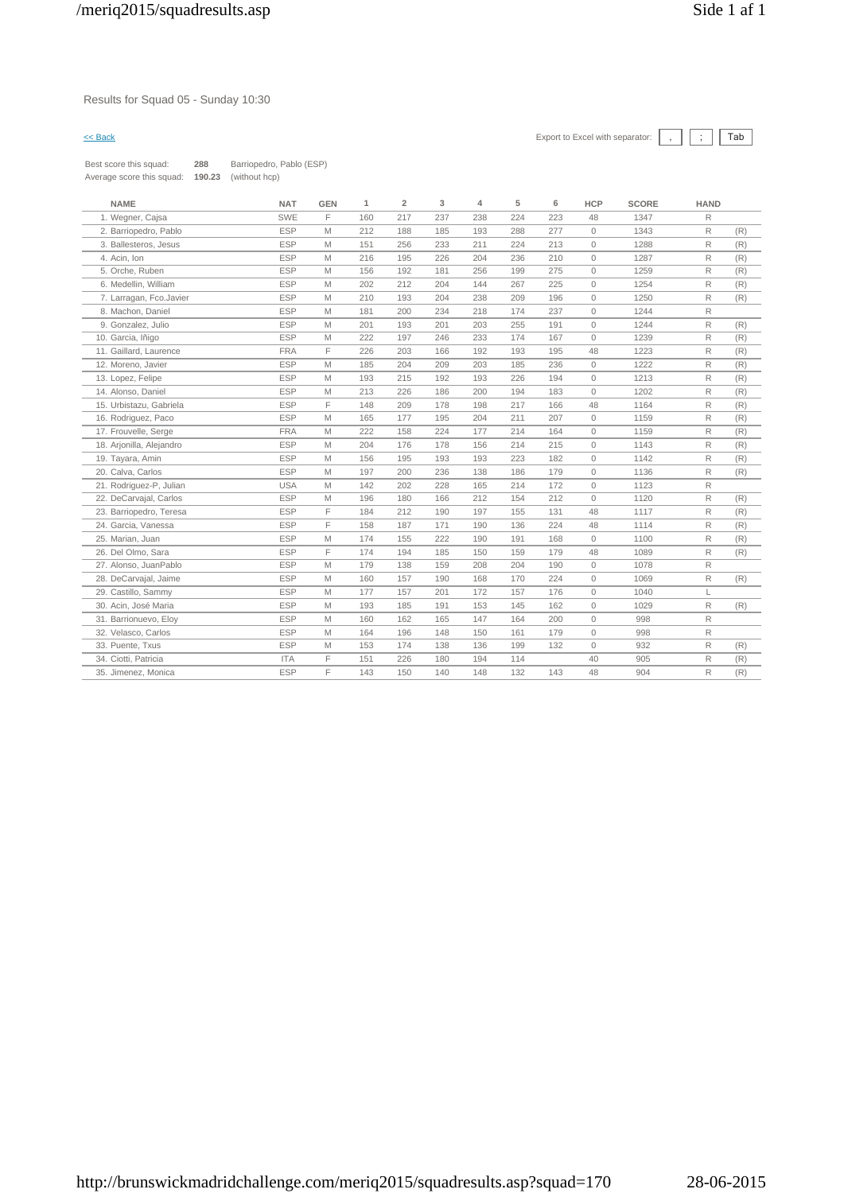Results for Squad 05 - Sunday 10:30

<< Back

Export to Excel with separator: , ; Tab

Best score this squad: **288** Barriopedro, Pablo (ESP)
Average score this squad: **190.23** (without hcp)

| NAME | NAT | GEN | 1 | 2 | 3 | 4 | 5 | 6 | HCP | SCORE | HAND | |
|---|---|---|---|---|---|---|---|---|---|---|---|---|
| 1. Wegner, Cajsa | SWE | F | 160 | 217 | 237 | 238 | 224 | 223 | 48 | 1347 | R | |
| 2. Barriopedro, Pablo | ESP | M | 212 | 188 | 185 | 193 | 288 | 277 | 0 | 1343 | R | (R) |
| 3. Ballesteros, Jesus | ESP | M | 151 | 256 | 233 | 211 | 224 | 213 | 0 | 1288 | R | (R) |
| 4. Acin, Ion | ESP | M | 216 | 195 | 226 | 204 | 236 | 210 | 0 | 1287 | R | (R) |
| 5. Orche, Ruben | ESP | M | 156 | 192 | 181 | 256 | 199 | 275 | 0 | 1259 | R | (R) |
| 6. Medellin, William | ESP | M | 202 | 212 | 204 | 144 | 267 | 225 | 0 | 1254 | R | (R) |
| 7. Larragan, Fco.Javier | ESP | M | 210 | 193 | 204 | 238 | 209 | 196 | 0 | 1250 | R | (R) |
| 8. Machon, Daniel | ESP | M | 181 | 200 | 234 | 218 | 174 | 237 | 0 | 1244 | R | |
| 9. Gonzalez, Julio | ESP | M | 201 | 193 | 201 | 203 | 255 | 191 | 0 | 1244 | R | (R) |
| 10. Garcia, Iñigo | ESP | M | 222 | 197 | 246 | 233 | 174 | 167 | 0 | 1239 | R | (R) |
| 11. Gaillard, Laurence | FRA | F | 226 | 203 | 166 | 192 | 193 | 195 | 48 | 1223 | R | (R) |
| 12. Moreno, Javier | ESP | M | 185 | 204 | 209 | 203 | 185 | 236 | 0 | 1222 | R | (R) |
| 13. Lopez, Felipe | ESP | M | 193 | 215 | 192 | 193 | 226 | 194 | 0 | 1213 | R | (R) |
| 14. Alonso, Daniel | ESP | M | 213 | 226 | 186 | 200 | 194 | 183 | 0 | 1202 | R | (R) |
| 15. Urbistazu, Gabriela | ESP | F | 148 | 209 | 178 | 198 | 217 | 166 | 48 | 1164 | R | (R) |
| 16. Rodriguez, Paco | ESP | M | 165 | 177 | 195 | 204 | 211 | 207 | 0 | 1159 | R | (R) |
| 17. Frouvelle, Serge | FRA | M | 222 | 158 | 224 | 177 | 214 | 164 | 0 | 1159 | R | (R) |
| 18. Arjonilla, Alejandro | ESP | M | 204 | 176 | 178 | 156 | 214 | 215 | 0 | 1143 | R | (R) |
| 19. Tayara, Amin | ESP | M | 156 | 195 | 193 | 193 | 223 | 182 | 0 | 1142 | R | (R) |
| 20. Calva, Carlos | ESP | M | 197 | 200 | 236 | 138 | 186 | 179 | 0 | 1136 | R | (R) |
| 21. Rodriguez-P, Julian | USA | M | 142 | 202 | 228 | 165 | 214 | 172 | 0 | 1123 | R | |
| 22. DeCarvajal, Carlos | ESP | M | 196 | 180 | 166 | 212 | 154 | 212 | 0 | 1120 | R | (R) |
| 23. Barriopedro, Teresa | ESP | F | 184 | 212 | 190 | 197 | 155 | 131 | 48 | 1117 | R | (R) |
| 24. Garcia, Vanessa | ESP | F | 158 | 187 | 171 | 190 | 136 | 224 | 48 | 1114 | R | (R) |
| 25. Marian, Juan | ESP | M | 174 | 155 | 222 | 190 | 191 | 168 | 0 | 1100 | R | (R) |
| 26. Del Olmo, Sara | ESP | F | 174 | 194 | 185 | 150 | 159 | 179 | 48 | 1089 | R | (R) |
| 27. Alonso, JuanPablo | ESP | M | 179 | 138 | 159 | 208 | 204 | 190 | 0 | 1078 | R | |
| 28. DeCarvajal, Jaime | ESP | M | 160 | 157 | 190 | 168 | 170 | 224 | 0 | 1069 | R | (R) |
| 29. Castillo, Sammy | ESP | M | 177 | 157 | 201 | 172 | 157 | 176 | 0 | 1040 | L | |
| 30. Acin, José Maria | ESP | M | 193 | 185 | 191 | 153 | 145 | 162 | 0 | 1029 | R | (R) |
| 31. Barrionuevo, Eloy | ESP | M | 160 | 162 | 165 | 147 | 164 | 200 | 0 | 998 | R | |
| 32. Velasco, Carlos | ESP | M | 164 | 196 | 148 | 150 | 161 | 179 | 0 | 998 | R | |
| 33. Puente, Txus | ESP | M | 153 | 174 | 138 | 136 | 199 | 132 | 0 | 932 | R | (R) |
| 34. Ciotti, Patricia | ITA | F | 151 | 226 | 180 | 194 | 114 | | 40 | 905 | R | (R) |
| 35. Jimenez, Monica | ESP | F | 143 | 150 | 140 | 148 | 132 | 143 | 48 | 904 | R | (R) |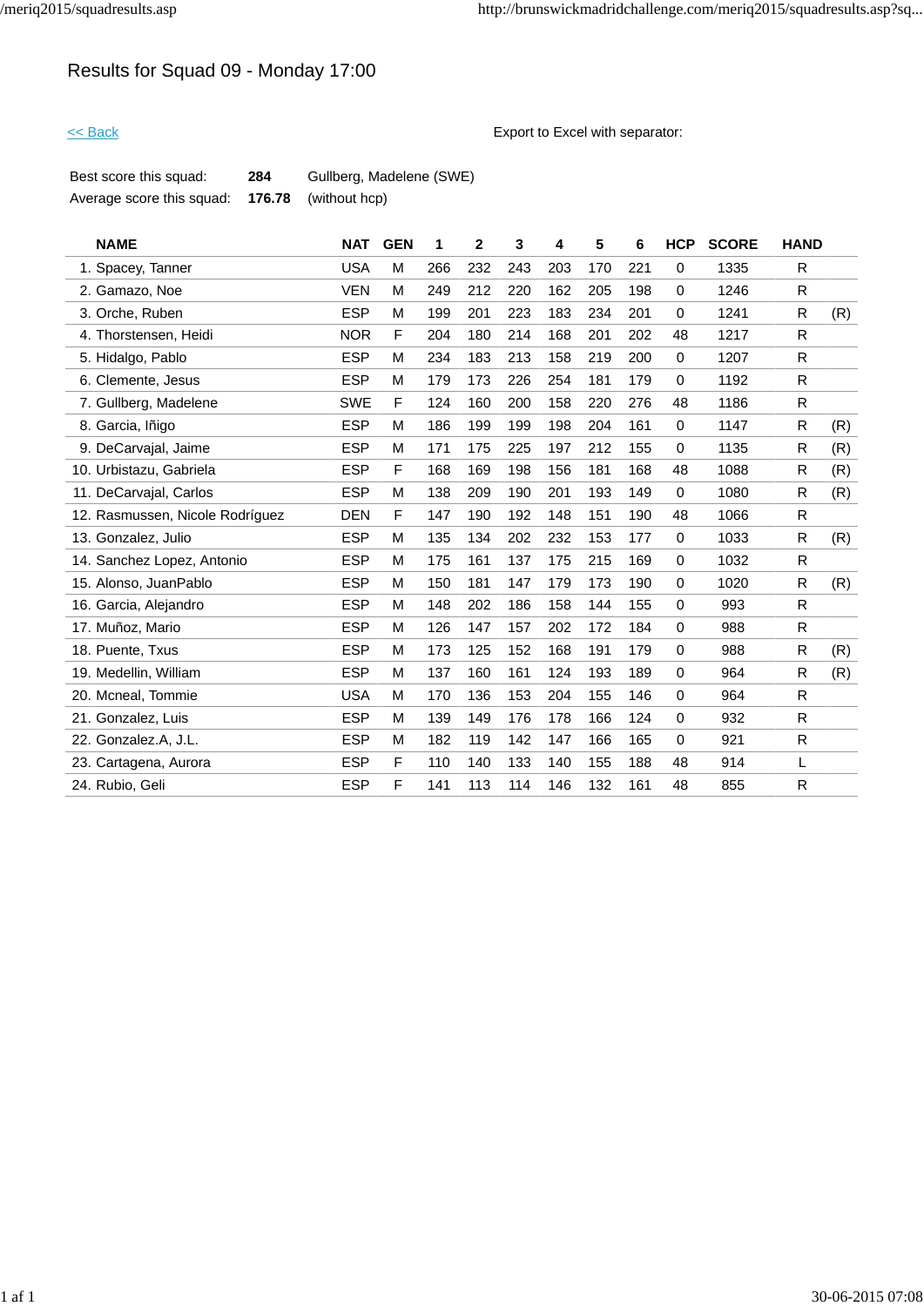# Results for Squad 09 - Monday 17:00

<< Back

Export to Excel with separator:

| | | |
|---|---|---|
| Best score this squad: | **284** | Gullberg, Madelene (SWE) |
| Average score this squad: | **176.78** | (without hcp) |

| NAME | NAT | GEN | 1 | 2 | 3 | 4 | 5 | 6 | HCP | SCORE | HAND | |
|---|---|---|---|---|---|---|---|---|---|---|---|---|
| 1. Spacey, Tanner | USA | M | 266 | 232 | 243 | 203 | 170 | 221 | 0 | 1335 | R | |
| 2. Gamazo, Noe | VEN | M | 249 | 212 | 220 | 162 | 205 | 198 | 0 | 1246 | R | |
| 3. Orche, Ruben | ESP | M | 199 | 201 | 223 | 183 | 234 | 201 | 0 | 1241 | R | (R) |
| 4. Thorstensen, Heidi | NOR | F | 204 | 180 | 214 | 168 | 201 | 202 | 48 | 1217 | R | |
| 5. Hidalgo, Pablo | ESP | M | 234 | 183 | 213 | 158 | 219 | 200 | 0 | 1207 | R | |
| 6. Clemente, Jesus | ESP | M | 179 | 173 | 226 | 254 | 181 | 179 | 0 | 1192 | R | |
| 7. Gullberg, Madelene | SWE | F | 124 | 160 | 200 | 158 | 220 | 276 | 48 | 1186 | R | |
| 8. Garcia, Iñigo | ESP | M | 186 | 199 | 199 | 198 | 204 | 161 | 0 | 1147 | R | (R) |
| 9. DeCarvajal, Jaime | ESP | M | 171 | 175 | 225 | 197 | 212 | 155 | 0 | 1135 | R | (R) |
| 10. Urbistazu, Gabriela | ESP | F | 168 | 169 | 198 | 156 | 181 | 168 | 48 | 1088 | R | (R) |
| 11. DeCarvajal, Carlos | ESP | M | 138 | 209 | 190 | 201 | 193 | 149 | 0 | 1080 | R | (R) |
| 12. Rasmussen, Nicole Rodríguez | DEN | F | 147 | 190 | 192 | 148 | 151 | 190 | 48 | 1066 | R | |
| 13. Gonzalez, Julio | ESP | M | 135 | 134 | 202 | 232 | 153 | 177 | 0 | 1033 | R | (R) |
| 14. Sanchez Lopez, Antonio | ESP | M | 175 | 161 | 137 | 175 | 215 | 169 | 0 | 1032 | R | |
| 15. Alonso, JuanPablo | ESP | M | 150 | 181 | 147 | 179 | 173 | 190 | 0 | 1020 | R | (R) |
| 16. Garcia, Alejandro | ESP | M | 148 | 202 | 186 | 158 | 144 | 155 | 0 | 993 | R | |
| 17. Muñoz, Mario | ESP | M | 126 | 147 | 157 | 202 | 172 | 184 | 0 | 988 | R | |
| 18. Puente, Txus | ESP | M | 173 | 125 | 152 | 168 | 191 | 179 | 0 | 988 | R | (R) |
| 19. Medellin, William | ESP | M | 137 | 160 | 161 | 124 | 193 | 189 | 0 | 964 | R | (R) |
| 20. Mcneal, Tommie | USA | M | 170 | 136 | 153 | 204 | 155 | 146 | 0 | 964 | R | |
| 21. Gonzalez, Luis | ESP | M | 139 | 149 | 176 | 178 | 166 | 124 | 0 | 932 | R | |
| 22. Gonzalez.A, J.L. | ESP | M | 182 | 119 | 142 | 147 | 166 | 165 | 0 | 921 | R | |
| 23. Cartagena, Aurora | ESP | F | 110 | 140 | 133 | 140 | 155 | 188 | 48 | 914 | L | |
| 24. Rubio, Geli | ESP | F | 141 | 113 | 114 | 146 | 132 | 161 | 48 | 855 | R | |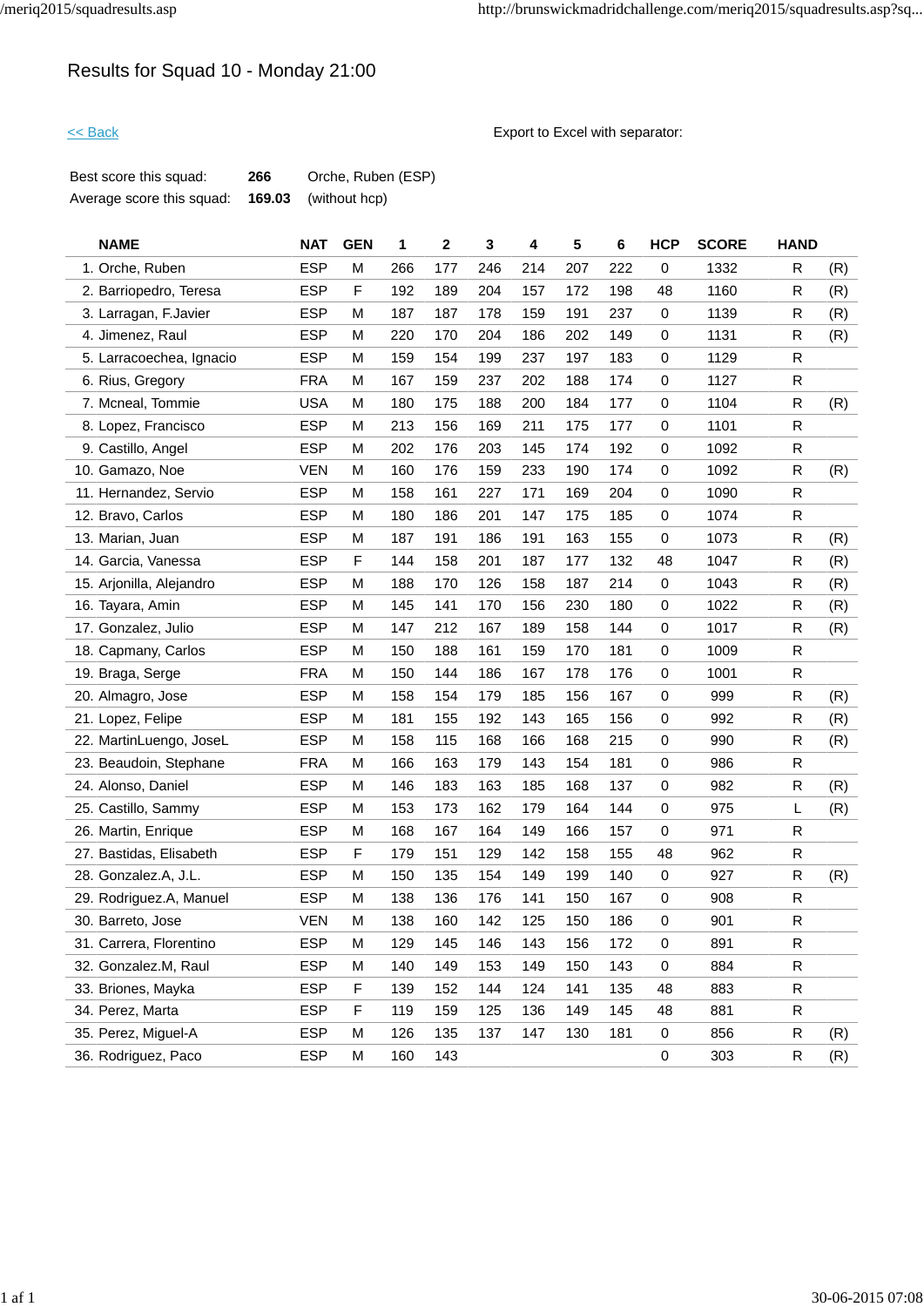# Results for Squad 10 - Monday 21:00

<< Back

Export to Excel with separator:

| | | |
|---|---|---|
| Best score this squad: | **266** | Orche, Ruben (ESP) |
| Average score this squad: | **169.03** | (without hcp) |

| NAME | NAT | GEN | 1 | 2 | 3 | 4 | 5 | 6 | HCP | SCORE | HAND | |
|---|---|---|---|---|---|---|---|---|---|---|---|---|
| 1. Orche, Ruben | ESP | M | 266 | 177 | 246 | 214 | 207 | 222 | 0 | 1332 | R | (R) |
| 2. Barriopedro, Teresa | ESP | F | 192 | 189 | 204 | 157 | 172 | 198 | 48 | 1160 | R | (R) |
| 3. Larragan, F.Javier | ESP | M | 187 | 187 | 178 | 159 | 191 | 237 | 0 | 1139 | R | (R) |
| 4. Jimenez, Raul | ESP | M | 220 | 170 | 204 | 186 | 202 | 149 | 0 | 1131 | R | (R) |
| 5. Larracoechea, Ignacio | ESP | M | 159 | 154 | 199 | 237 | 197 | 183 | 0 | 1129 | R | |
| 6. Rius, Gregory | FRA | M | 167 | 159 | 237 | 202 | 188 | 174 | 0 | 1127 | R | |
| 7. Mcneal, Tommie | USA | M | 180 | 175 | 188 | 200 | 184 | 177 | 0 | 1104 | R | (R) |
| 8. Lopez, Francisco | ESP | M | 213 | 156 | 169 | 211 | 175 | 177 | 0 | 1101 | R | |
| 9. Castillo, Angel | ESP | M | 202 | 176 | 203 | 145 | 174 | 192 | 0 | 1092 | R | |
| 10. Gamazo, Noe | VEN | M | 160 | 176 | 159 | 233 | 190 | 174 | 0 | 1092 | R | (R) |
| 11. Hernandez, Servio | ESP | M | 158 | 161 | 227 | 171 | 169 | 204 | 0 | 1090 | R | |
| 12. Bravo, Carlos | ESP | M | 180 | 186 | 201 | 147 | 175 | 185 | 0 | 1074 | R | |
| 13. Marian, Juan | ESP | M | 187 | 191 | 186 | 191 | 163 | 155 | 0 | 1073 | R | (R) |
| 14. Garcia, Vanessa | ESP | F | 144 | 158 | 201 | 187 | 177 | 132 | 48 | 1047 | R | (R) |
| 15. Arjonilla, Alejandro | ESP | M | 188 | 170 | 126 | 158 | 187 | 214 | 0 | 1043 | R | (R) |
| 16. Tayara, Amin | ESP | M | 145 | 141 | 170 | 156 | 230 | 180 | 0 | 1022 | R | (R) |
| 17. Gonzalez, Julio | ESP | M | 147 | 212 | 167 | 189 | 158 | 144 | 0 | 1017 | R | (R) |
| 18. Capmany, Carlos | ESP | M | 150 | 188 | 161 | 159 | 170 | 181 | 0 | 1009 | R | |
| 19. Braga, Serge | FRA | M | 150 | 144 | 186 | 167 | 178 | 176 | 0 | 1001 | R | |
| 20. Almagro, Jose | ESP | M | 158 | 154 | 179 | 185 | 156 | 167 | 0 | 999 | R | (R) |
| 21. Lopez, Felipe | ESP | M | 181 | 155 | 192 | 143 | 165 | 156 | 0 | 992 | R | (R) |
| 22. MartinLuengo, JoseL | ESP | M | 158 | 115 | 168 | 166 | 168 | 215 | 0 | 990 | R | (R) |
| 23. Beaudoin, Stephane | FRA | M | 166 | 163 | 179 | 143 | 154 | 181 | 0 | 986 | R | |
| 24. Alonso, Daniel | ESP | M | 146 | 183 | 163 | 185 | 168 | 137 | 0 | 982 | R | (R) |
| 25. Castillo, Sammy | ESP | M | 153 | 173 | 162 | 179 | 164 | 144 | 0 | 975 | L | (R) |
| 26. Martin, Enrique | ESP | M | 168 | 167 | 164 | 149 | 166 | 157 | 0 | 971 | R | |
| 27. Bastidas, Elisabeth | ESP | F | 179 | 151 | 129 | 142 | 158 | 155 | 48 | 962 | R | |
| 28. Gonzalez.A, J.L. | ESP | M | 150 | 135 | 154 | 149 | 199 | 140 | 0 | 927 | R | (R) |
| 29. Rodriguez.A, Manuel | ESP | M | 138 | 136 | 176 | 141 | 150 | 167 | 0 | 908 | R | |
| 30. Barreto, Jose | VEN | M | 138 | 160 | 142 | 125 | 150 | 186 | 0 | 901 | R | |
| 31. Carrera, Florentino | ESP | M | 129 | 145 | 146 | 143 | 156 | 172 | 0 | 891 | R | |
| 32. Gonzalez.M, Raul | ESP | M | 140 | 149 | 153 | 149 | 150 | 143 | 0 | 884 | R | |
| 33. Briones, Mayka | ESP | F | 139 | 152 | 144 | 124 | 141 | 135 | 48 | 883 | R | |
| 34. Perez, Marta | ESP | F | 119 | 159 | 125 | 136 | 149 | 145 | 48 | 881 | R | |
| 35. Perez, Miguel-A | ESP | M | 126 | 135 | 137 | 147 | 130 | 181 | 0 | 856 | R | (R) |
| 36. Rodriguez, Paco | ESP | M | 160 | 143 | | | | | 0 | 303 | R | (R) |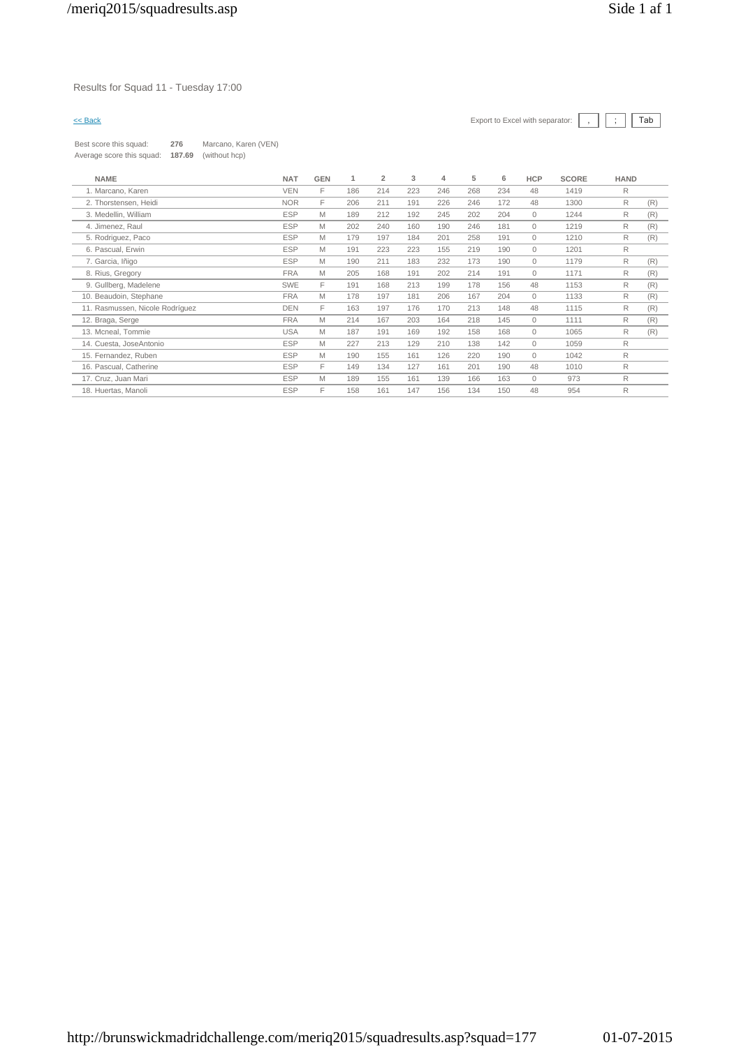Results for Squad 11 - Tuesday 17:00

<< Back

Export to Excel with separator: , ; Tab

Best score this squad: **276** Marcano, Karen (VEN)
Average score this squad: **187.69** (without hcp)

| NAME | NAT | GEN | 1 | 2 | 3 | 4 | 5 | 6 | HCP | SCORE | HAND | |
|---|---|---|---|---|---|---|---|---|---|---|---|---|
| 1. Marcano, Karen | VEN | F | 186 | 214 | 223 | 246 | 268 | 234 | 48 | 1419 | R | |
| 2. Thorstensen, Heidi | NOR | F | 206 | 211 | 191 | 226 | 246 | 172 | 48 | 1300 | R | (R) |
| 3. Medellin, William | ESP | M | 189 | 212 | 192 | 245 | 202 | 204 | 0 | 1244 | R | (R) |
| 4. Jimenez, Raul | ESP | M | 202 | 240 | 160 | 190 | 246 | 181 | 0 | 1219 | R | (R) |
| 5. Rodriguez, Paco | ESP | M | 179 | 197 | 184 | 201 | 258 | 191 | 0 | 1210 | R | (R) |
| 6. Pascual, Erwin | ESP | M | 191 | 223 | 223 | 155 | 219 | 190 | 0 | 1201 | R | |
| 7. Garcia, Iñigo | ESP | M | 190 | 211 | 183 | 232 | 173 | 190 | 0 | 1179 | R | (R) |
| 8. Rius, Gregory | FRA | M | 205 | 168 | 191 | 202 | 214 | 191 | 0 | 1171 | R | (R) |
| 9. Gullberg, Madelene | SWE | F | 191 | 168 | 213 | 199 | 178 | 156 | 48 | 1153 | R | (R) |
| 10. Beaudoin, Stephane | FRA | M | 178 | 197 | 181 | 206 | 167 | 204 | 0 | 1133 | R | (R) |
| 11. Rasmussen, Nicole Rodriguez | DEN | F | 163 | 197 | 176 | 170 | 213 | 148 | 48 | 1115 | R | (R) |
| 12. Braga, Serge | FRA | M | 214 | 167 | 203 | 164 | 218 | 145 | 0 | 1111 | R | (R) |
| 13. Mcneal, Tommie | USA | M | 187 | 191 | 169 | 192 | 158 | 168 | 0 | 1065 | R | (R) |
| 14. Cuesta, JoseAntonio | ESP | M | 227 | 213 | 129 | 210 | 138 | 142 | 0 | 1059 | R | |
| 15. Fernandez, Ruben | ESP | M | 190 | 155 | 161 | 126 | 220 | 190 | 0 | 1042 | R | |
| 16. Pascual, Catherine | ESP | F | 149 | 134 | 127 | 161 | 201 | 190 | 48 | 1010 | R | |
| 17. Cruz, Juan Mari | ESP | M | 189 | 155 | 161 | 139 | 166 | 163 | 0 | 973 | R | |
| 18. Huertas, Manoli | ESP | F | 158 | 161 | 147 | 156 | 134 | 150 | 48 | 954 | R | |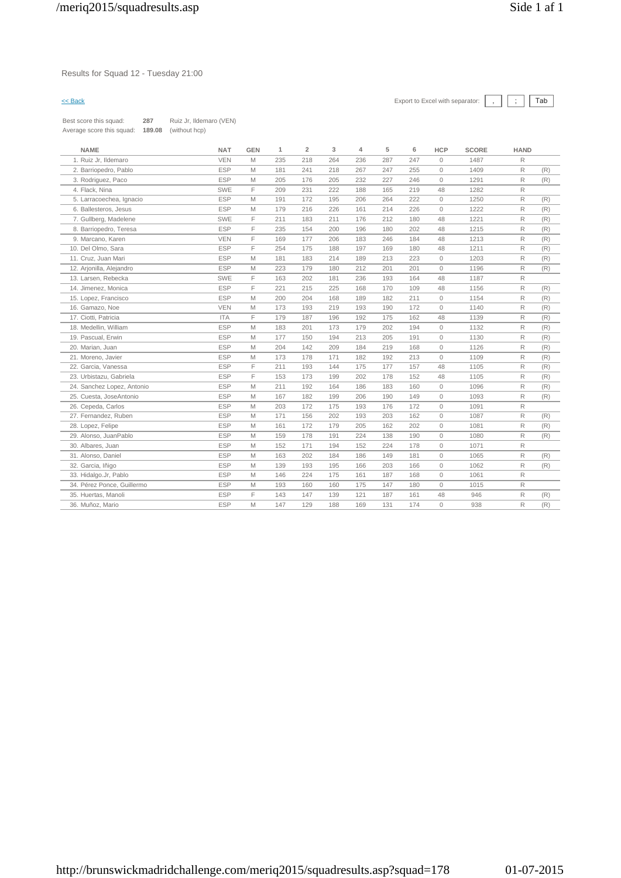Results for Squad 12 - Tuesday 21:00

<< Back

Export to Excel with separator: , ; Tab

Best score this squad: **287** Ruiz Jr, Ildemaro (VEN)
Average score this squad: **189.08** (without hcp)

| NAME | NAT | GEN | 1 | 2 | 3 | 4 | 5 | 6 | HCP | SCORE | HAND | |
|---|---|---|---|---|---|---|---|---|---|---|---|---|
| 1. Ruiz Jr, Ildemaro | VEN | M | 235 | 218 | 264 | 236 | 287 | 247 | 0 | 1487 | R | |
| 2. Barriopedro, Pablo | ESP | M | 181 | 241 | 218 | 267 | 247 | 255 | 0 | 1409 | R | (R) |
| 3. Rodriguez, Paco | ESP | M | 205 | 176 | 205 | 232 | 227 | 246 | 0 | 1291 | R | (R) |
| 4. Flack, Nina | SWE | F | 209 | 231 | 222 | 188 | 165 | 219 | 48 | 1282 | R | |
| 5. Larracoechea, Ignacio | ESP | M | 191 | 172 | 195 | 206 | 264 | 222 | 0 | 1250 | R | (R) |
| 6. Ballesteros, Jesus | ESP | M | 179 | 216 | 226 | 161 | 214 | 226 | 0 | 1222 | R | (R) |
| 7. Gullberg, Madelene | SWE | F | 211 | 183 | 211 | 176 | 212 | 180 | 48 | 1221 | R | (R) |
| 8. Barriopedro, Teresa | ESP | F | 235 | 154 | 200 | 196 | 180 | 202 | 48 | 1215 | R | (R) |
| 9. Marcano, Karen | VEN | F | 169 | 177 | 206 | 183 | 246 | 184 | 48 | 1213 | R | (R) |
| 10. Del Olmo, Sara | ESP | F | 254 | 175 | 188 | 197 | 169 | 180 | 48 | 1211 | R | (R) |
| 11. Cruz, Juan Mari | ESP | M | 181 | 183 | 214 | 189 | 213 | 223 | 0 | 1203 | R | (R) |
| 12. Arjonilla, Alejandro | ESP | M | 223 | 179 | 180 | 212 | 201 | 201 | 0 | 1196 | R | (R) |
| 13. Larsen, Rebecka | SWE | F | 163 | 202 | 181 | 236 | 193 | 164 | 48 | 1187 | R | |
| 14. Jimenez, Monica | ESP | F | 221 | 215 | 225 | 168 | 170 | 109 | 48 | 1156 | R | (R) |
| 15. Lopez, Francisco | ESP | M | 200 | 204 | 168 | 189 | 182 | 211 | 0 | 1154 | R | (R) |
| 16. Gamazo, Noe | VEN | M | 173 | 193 | 219 | 193 | 190 | 172 | 0 | 1140 | R | (R) |
| 17. Ciotti, Patricia | ITA | F | 179 | 187 | 196 | 192 | 175 | 162 | 48 | 1139 | R | (R) |
| 18. Medellin, William | ESP | M | 183 | 201 | 173 | 179 | 202 | 194 | 0 | 1132 | R | (R) |
| 19. Pascual, Erwin | ESP | M | 177 | 150 | 194 | 213 | 205 | 191 | 0 | 1130 | R | (R) |
| 20. Marian, Juan | ESP | M | 204 | 142 | 209 | 184 | 219 | 168 | 0 | 1126 | R | (R) |
| 21. Moreno, Javier | ESP | M | 173 | 178 | 171 | 182 | 192 | 213 | 0 | 1109 | R | (R) |
| 22. Garcia, Vanessa | ESP | F | 211 | 193 | 144 | 175 | 177 | 157 | 48 | 1105 | R | (R) |
| 23. Urbistazu, Gabriela | ESP | F | 153 | 173 | 199 | 202 | 178 | 152 | 48 | 1105 | R | (R) |
| 24. Sanchez Lopez, Antonio | ESP | M | 211 | 192 | 164 | 186 | 183 | 160 | 0 | 1096 | R | (R) |
| 25. Cuesta, JoseAntonio | ESP | M | 167 | 182 | 199 | 206 | 190 | 149 | 0 | 1093 | R | (R) |
| 26. Cepeda, Carlos | ESP | M | 203 | 172 | 175 | 193 | 176 | 172 | 0 | 1091 | R | |
| 27. Fernandez, Ruben | ESP | M | 171 | 156 | 202 | 193 | 203 | 162 | 0 | 1087 | R | (R) |
| 28. Lopez, Felipe | ESP | M | 161 | 172 | 179 | 205 | 162 | 202 | 0 | 1081 | R | (R) |
| 29. Alonso, JuanPablo | ESP | M | 159 | 178 | 191 | 224 | 138 | 190 | 0 | 1080 | R | (R) |
| 30. Albares, Juan | ESP | M | 152 | 171 | 194 | 152 | 224 | 178 | 0 | 1071 | R | |
| 31. Alonso, Daniel | ESP | M | 163 | 202 | 184 | 186 | 149 | 181 | 0 | 1065 | R | (R) |
| 32. Garcia, Iñigo | ESP | M | 139 | 193 | 195 | 166 | 203 | 166 | 0 | 1062 | R | (R) |
| 33. Hidalgo.Jr, Pablo | ESP | M | 146 | 224 | 175 | 161 | 187 | 168 | 0 | 1061 | R | |
| 34. Pérez Ponce, Guillermo | ESP | M | 193 | 160 | 160 | 175 | 147 | 180 | 0 | 1015 | R | |
| 35. Huertas, Manoli | ESP | F | 143 | 147 | 139 | 121 | 187 | 161 | 48 | 946 | R | (R) |
| 36. Muñoz, Mario | ESP | M | 147 | 129 | 188 | 169 | 131 | 174 | 0 | 938 | R | (R) |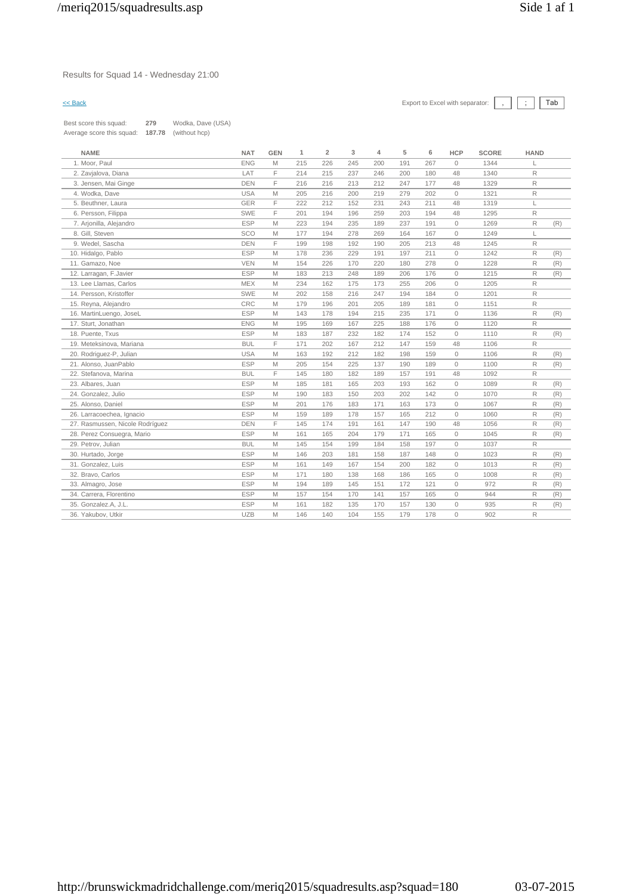Results for Squad 14 - Wednesday 21:00

<< Back

Export to Excel with separator: , ; Tab

Best score this squad: **279** Wodka, Dave (USA)
Average score this squad: **187.78** (without hcp)

| NAME | NAT | GEN | 1 | 2 | 3 | 4 | 5 | 6 | HCP | SCORE | HAND | |
|---|---|---|---|---|---|---|---|---|---|---|---|---|
| 1. Moor, Paul | ENG | M | 215 | 226 | 245 | 200 | 191 | 267 | 0 | 1344 | L | |
| 2. Zavjalova, Diana | LAT | F | 214 | 215 | 237 | 246 | 200 | 180 | 48 | 1340 | R | |
| 3. Jensen, Mai Ginge | DEN | F | 216 | 216 | 213 | 212 | 247 | 177 | 48 | 1329 | R | |
| 4. Wodka, Dave | USA | M | 205 | 216 | 200 | 219 | 279 | 202 | 0 | 1321 | R | |
| 5. Beuthner, Laura | GER | F | 222 | 212 | 152 | 231 | 243 | 211 | 48 | 1319 | L | |
| 6. Persson, Filippa | SWE | F | 201 | 194 | 196 | 259 | 203 | 194 | 48 | 1295 | R | |
| 7. Arjonilla, Alejandro | ESP | M | 223 | 194 | 235 | 189 | 237 | 191 | 0 | 1269 | R | (R) |
| 8. Gill, Steven | SCO | M | 177 | 194 | 278 | 269 | 164 | 167 | 0 | 1249 | L | |
| 9. Wedel, Sascha | DEN | F | 199 | 198 | 192 | 190 | 205 | 213 | 48 | 1245 | R | |
| 10. Hidalgo, Pablo | ESP | M | 178 | 236 | 229 | 191 | 197 | 211 | 0 | 1242 | R | (R) |
| 11. Gamazo, Noe | VEN | M | 154 | 226 | 170 | 220 | 180 | 278 | 0 | 1228 | R | (R) |
| 12. Larragan, F.Javier | ESP | M | 183 | 213 | 248 | 189 | 206 | 176 | 0 | 1215 | R | (R) |
| 13. Lee Llamas, Carlos | MEX | M | 234 | 162 | 175 | 173 | 255 | 206 | 0 | 1205 | R | |
| 14. Persson, Kristoffer | SWE | M | 202 | 158 | 216 | 247 | 194 | 184 | 0 | 1201 | R | |
| 15. Reyna, Alejandro | CRC | M | 179 | 196 | 201 | 205 | 189 | 181 | 0 | 1151 | R | |
| 16. MartinLuengo, JoseL | ESP | M | 143 | 178 | 194 | 215 | 235 | 171 | 0 | 1136 | R | (R) |
| 17. Sturt, Jonathan | ENG | M | 195 | 169 | 167 | 225 | 188 | 176 | 0 | 1120 | R | |
| 18. Puente, Txus | ESP | M | 183 | 187 | 232 | 182 | 174 | 152 | 0 | 1110 | R | (R) |
| 19. Meteksinova, Mariana | BUL | F | 171 | 202 | 167 | 212 | 147 | 159 | 48 | 1106 | R | |
| 20. Rodriguez-P, Julian | USA | M | 163 | 192 | 212 | 182 | 198 | 159 | 0 | 1106 | R | (R) |
| 21. Alonso, JuanPablo | ESP | M | 205 | 154 | 225 | 137 | 190 | 189 | 0 | 1100 | R | (R) |
| 22. Stefanova, Marina | BUL | F | 145 | 180 | 182 | 189 | 157 | 191 | 48 | 1092 | R | |
| 23. Albares, Juan | ESP | M | 185 | 181 | 165 | 203 | 193 | 162 | 0 | 1089 | R | (R) |
| 24. Gonzalez, Julio | ESP | M | 190 | 183 | 150 | 203 | 202 | 142 | 0 | 1070 | R | (R) |
| 25. Alonso, Daniel | ESP | M | 201 | 176 | 183 | 171 | 163 | 173 | 0 | 1067 | R | (R) |
| 26. Larracoechea, Ignacio | ESP | M | 159 | 189 | 178 | 157 | 165 | 212 | 0 | 1060 | R | (R) |
| 27. Rasmussen, Nicole Rodríguez | DEN | F | 145 | 174 | 191 | 161 | 147 | 190 | 48 | 1056 | R | (R) |
| 28. Perez Consuegra, Mario | ESP | M | 161 | 165 | 204 | 179 | 171 | 165 | 0 | 1045 | R | (R) |
| 29. Petrov, Julian | BUL | M | 145 | 154 | 199 | 184 | 158 | 197 | 0 | 1037 | R | |
| 30. Hurtado, Jorge | ESP | M | 146 | 203 | 181 | 158 | 187 | 148 | 0 | 1023 | R | (R) |
| 31. Gonzalez, Luis | ESP | M | 161 | 149 | 167 | 154 | 200 | 182 | 0 | 1013 | R | (R) |
| 32. Bravo, Carlos | ESP | M | 171 | 180 | 138 | 168 | 186 | 165 | 0 | 1008 | R | (R) |
| 33. Almagro, Jose | ESP | M | 194 | 189 | 145 | 151 | 172 | 121 | 0 | 972 | R | (R) |
| 34. Carrera, Florentino | ESP | M | 157 | 154 | 170 | 141 | 157 | 165 | 0 | 944 | R | (R) |
| 35. Gonzalez.A, J.L. | ESP | M | 161 | 182 | 135 | 170 | 157 | 130 | 0 | 935 | R | (R) |
| 36. Yakubov, Utkir | UZB | M | 146 | 140 | 104 | 155 | 179 | 178 | 0 | 902 | R | |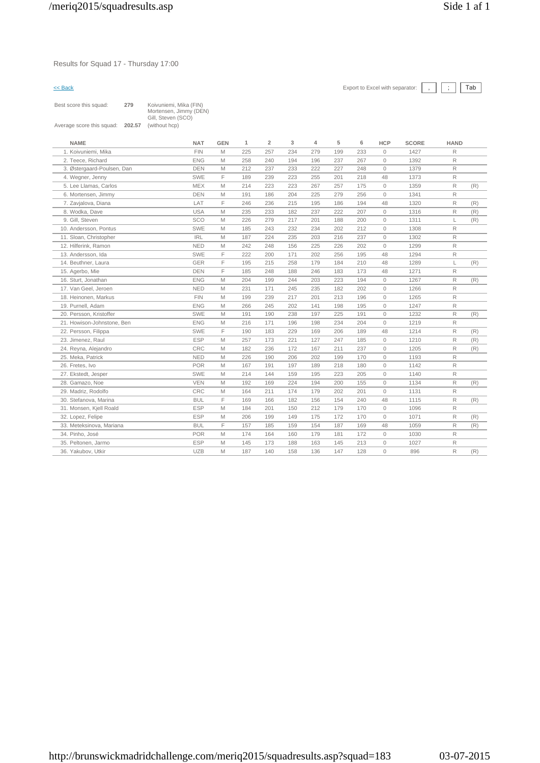Results for Squad 17 - Thursday 17:00

<< Back

Export to Excel with separator: , ; Tab

| | | |
|---|---|---|
| Best score this squad: | 279 | Koivuniemi, Mika (FIN) Mortensen, Jimmy (DEN) Gill, Steven (SCO) |
| Average score this squad: | 202.57 | (without hcp) |

| NAME | NAT | GEN | 1 | 2 | 3 | 4 | 5 | 6 | HCP | SCORE | HAND | |
|---|---|---|---|---|---|---|---|---|---|---|---|---|
| 1. Koivuniemi, Mika | FIN | M | 225 | 257 | 234 | 279 | 199 | 233 | 0 | 1427 | R | |
| 2. Teece, Richard | ENG | M | 258 | 240 | 194 | 196 | 237 | 267 | 0 | 1392 | R | |
| 3. Østergaard-Poulsen, Dan | DEN | M | 212 | 237 | 233 | 222 | 227 | 248 | 0 | 1379 | R | |
| 4. Wegner, Jenny | SWE | F | 189 | 239 | 223 | 255 | 201 | 218 | 48 | 1373 | R | |
| 5. Lee Llamas, Carlos | MEX | M | 214 | 223 | 223 | 267 | 257 | 175 | 0 | 1359 | R | (R) |
| 6. Mortensen, Jimmy | DEN | M | 191 | 186 | 204 | 225 | 279 | 256 | 0 | 1341 | R | |
| 7. Zavjalova, Diana | LAT | F | 246 | 236 | 215 | 195 | 186 | 194 | 48 | 1320 | R | (R) |
| 8. Wodka, Dave | USA | M | 235 | 233 | 182 | 237 | 222 | 207 | 0 | 1316 | R | (R) |
| 9. Gill, Steven | SCO | M | 226 | 279 | 217 | 201 | 188 | 200 | 0 | 1311 | L | (R) |
| 10. Andersson, Pontus | SWE | M | 185 | 243 | 232 | 234 | 202 | 212 | 0 | 1308 | R | |
| 11. Sloan, Christopher | IRL | M | 187 | 224 | 235 | 203 | 216 | 237 | 0 | 1302 | R | |
| 12. Hilferink, Ramon | NED | M | 242 | 248 | 156 | 225 | 226 | 202 | 0 | 1299 | R | |
| 13. Andersson, Ida | SWE | F | 222 | 200 | 171 | 202 | 256 | 195 | 48 | 1294 | R | |
| 14. Beuthner, Laura | GER | F | 195 | 215 | 258 | 179 | 184 | 210 | 48 | 1289 | L | (R) |
| 15. Agerbo, Mie | DEN | F | 185 | 248 | 188 | 246 | 183 | 173 | 48 | 1271 | R | |
| 16. Sturt, Jonathan | ENG | M | 204 | 199 | 244 | 203 | 223 | 194 | 0 | 1267 | R | (R) |
| 17. Van Geel, Jeroen | NED | M | 231 | 171 | 245 | 235 | 182 | 202 | 0 | 1266 | R | |
| 18. Heinonen, Markus | FIN | M | 199 | 239 | 217 | 201 | 213 | 196 | 0 | 1265 | R | |
| 19. Purnell, Adam | ENG | M | 266 | 245 | 202 | 141 | 198 | 195 | 0 | 1247 | R | |
| 20. Persson, Kristoffer | SWE | M | 191 | 190 | 238 | 197 | 225 | 191 | 0 | 1232 | R | (R) |
| 21. Howison-Johnstone, Ben | ENG | M | 216 | 171 | 196 | 198 | 234 | 204 | 0 | 1219 | R | |
| 22. Persson, Filippa | SWE | F | 190 | 183 | 229 | 169 | 206 | 189 | 48 | 1214 | R | (R) |
| 23. Jimenez, Raul | ESP | M | 257 | 173 | 221 | 127 | 247 | 185 | 0 | 1210 | R | (R) |
| 24. Reyna, Alejandro | CRC | M | 182 | 236 | 172 | 167 | 211 | 237 | 0 | 1205 | R | (R) |
| 25. Meka, Patrick | NED | M | 226 | 190 | 206 | 202 | 199 | 170 | 0 | 1193 | R | |
| 26. Fretes, Ivo | POR | M | 167 | 191 | 197 | 189 | 218 | 180 | 0 | 1142 | R | |
| 27. Ekstedt, Jesper | SWE | M | 214 | 144 | 159 | 195 | 223 | 205 | 0 | 1140 | R | |
| 28. Gamazo, Noe | VEN | M | 192 | 169 | 224 | 194 | 200 | 155 | 0 | 1134 | R | (R) |
| 29. Madriz, Rodolfo | CRC | M | 164 | 211 | 174 | 179 | 202 | 201 | 0 | 1131 | R | |
| 30. Stefanova, Marina | BUL | F | 169 | 166 | 182 | 156 | 154 | 240 | 48 | 1115 | R | (R) |
| 31. Monsen, Kjell Roald | ESP | M | 184 | 201 | 150 | 212 | 179 | 170 | 0 | 1096 | R | |
| 32. Lopez, Felipe | ESP | M | 206 | 199 | 149 | 175 | 172 | 170 | 0 | 1071 | R | (R) |
| 33. Meteksinova, Mariana | BUL | F | 157 | 185 | 159 | 154 | 187 | 169 | 48 | 1059 | R | (R) |
| 34. Pinho, José | POR | M | 174 | 164 | 160 | 179 | 181 | 172 | 0 | 1030 | R | |
| 35. Peltonen, Jarmo | ESP | M | 145 | 173 | 188 | 163 | 145 | 213 | 0 | 1027 | R | |
| 36. Yakubov, Utkir | UZB | M | 187 | 140 | 158 | 136 | 147 | 128 | 0 | 896 | R | (R) |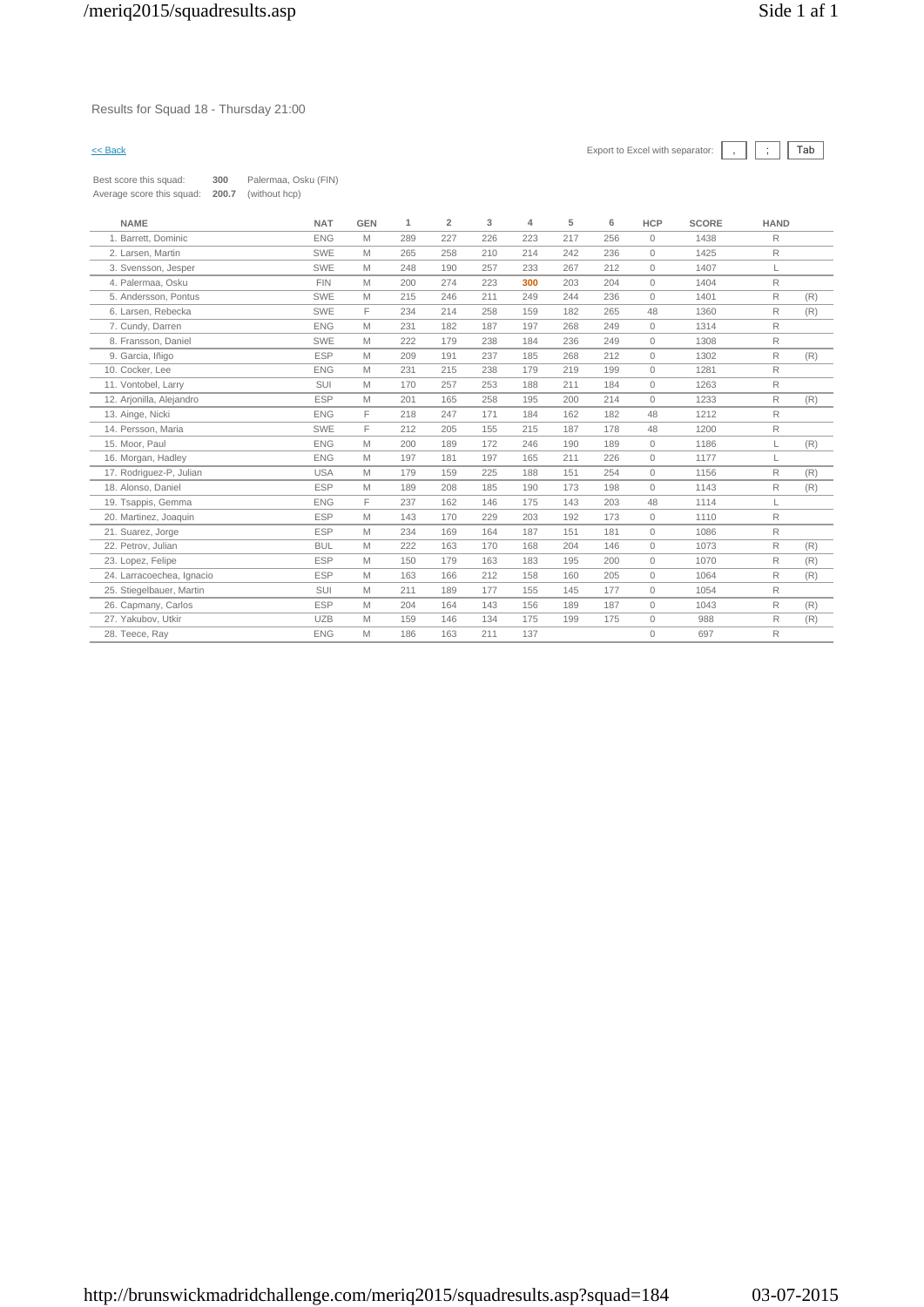Results for Squad 18 - Thursday 21:00

<< Back

Export to Excel with separator: , ; Tab

Best score this squad: **300** Palermaa, Osku (FIN)
Average score this squad: **200.7** (without hcp)

| NAME | NAT | GEN | 1 | 2 | 3 | 4 | 5 | 6 | HCP | SCORE | HAND | |
|---|---|---|---|---|---|---|---|---|---|---|---|---|
| 1. Barrett, Dominic | ENG | M | 289 | 227 | 226 | 223 | 217 | 256 | 0 | 1438 | R | |
| 2. Larsen, Martin | SWE | M | 265 | 258 | 210 | 214 | 242 | 236 | 0 | 1425 | R | |
| 3. Svensson, Jesper | SWE | M | 248 | 190 | 257 | 233 | 267 | 212 | 0 | 1407 | L | |
| 4. Palermaa, Osku | FIN | M | 200 | 274 | 223 | **300** | 203 | 204 | 0 | 1404 | R | |
| 5. Andersson, Pontus | SWE | M | 215 | 246 | 211 | 249 | 244 | 236 | 0 | 1401 | R | (R) |
| 6. Larsen, Rebecka | SWE | F | 234 | 214 | 258 | 159 | 182 | 265 | 48 | 1360 | R | (R) |
| 7. Cundy, Darren | ENG | M | 231 | 182 | 187 | 197 | 268 | 249 | 0 | 1314 | R | |
| 8. Fransson, Daniel | SWE | M | 222 | 179 | 238 | 184 | 236 | 249 | 0 | 1308 | R | |
| 9. Garcia, Iñigo | ESP | M | 209 | 191 | 237 | 185 | 268 | 212 | 0 | 1302 | R | (R) |
| 10. Cocker, Lee | ENG | M | 231 | 215 | 238 | 179 | 219 | 199 | 0 | 1281 | R | |
| 11. Vontobel, Larry | SUI | M | 170 | 257 | 253 | 188 | 211 | 184 | 0 | 1263 | R | |
| 12. Arjonilla, Alejandro | ESP | M | 201 | 165 | 258 | 195 | 200 | 214 | 0 | 1233 | R | (R) |
| 13. Ainge, Nicki | ENG | F | 218 | 247 | 171 | 184 | 162 | 182 | 48 | 1212 | R | |
| 14. Persson, Maria | SWE | F | 212 | 205 | 155 | 215 | 187 | 178 | 48 | 1200 | R | |
| 15. Moor, Paul | ENG | M | 200 | 189 | 172 | 246 | 190 | 189 | 0 | 1186 | L | (R) |
| 16. Morgan, Hadley | ENG | M | 197 | 181 | 197 | 165 | 211 | 226 | 0 | 1177 | L | |
| 17. Rodriguez-P, Julian | USA | M | 179 | 159 | 225 | 188 | 151 | 254 | 0 | 1156 | R | (R) |
| 18. Alonso, Daniel | ESP | M | 189 | 208 | 185 | 190 | 173 | 198 | 0 | 1143 | R | (R) |
| 19. Tsappis, Gemma | ENG | F | 237 | 162 | 146 | 175 | 143 | 203 | 48 | 1114 | L | |
| 20. Martinez, Joaquin | ESP | M | 143 | 170 | 229 | 203 | 192 | 173 | 0 | 1110 | R | |
| 21. Suarez, Jorge | ESP | M | 234 | 169 | 164 | 187 | 151 | 181 | 0 | 1086 | R | |
| 22. Petrov, Julian | BUL | M | 222 | 163 | 170 | 168 | 204 | 146 | 0 | 1073 | R | (R) |
| 23. Lopez, Felipe | ESP | M | 150 | 179 | 163 | 183 | 195 | 200 | 0 | 1070 | R | (R) |
| 24. Larracoechea, Ignacio | ESP | M | 163 | 166 | 212 | 158 | 160 | 205 | 0 | 1064 | R | (R) |
| 25. Stiegelbauer, Martin | SUI | M | 211 | 189 | 177 | 155 | 145 | 177 | 0 | 1054 | R | |
| 26. Capmany, Carlos | ESP | M | 204 | 164 | 143 | 156 | 189 | 187 | 0 | 1043 | R | (R) |
| 27. Yakubov, Utkir | UZB | M | 159 | 146 | 134 | 175 | 199 | 175 | 0 | 988 | R | (R) |
| 28. Teece, Ray | ENG | M | 186 | 163 | 211 | 137 | | | 0 | 697 | R | |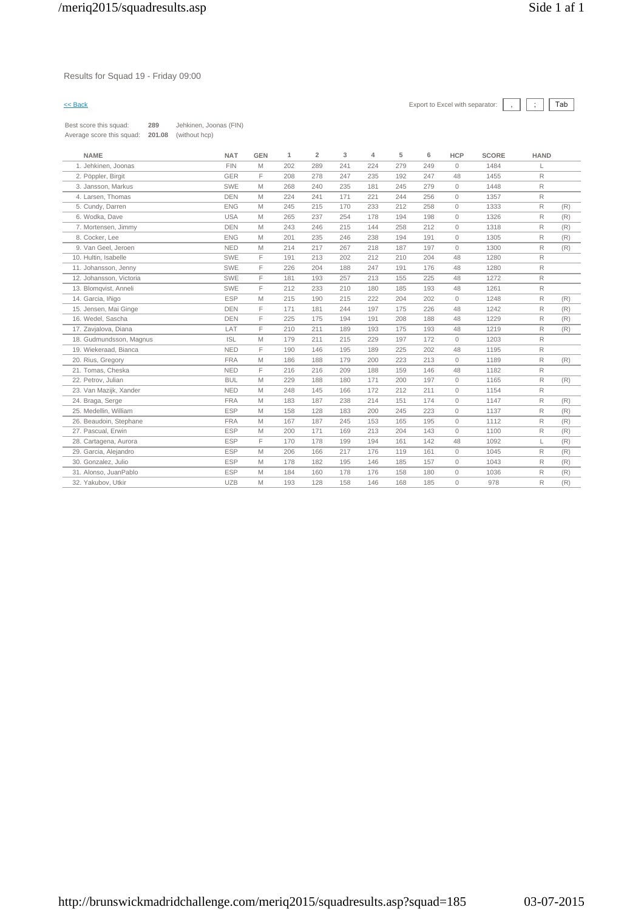Results for Squad 19 - Friday 09:00

<< Back

Export to Excel with separator: , ; Tab

Best score this squad: **289** Jehkinen, Joonas (FIN)
Average score this squad: **201.08** (without hcp)

| NAME | NAT | GEN | 1 | 2 | 3 | 4 | 5 | 6 | HCP | SCORE | HAND | |
|---|---|---|---|---|---|---|---|---|---|---|---|---|
| 1. Jehkinen, Joonas | FIN | M | 202 | 289 | 241 | 224 | 279 | 249 | 0 | 1484 | L | |
| 2. Pöppler, Birgit | GER | F | 208 | 278 | 247 | 235 | 192 | 247 | 48 | 1455 | R | |
| 3. Jansson, Markus | SWE | M | 268 | 240 | 235 | 181 | 245 | 279 | 0 | 1448 | R | |
| 4. Larsen, Thomas | DEN | M | 224 | 241 | 171 | 221 | 244 | 256 | 0 | 1357 | R | |
| 5. Cundy, Darren | ENG | M | 245 | 215 | 170 | 233 | 212 | 258 | 0 | 1333 | R | (R) |
| 6. Wodka, Dave | USA | M | 265 | 237 | 254 | 178 | 194 | 198 | 0 | 1326 | R | (R) |
| 7. Mortensen, Jimmy | DEN | M | 243 | 246 | 215 | 144 | 258 | 212 | 0 | 1318 | R | (R) |
| 8. Cocker, Lee | ENG | M | 201 | 235 | 246 | 238 | 194 | 191 | 0 | 1305 | R | (R) |
| 9. Van Geel, Jeroen | NED | M | 214 | 217 | 267 | 218 | 187 | 197 | 0 | 1300 | R | (R) |
| 10. Hultin, Isabelle | SWE | F | 191 | 213 | 202 | 212 | 210 | 204 | 48 | 1280 | R | |
| 11. Johansson, Jenny | SWE | F | 226 | 204 | 188 | 247 | 191 | 176 | 48 | 1280 | R | |
| 12. Johansson, Victoria | SWE | F | 181 | 193 | 257 | 213 | 155 | 225 | 48 | 1272 | R | |
| 13. Blomqvist, Anneli | SWE | F | 212 | 233 | 210 | 180 | 185 | 193 | 48 | 1261 | R | |
| 14. Garcia, Iñigo | ESP | M | 215 | 190 | 215 | 222 | 204 | 202 | 0 | 1248 | R | (R) |
| 15. Jensen, Mai Ginge | DEN | F | 171 | 181 | 244 | 197 | 175 | 226 | 48 | 1242 | R | (R) |
| 16. Wedel, Sascha | DEN | F | 225 | 175 | 194 | 191 | 208 | 188 | 48 | 1229 | R | (R) |
| 17. Zavjalova, Diana | LAT | F | 210 | 211 | 189 | 193 | 175 | 193 | 48 | 1219 | R | (R) |
| 18. Gudmundsson, Magnus | ISL | M | 179 | 211 | 215 | 229 | 197 | 172 | 0 | 1203 | R | |
| 19. Wiekeraad, Bianca | NED | F | 190 | 146 | 195 | 189 | 225 | 202 | 48 | 1195 | R | |
| 20. Rius, Gregory | FRA | M | 186 | 188 | 179 | 200 | 223 | 213 | 0 | 1189 | R | (R) |
| 21. Tomas, Cheska | NED | F | 216 | 216 | 209 | 188 | 159 | 146 | 48 | 1182 | R | |
| 22. Petrov, Julian | BUL | M | 229 | 188 | 180 | 171 | 200 | 197 | 0 | 1165 | R | (R) |
| 23. Van Mazijk, Xander | NED | M | 248 | 145 | 166 | 172 | 212 | 211 | 0 | 1154 | R | |
| 24. Braga, Serge | FRA | M | 183 | 187 | 238 | 214 | 151 | 174 | 0 | 1147 | R | (R) |
| 25. Medellin, William | ESP | M | 158 | 128 | 183 | 200 | 245 | 223 | 0 | 1137 | R | (R) |
| 26. Beaudoin, Stephane | FRA | M | 167 | 187 | 245 | 153 | 165 | 195 | 0 | 1112 | R | (R) |
| 27. Pascual, Erwin | ESP | M | 200 | 171 | 169 | 213 | 204 | 143 | 0 | 1100 | R | (R) |
| 28. Cartagena, Aurora | ESP | F | 170 | 178 | 199 | 194 | 161 | 142 | 48 | 1092 | L | (R) |
| 29. Garcia, Alejandro | ESP | M | 206 | 166 | 217 | 176 | 119 | 161 | 0 | 1045 | R | (R) |
| 30. Gonzalez, Julio | ESP | M | 178 | 182 | 195 | 146 | 185 | 157 | 0 | 1043 | R | (R) |
| 31. Alonso, JuanPablo | ESP | M | 184 | 160 | 178 | 176 | 158 | 180 | 0 | 1036 | R | (R) |
| 32. Yakubov, Utkir | UZB | M | 193 | 128 | 158 | 146 | 168 | 185 | 0 | 978 | R | (R) |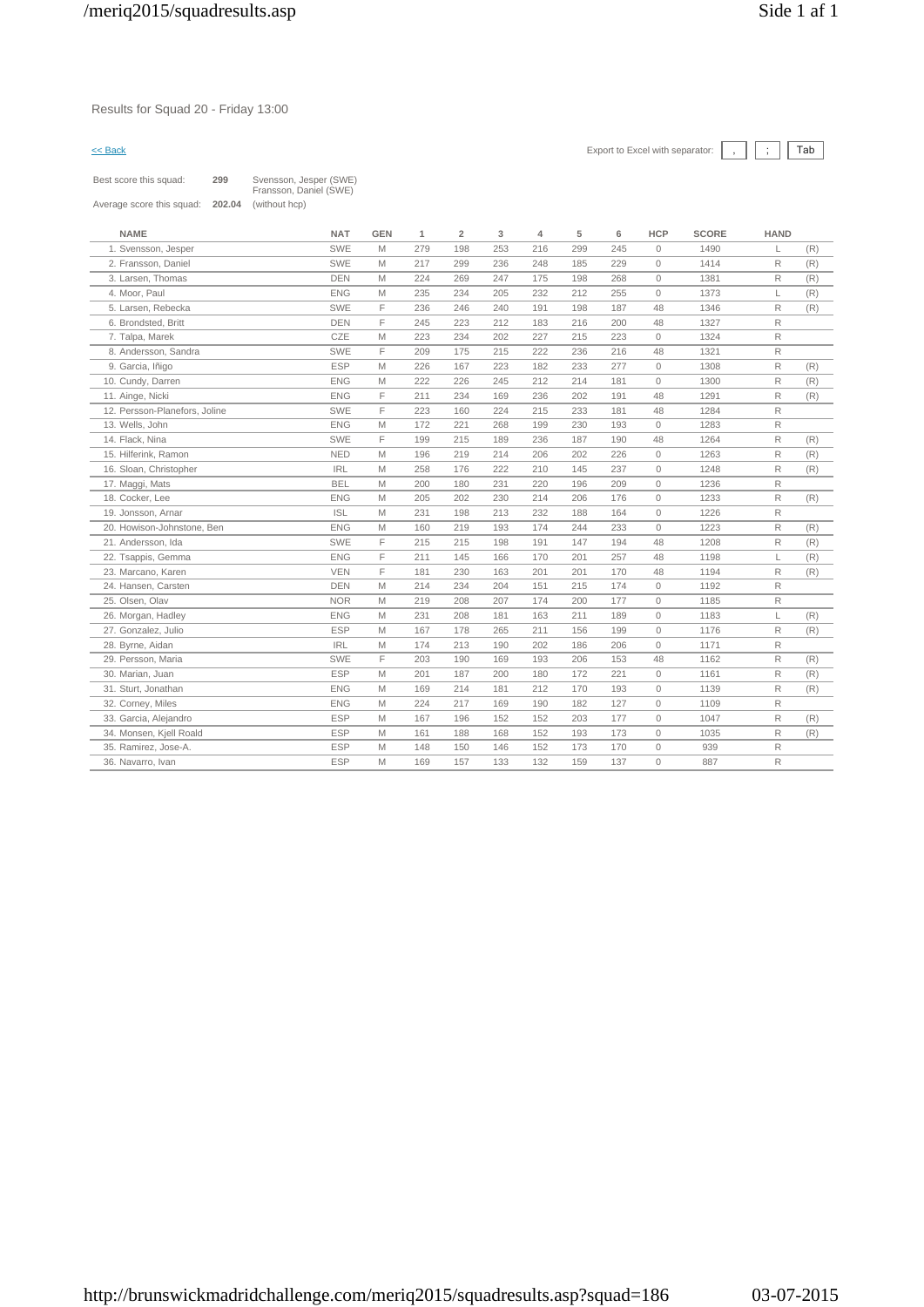Results for Squad 20 - Friday 13:00

<< Back

Export to Excel with separator: , ; Tab

Best score this squad: **299** Svensson, Jesper (SWE) Fransson, Daniel (SWE)

Average score this squad: **202.04** (without hcp)

| NAME | NAT | GEN | 1 | 2 | 3 | 4 | 5 | 6 | HCP | SCORE | HAND | |
|---|---|---|---|---|---|---|---|---|---|---|---|---|
| 1. Svensson, Jesper | SWE | M | 279 | 198 | 253 | 216 | 299 | 245 | 0 | 1490 | L | (R) |
| 2. Fransson, Daniel | SWE | M | 217 | 299 | 236 | 248 | 185 | 229 | 0 | 1414 | R | (R) |
| 3. Larsen, Thomas | DEN | M | 224 | 269 | 247 | 175 | 198 | 268 | 0 | 1381 | R | (R) |
| 4. Moor, Paul | ENG | M | 235 | 234 | 205 | 232 | 212 | 255 | 0 | 1373 | L | (R) |
| 5. Larsen, Rebecka | SWE | F | 236 | 246 | 240 | 191 | 198 | 187 | 48 | 1346 | R | (R) |
| 6. Brondsted, Britt | DEN | F | 245 | 223 | 212 | 183 | 216 | 200 | 48 | 1327 | R | |
| 7. Talpa, Marek | CZE | M | 223 | 234 | 202 | 227 | 215 | 223 | 0 | 1324 | R | |
| 8. Andersson, Sandra | SWE | F | 209 | 175 | 215 | 222 | 236 | 216 | 48 | 1321 | R | |
| 9. Garcia, Iñigo | ESP | M | 226 | 167 | 223 | 182 | 233 | 277 | 0 | 1308 | R | (R) |
| 10. Cundy, Darren | ENG | M | 222 | 226 | 245 | 212 | 214 | 181 | 0 | 1300 | R | (R) |
| 11. Ainge, Nicki | ENG | F | 211 | 234 | 169 | 236 | 202 | 191 | 48 | 1291 | R | (R) |
| 12. Persson-Planefors, Joline | SWE | F | 223 | 160 | 224 | 215 | 233 | 181 | 48 | 1284 | R | |
| 13. Wells, John | ENG | M | 172 | 221 | 268 | 199 | 230 | 193 | 0 | 1283 | R | |
| 14. Flack, Nina | SWE | F | 199 | 215 | 189 | 236 | 187 | 190 | 48 | 1264 | R | (R) |
| 15. Hilferink, Ramon | NED | M | 196 | 219 | 214 | 206 | 202 | 226 | 0 | 1263 | R | (R) |
| 16. Sloan, Christopher | IRL | M | 258 | 176 | 222 | 210 | 145 | 237 | 0 | 1248 | R | (R) |
| 17. Maggi, Mats | BEL | M | 200 | 180 | 231 | 220 | 196 | 209 | 0 | 1236 | R | |
| 18. Cocker, Lee | ENG | M | 205 | 202 | 230 | 214 | 206 | 176 | 0 | 1233 | R | (R) |
| 19. Jonsson, Arnar | ISL | M | 231 | 198 | 213 | 232 | 188 | 164 | 0 | 1226 | R | |
| 20. Howison-Johnstone, Ben | ENG | M | 160 | 219 | 193 | 174 | 244 | 233 | 0 | 1223 | R | (R) |
| 21. Andersson, Ida | SWE | F | 215 | 215 | 198 | 191 | 147 | 194 | 48 | 1208 | R | (R) |
| 22. Tsappis, Gemma | ENG | F | 211 | 145 | 166 | 170 | 201 | 257 | 48 | 1198 | L | (R) |
| 23. Marcano, Karen | VEN | F | 181 | 230 | 163 | 201 | 201 | 170 | 48 | 1194 | R | (R) |
| 24. Hansen, Carsten | DEN | M | 214 | 234 | 204 | 151 | 215 | 174 | 0 | 1192 | R | |
| 25. Olsen, Olav | NOR | M | 219 | 208 | 207 | 174 | 200 | 177 | 0 | 1185 | R | |
| 26. Morgan, Hadley | ENG | M | 231 | 208 | 181 | 163 | 211 | 189 | 0 | 1183 | L | (R) |
| 27. Gonzalez, Julio | ESP | M | 167 | 178 | 265 | 211 | 156 | 199 | 0 | 1176 | R | (R) |
| 28. Byrne, Aidan | IRL | M | 174 | 213 | 190 | 202 | 186 | 206 | 0 | 1171 | R | |
| 29. Persson, Maria | SWE | F | 203 | 190 | 169 | 193 | 206 | 153 | 48 | 1162 | R | (R) |
| 30. Marian, Juan | ESP | M | 201 | 187 | 200 | 180 | 172 | 221 | 0 | 1161 | R | (R) |
| 31. Sturt, Jonathan | ENG | M | 169 | 214 | 181 | 212 | 170 | 193 | 0 | 1139 | R | (R) |
| 32. Corney, Miles | ENG | M | 224 | 217 | 169 | 190 | 182 | 127 | 0 | 1109 | R | |
| 33. Garcia, Alejandro | ESP | M | 167 | 196 | 152 | 152 | 203 | 177 | 0 | 1047 | R | (R) |
| 34. Monsen, Kjell Roald | ESP | M | 161 | 188 | 168 | 152 | 193 | 173 | 0 | 1035 | R | (R) |
| 35. Ramirez, Jose-A. | ESP | M | 148 | 150 | 146 | 152 | 173 | 170 | 0 | 939 | R | |
| 36. Navarro, Ivan | ESP | M | 169 | 157 | 133 | 132 | 159 | 137 | 0 | 887 | R | |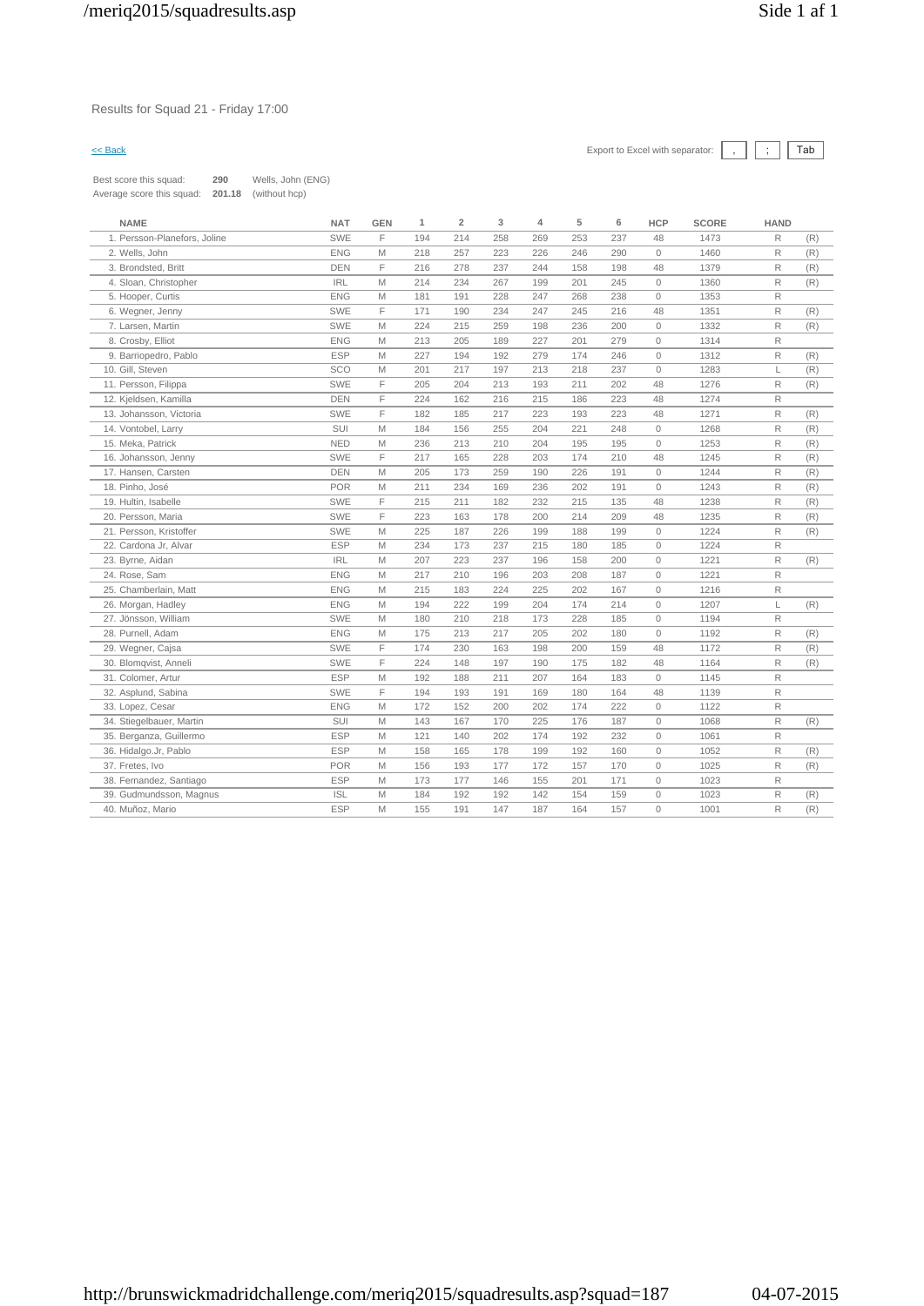Results for Squad 21 - Friday 17:00

<< Back

Export to Excel with separator: , ; Tab

Best score this squad: **290** Wells, John (ENG)
Average score this squad: **201.18** (without hcp)

| NAME | NAT | GEN | 1 | 2 | 3 | 4 | 5 | 6 | HCP | SCORE | HAND | |
|---|---|---|---|---|---|---|---|---|---|---|---|---|
| 1. Persson-Planefors, Joline | SWE | F | 194 | 214 | 258 | 269 | 253 | 237 | 48 | 1473 | R | (R) |
| 2. Wells, John | ENG | M | 218 | 257 | 223 | 226 | 246 | 290 | 0 | 1460 | R | (R) |
| 3. Brondsted, Britt | DEN | F | 216 | 278 | 237 | 244 | 158 | 198 | 48 | 1379 | R | (R) |
| 4. Sloan, Christopher | IRL | M | 214 | 234 | 267 | 199 | 201 | 245 | 0 | 1360 | R | (R) |
| 5. Hooper, Curtis | ENG | M | 181 | 191 | 228 | 247 | 268 | 238 | 0 | 1353 | R | |
| 6. Wegner, Jenny | SWE | F | 171 | 190 | 234 | 247 | 245 | 216 | 48 | 1351 | R | (R) |
| 7. Larsen, Martin | SWE | M | 224 | 215 | 259 | 198 | 236 | 200 | 0 | 1332 | R | (R) |
| 8. Crosby, Elliot | ENG | M | 213 | 205 | 189 | 227 | 201 | 279 | 0 | 1314 | R | |
| 9. Barriopedro, Pablo | ESP | M | 227 | 194 | 192 | 279 | 174 | 246 | 0 | 1312 | R | (R) |
| 10. Gill, Steven | SCO | M | 201 | 217 | 197 | 213 | 218 | 237 | 0 | 1283 | L | (R) |
| 11. Persson, Filippa | SWE | F | 205 | 204 | 213 | 193 | 211 | 202 | 48 | 1276 | R | (R) |
| 12. Kjeldsen, Kamilla | DEN | F | 224 | 162 | 216 | 215 | 186 | 223 | 48 | 1274 | R | |
| 13. Johansson, Victoria | SWE | F | 182 | 185 | 217 | 223 | 193 | 223 | 48 | 1271 | R | (R) |
| 14. Vontobel, Larry | SUI | M | 184 | 156 | 255 | 204 | 221 | 248 | 0 | 1268 | R | (R) |
| 15. Meka, Patrick | NED | M | 236 | 213 | 210 | 204 | 195 | 195 | 0 | 1253 | R | (R) |
| 16. Johansson, Jenny | SWE | F | 217 | 165 | 228 | 203 | 174 | 210 | 48 | 1245 | R | (R) |
| 17. Hansen, Carsten | DEN | M | 205 | 173 | 259 | 190 | 226 | 191 | 0 | 1244 | R | (R) |
| 18. Pinho, José | POR | M | 211 | 234 | 169 | 236 | 202 | 191 | 0 | 1243 | R | (R) |
| 19. Hultin, Isabelle | SWE | F | 215 | 211 | 182 | 232 | 215 | 135 | 48 | 1238 | R | (R) |
| 20. Persson, Maria | SWE | F | 223 | 163 | 178 | 200 | 214 | 209 | 48 | 1235 | R | (R) |
| 21. Persson, Kristoffer | SWE | M | 225 | 187 | 226 | 199 | 188 | 199 | 0 | 1224 | R | (R) |
| 22. Cardona Jr, Alvar | ESP | M | 234 | 173 | 237 | 215 | 180 | 185 | 0 | 1224 | R | |
| 23. Byrne, Aidan | IRL | M | 207 | 223 | 237 | 196 | 158 | 200 | 0 | 1221 | R | (R) |
| 24. Rose, Sam | ENG | M | 217 | 210 | 196 | 203 | 208 | 187 | 0 | 1221 | R | |
| 25. Chamberlain, Matt | ENG | M | 215 | 183 | 224 | 225 | 202 | 167 | 0 | 1216 | R | |
| 26. Morgan, Hadley | ENG | M | 194 | 222 | 199 | 204 | 174 | 214 | 0 | 1207 | L | (R) |
| 27. Jönsson, William | SWE | M | 180 | 210 | 218 | 173 | 228 | 185 | 0 | 1194 | R | |
| 28. Purnell, Adam | ENG | M | 175 | 213 | 217 | 205 | 202 | 180 | 0 | 1192 | R | (R) |
| 29. Wegner, Cajsa | SWE | F | 174 | 230 | 163 | 198 | 200 | 159 | 48 | 1172 | R | (R) |
| 30. Blomqvist, Anneli | SWE | F | 224 | 148 | 197 | 190 | 175 | 182 | 48 | 1164 | R | (R) |
| 31. Colomer, Artur | ESP | M | 192 | 188 | 211 | 207 | 164 | 183 | 0 | 1145 | R | |
| 32. Asplund, Sabina | SWE | F | 194 | 193 | 191 | 169 | 180 | 164 | 48 | 1139 | R | |
| 33. Lopez, Cesar | ENG | M | 172 | 152 | 200 | 202 | 174 | 222 | 0 | 1122 | R | |
| 34. Stiegelbauer, Martin | SUI | M | 143 | 167 | 170 | 225 | 176 | 187 | 0 | 1068 | R | (R) |
| 35. Berganza, Guillermo | ESP | M | 121 | 140 | 202 | 174 | 192 | 232 | 0 | 1061 | R | |
| 36. Hidalgo.Jr, Pablo | ESP | M | 158 | 165 | 178 | 199 | 192 | 160 | 0 | 1052 | R | (R) |
| 37. Fretes, Ivo | POR | M | 156 | 193 | 177 | 172 | 157 | 170 | 0 | 1025 | R | (R) |
| 38. Fernandez, Santiago | ESP | M | 173 | 177 | 146 | 155 | 201 | 171 | 0 | 1023 | R | |
| 39. Gudmundsson, Magnus | ISL | M | 184 | 192 | 192 | 142 | 154 | 159 | 0 | 1023 | R | (R) |
| 40. Muñoz, Mario | ESP | M | 155 | 191 | 147 | 187 | 164 | 157 | 0 | 1001 | R | (R) |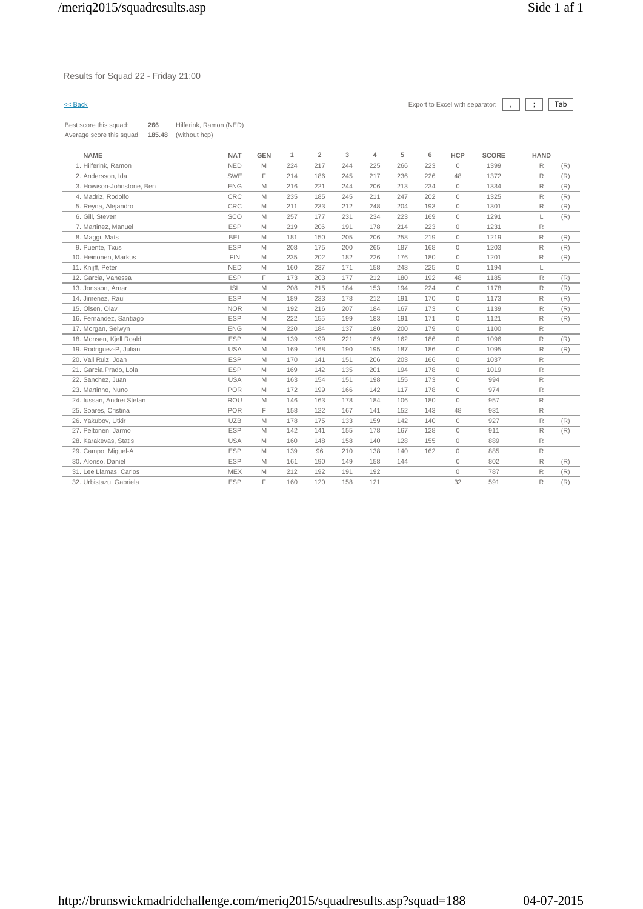Results for Squad 22 - Friday 21:00

<< Back

Export to Excel with separator: , ; Tab

Best score this squad: **266** Hilferink, Ramon (NED)

Average score this squad: **185.48** (without hcp)

| NAME | NAT | GEN | 1 | 2 | 3 | 4 | 5 | 6 | HCP | SCORE | HAND | |
|---|---|---|---|---|---|---|---|---|---|---|---|---|
| 1. Hilferink, Ramon | NED | M | 224 | 217 | 244 | 225 | 266 | 223 | 0 | 1399 | R | (R) |
| 2. Andersson, Ida | SWE | F | 214 | 186 | 245 | 217 | 236 | 226 | 48 | 1372 | R | (R) |
| 3. Howison-Johnstone, Ben | ENG | M | 216 | 221 | 244 | 206 | 213 | 234 | 0 | 1334 | R | (R) |
| 4. Madriz, Rodolfo | CRC | M | 235 | 185 | 245 | 211 | 247 | 202 | 0 | 1325 | R | (R) |
| 5. Reyna, Alejandro | CRC | M | 211 | 233 | 212 | 248 | 204 | 193 | 0 | 1301 | R | (R) |
| 6. Gill, Steven | SCO | M | 257 | 177 | 231 | 234 | 223 | 169 | 0 | 1291 | L | (R) |
| 7. Martinez, Manuel | ESP | M | 219 | 206 | 191 | 178 | 214 | 223 | 0 | 1231 | R | |
| 8. Maggi, Mats | BEL | M | 181 | 150 | 205 | 206 | 258 | 219 | 0 | 1219 | R | (R) |
| 9. Puente, Txus | ESP | M | 208 | 175 | 200 | 265 | 187 | 168 | 0 | 1203 | R | (R) |
| 10. Heinonen, Markus | FIN | M | 235 | 202 | 182 | 226 | 176 | 180 | 0 | 1201 | R | (R) |
| 11. Knijff, Peter | NED | M | 160 | 237 | 171 | 158 | 243 | 225 | 0 | 1194 | L | |
| 12. Garcia, Vanessa | ESP | F | 173 | 203 | 177 | 212 | 180 | 192 | 48 | 1185 | R | (R) |
| 13. Jonsson, Arnar | ISL | M | 208 | 215 | 184 | 153 | 194 | 224 | 0 | 1178 | R | (R) |
| 14. Jimenez, Raul | ESP | M | 189 | 233 | 178 | 212 | 191 | 170 | 0 | 1173 | R | (R) |
| 15. Olsen, Olav | NOR | M | 192 | 216 | 207 | 184 | 167 | 173 | 0 | 1139 | R | (R) |
| 16. Fernandez, Santiago | ESP | M | 222 | 155 | 199 | 183 | 191 | 171 | 0 | 1121 | R | (R) |
| 17. Morgan, Selwyn | ENG | M | 220 | 184 | 137 | 180 | 200 | 179 | 0 | 1100 | R | |
| 18. Monsen, Kjell Roald | ESP | M | 139 | 199 | 221 | 189 | 162 | 186 | 0 | 1096 | R | (R) |
| 19. Rodriguez-P, Julian | USA | M | 169 | 168 | 190 | 195 | 187 | 186 | 0 | 1095 | R | (R) |
| 20. Vall Ruiz, Joan | ESP | M | 170 | 141 | 151 | 206 | 203 | 166 | 0 | 1037 | R | |
| 21. García.Prado, Lola | ESP | M | 169 | 142 | 135 | 201 | 194 | 178 | 0 | 1019 | R | |
| 22. Sanchez, Juan | USA | M | 163 | 154 | 151 | 198 | 155 | 173 | 0 | 994 | R | |
| 23. Martinho, Nuno | POR | M | 172 | 199 | 166 | 142 | 117 | 178 | 0 | 974 | R | |
| 24. Iussan, Andrei Stefan | ROU | M | 146 | 163 | 178 | 184 | 106 | 180 | 0 | 957 | R | |
| 25. Soares, Cristina | POR | F | 158 | 122 | 167 | 141 | 152 | 143 | 48 | 931 | R | |
| 26. Yakubov, Utkir | UZB | M | 178 | 175 | 133 | 159 | 142 | 140 | 0 | 927 | R | (R) |
| 27. Peltonen, Jarmo | ESP | M | 142 | 141 | 155 | 178 | 167 | 128 | 0 | 911 | R | (R) |
| 28. Karakevas, Statis | USA | M | 160 | 148 | 158 | 140 | 128 | 155 | 0 | 889 | R | |
| 29. Campo, Miguel-A | ESP | M | 139 | 96 | 210 | 138 | 140 | 162 | 0 | 885 | R | |
| 30. Alonso, Daniel | ESP | M | 161 | 190 | 149 | 158 | 144 | | 0 | 802 | R | (R) |
| 31. Lee Llamas, Carlos | MEX | M | 212 | 192 | 191 | 192 | | | 0 | 787 | R | (R) |
| 32. Urbistazu, Gabriela | ESP | F | 160 | 120 | 158 | 121 | | | 32 | 591 | R | (R) |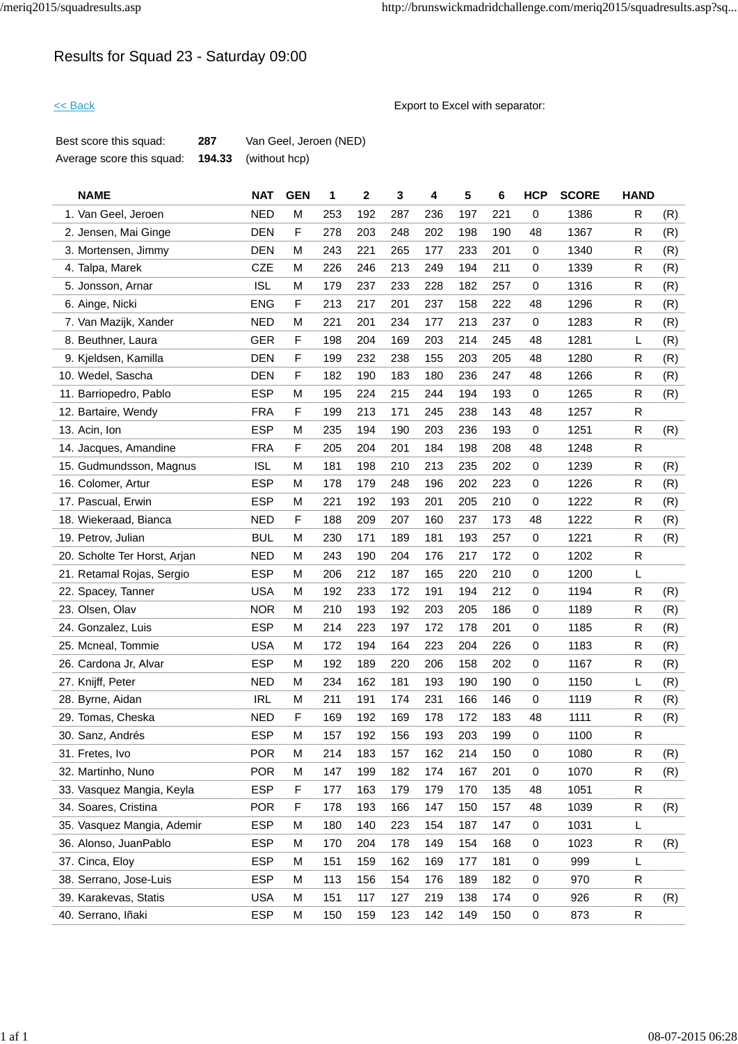# Results for Squad 23 - Saturday 09:00

<< Back

Export to Excel with separator:

| | | |
|---|---|---|
| Best score this squad: | **287** | Van Geel, Jeroen (NED) |
| Average score this squad: | **194.33** | (without hcp) |

| NAME | NAT | GEN | 1 | 2 | 3 | 4 | 5 | 6 | HCP | SCORE | HAND | |
|---|---|---|---|---|---|---|---|---|---|---|---|---|
| 1. Van Geel, Jeroen | NED | M | 253 | 192 | 287 | 236 | 197 | 221 | 0 | 1386 | R | (R) |
| 2. Jensen, Mai Ginge | DEN | F | 278 | 203 | 248 | 202 | 198 | 190 | 48 | 1367 | R | (R) |
| 3. Mortensen, Jimmy | DEN | M | 243 | 221 | 265 | 177 | 233 | 201 | 0 | 1340 | R | (R) |
| 4. Talpa, Marek | CZE | M | 226 | 246 | 213 | 249 | 194 | 211 | 0 | 1339 | R | (R) |
| 5. Jonsson, Arnar | ISL | M | 179 | 237 | 233 | 228 | 182 | 257 | 0 | 1316 | R | (R) |
| 6. Ainge, Nicki | ENG | F | 213 | 217 | 201 | 237 | 158 | 222 | 48 | 1296 | R | (R) |
| 7. Van Mazijk, Xander | NED | M | 221 | 201 | 234 | 177 | 213 | 237 | 0 | 1283 | R | (R) |
| 8. Beuthner, Laura | GER | F | 198 | 204 | 169 | 203 | 214 | 245 | 48 | 1281 | L | (R) |
| 9. Kjeldsen, Kamilla | DEN | F | 199 | 232 | 238 | 155 | 203 | 205 | 48 | 1280 | R | (R) |
| 10. Wedel, Sascha | DEN | F | 182 | 190 | 183 | 180 | 236 | 247 | 48 | 1266 | R | (R) |
| 11. Barriopedro, Pablo | ESP | M | 195 | 224 | 215 | 244 | 194 | 193 | 0 | 1265 | R | (R) |
| 12. Bartaire, Wendy | FRA | F | 199 | 213 | 171 | 245 | 238 | 143 | 48 | 1257 | R | |
| 13. Acin, Ion | ESP | M | 235 | 194 | 190 | 203 | 236 | 193 | 0 | 1251 | R | (R) |
| 14. Jacques, Amandine | FRA | F | 205 | 204 | 201 | 184 | 198 | 208 | 48 | 1248 | R | |
| 15. Gudmundsson, Magnus | ISL | M | 181 | 198 | 210 | 213 | 235 | 202 | 0 | 1239 | R | (R) |
| 16. Colomer, Artur | ESP | M | 178 | 179 | 248 | 196 | 202 | 223 | 0 | 1226 | R | (R) |
| 17. Pascual, Erwin | ESP | M | 221 | 192 | 193 | 201 | 205 | 210 | 0 | 1222 | R | (R) |
| 18. Wiekeraad, Bianca | NED | F | 188 | 209 | 207 | 160 | 237 | 173 | 48 | 1222 | R | (R) |
| 19. Petrov, Julian | BUL | M | 230 | 171 | 189 | 181 | 193 | 257 | 0 | 1221 | R | (R) |
| 20. Scholte Ter Horst, Arjan | NED | M | 243 | 190 | 204 | 176 | 217 | 172 | 0 | 1202 | R | |
| 21. Retamal Rojas, Sergio | ESP | M | 206 | 212 | 187 | 165 | 220 | 210 | 0 | 1200 | L | |
| 22. Spacey, Tanner | USA | M | 192 | 233 | 172 | 191 | 194 | 212 | 0 | 1194 | R | (R) |
| 23. Olsen, Olav | NOR | M | 210 | 193 | 192 | 203 | 205 | 186 | 0 | 1189 | R | (R) |
| 24. Gonzalez, Luis | ESP | M | 214 | 223 | 197 | 172 | 178 | 201 | 0 | 1185 | R | (R) |
| 25. Mcneal, Tommie | USA | M | 172 | 194 | 164 | 223 | 204 | 226 | 0 | 1183 | R | (R) |
| 26. Cardona Jr, Alvar | ESP | M | 192 | 189 | 220 | 206 | 158 | 202 | 0 | 1167 | R | (R) |
| 27. Knijff, Peter | NED | M | 234 | 162 | 181 | 193 | 190 | 190 | 0 | 1150 | L | (R) |
| 28. Byrne, Aidan | IRL | M | 211 | 191 | 174 | 231 | 166 | 146 | 0 | 1119 | R | (R) |
| 29. Tomas, Cheska | NED | F | 169 | 192 | 169 | 178 | 172 | 183 | 48 | 1111 | R | (R) |
| 30. Sanz, Andrés | ESP | M | 157 | 192 | 156 | 193 | 203 | 199 | 0 | 1100 | R | |
| 31. Fretes, Ivo | POR | M | 214 | 183 | 157 | 162 | 214 | 150 | 0 | 1080 | R | (R) |
| 32. Martinho, Nuno | POR | M | 147 | 199 | 182 | 174 | 167 | 201 | 0 | 1070 | R | (R) |
| 33. Vasquez Mangia, Keyla | ESP | F | 177 | 163 | 179 | 179 | 170 | 135 | 48 | 1051 | R | |
| 34. Soares, Cristina | POR | F | 178 | 193 | 166 | 147 | 150 | 157 | 48 | 1039 | R | (R) |
| 35. Vasquez Mangia, Ademir | ESP | M | 180 | 140 | 223 | 154 | 187 | 147 | 0 | 1031 | L | |
| 36. Alonso, JuanPablo | ESP | M | 170 | 204 | 178 | 149 | 154 | 168 | 0 | 1023 | R | (R) |
| 37. Cinca, Eloy | ESP | M | 151 | 159 | 162 | 169 | 177 | 181 | 0 | 999 | L | |
| 38. Serrano, Jose-Luis | ESP | M | 113 | 156 | 154 | 176 | 189 | 182 | 0 | 970 | R | |
| 39. Karakevas, Statis | USA | M | 151 | 117 | 127 | 219 | 138 | 174 | 0 | 926 | R | (R) |
| 40. Serrano, Iñaki | ESP | M | 150 | 159 | 123 | 142 | 149 | 150 | 0 | 873 | R | |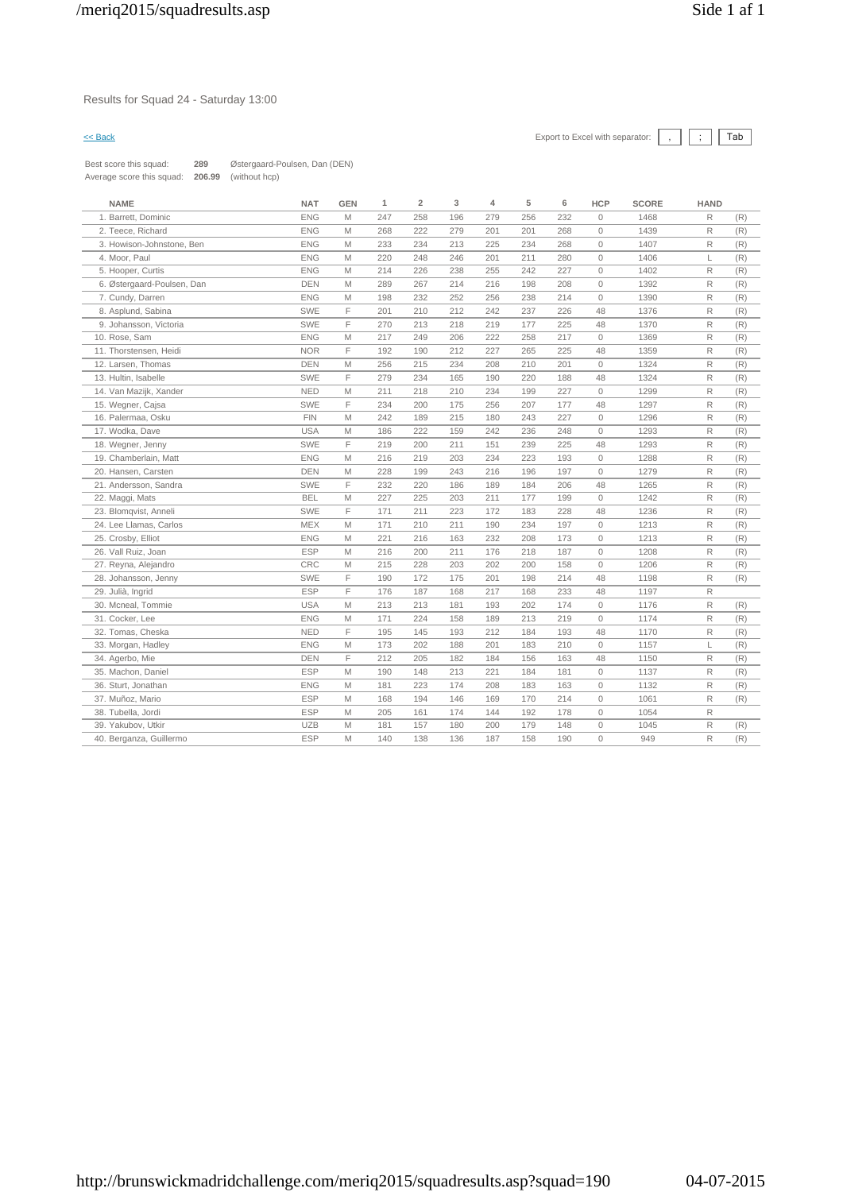Results for Squad 24 - Saturday 13:00

<< Back

Export to Excel with separator: , ; Tab

Best score this squad: **289** Østergaard-Poulsen, Dan (DEN)
Average score this squad: **206.99** (without hcp)

| NAME | NAT | GEN | 1 | 2 | 3 | 4 | 5 | 6 | HCP | SCORE | HAND | |
|---|---|---|---|---|---|---|---|---|---|---|---|---|
| 1. Barrett, Dominic | ENG | M | 247 | 258 | 196 | 279 | 256 | 232 | 0 | 1468 | R | (R) |
| 2. Teece, Richard | ENG | M | 268 | 222 | 279 | 201 | 201 | 268 | 0 | 1439 | R | (R) |
| 3. Howison-Johnstone, Ben | ENG | M | 233 | 234 | 213 | 225 | 234 | 268 | 0 | 1407 | R | (R) |
| 4. Moor, Paul | ENG | M | 220 | 248 | 246 | 201 | 211 | 280 | 0 | 1406 | L | (R) |
| 5. Hooper, Curtis | ENG | M | 214 | 226 | 238 | 255 | 242 | 227 | 0 | 1402 | R | (R) |
| 6. Østergaard-Poulsen, Dan | DEN | M | 289 | 267 | 214 | 216 | 198 | 208 | 0 | 1392 | R | (R) |
| 7. Cundy, Darren | ENG | M | 198 | 232 | 252 | 256 | 238 | 214 | 0 | 1390 | R | (R) |
| 8. Asplund, Sabina | SWE | F | 201 | 210 | 212 | 242 | 237 | 226 | 48 | 1376 | R | (R) |
| 9. Johansson, Victoria | SWE | F | 270 | 213 | 218 | 219 | 177 | 225 | 48 | 1370 | R | (R) |
| 10. Rose, Sam | ENG | M | 217 | 249 | 206 | 222 | 258 | 217 | 0 | 1369 | R | (R) |
| 11. Thorstensen, Heidi | NOR | F | 192 | 190 | 212 | 227 | 265 | 225 | 48 | 1359 | R | (R) |
| 12. Larsen, Thomas | DEN | M | 256 | 215 | 234 | 208 | 210 | 201 | 0 | 1324 | R | (R) |
| 13. Hultin, Isabelle | SWE | F | 279 | 234 | 165 | 190 | 220 | 188 | 48 | 1324 | R | (R) |
| 14. Van Mazijk, Xander | NED | M | 211 | 218 | 210 | 234 | 199 | 227 | 0 | 1299 | R | (R) |
| 15. Wegner, Cajsa | SWE | F | 234 | 200 | 175 | 256 | 207 | 177 | 48 | 1297 | R | (R) |
| 16. Palermaa, Osku | FIN | M | 242 | 189 | 215 | 180 | 243 | 227 | 0 | 1296 | R | (R) |
| 17. Wodka, Dave | USA | M | 186 | 222 | 159 | 242 | 236 | 248 | 0 | 1293 | R | (R) |
| 18. Wegner, Jenny | SWE | F | 219 | 200 | 211 | 151 | 239 | 225 | 48 | 1293 | R | (R) |
| 19. Chamberlain, Matt | ENG | M | 216 | 219 | 203 | 234 | 223 | 193 | 0 | 1288 | R | (R) |
| 20. Hansen, Carsten | DEN | M | 228 | 199 | 243 | 216 | 196 | 197 | 0 | 1279 | R | (R) |
| 21. Andersson, Sandra | SWE | F | 232 | 220 | 186 | 189 | 184 | 206 | 48 | 1265 | R | (R) |
| 22. Maggi, Mats | BEL | M | 227 | 225 | 203 | 211 | 177 | 199 | 0 | 1242 | R | (R) |
| 23. Blomqvist, Anneli | SWE | F | 171 | 211 | 223 | 172 | 183 | 228 | 48 | 1236 | R | (R) |
| 24. Lee Llamas, Carlos | MEX | M | 171 | 210 | 211 | 190 | 234 | 197 | 0 | 1213 | R | (R) |
| 25. Crosby, Elliot | ENG | M | 221 | 216 | 163 | 232 | 208 | 173 | 0 | 1213 | R | (R) |
| 26. Vall Ruiz, Joan | ESP | M | 216 | 200 | 211 | 176 | 218 | 187 | 0 | 1208 | R | (R) |
| 27. Reyna, Alejandro | CRC | M | 215 | 228 | 203 | 202 | 200 | 158 | 0 | 1206 | R | (R) |
| 28. Johansson, Jenny | SWE | F | 190 | 172 | 175 | 201 | 198 | 214 | 48 | 1198 | R | (R) |
| 29. Julià, Ingrid | ESP | F | 176 | 187 | 168 | 217 | 168 | 233 | 48 | 1197 | R | |
| 30. Mcneal, Tommie | USA | M | 213 | 213 | 181 | 193 | 202 | 174 | 0 | 1176 | R | (R) |
| 31. Cocker, Lee | ENG | M | 171 | 224 | 158 | 189 | 213 | 219 | 0 | 1174 | R | (R) |
| 32. Tomas, Cheska | NED | F | 195 | 145 | 193 | 212 | 184 | 193 | 48 | 1170 | R | (R) |
| 33. Morgan, Hadley | ENG | M | 173 | 202 | 188 | 201 | 183 | 210 | 0 | 1157 | L | (R) |
| 34. Agerbo, Mie | DEN | F | 212 | 205 | 182 | 184 | 156 | 163 | 48 | 1150 | R | (R) |
| 35. Machon, Daniel | ESP | M | 190 | 148 | 213 | 221 | 184 | 181 | 0 | 1137 | R | (R) |
| 36. Sturt, Jonathan | ENG | M | 181 | 223 | 174 | 208 | 183 | 163 | 0 | 1132 | R | (R) |
| 37. Muñoz, Mario | ESP | M | 168 | 194 | 146 | 169 | 170 | 214 | 0 | 1061 | R | (R) |
| 38. Tubella, Jordi | ESP | M | 205 | 161 | 174 | 144 | 192 | 178 | 0 | 1054 | R | |
| 39. Yakubov, Utkir | UZB | M | 181 | 157 | 180 | 200 | 179 | 148 | 0 | 1045 | R | (R) |
| 40. Berganza, Guillermo | ESP | M | 140 | 138 | 136 | 187 | 158 | 190 | 0 | 949 | R | (R) |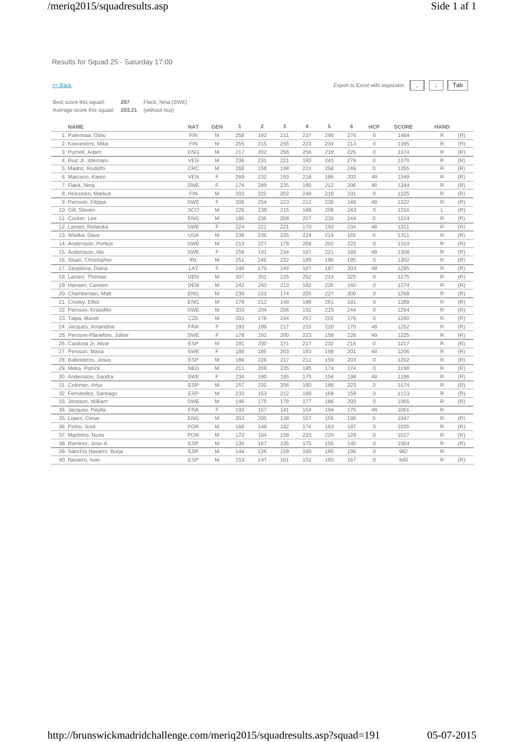Results for Squad 25 - Saturday 17:00

<< Back

Export to Excel with separator: , ; Tab

Best score this squad: **297** Flack, Nina (SWE)
Average score this squad: **203.21** (without hcp)

| NAME | NAT | GEN | 1 | 2 | 3 | 4 | 5 | 6 | HCP | SCORE | HAND | |
|---|---|---|---|---|---|---|---|---|---|---|---|---|
| 1. Palermaa, Osku | FIN | M | 258 | 192 | 211 | 237 | 290 | 276 | 0 | 1464 | R | (R) |
| 2. Koivuniemi, Mika | FIN | M | 255 | 215 | 255 | 223 | 234 | 213 | 0 | 1395 | R | (R) |
| 3. Purnell, Adam | ENG | M | 217 | 202 | 256 | 256 | 218 | 225 | 0 | 1374 | R | (R) |
| 4. Ruiz Jr, Ildemaro | VEN | M | 236 | 231 | 221 | 160 | 243 | 279 | 0 | 1370 | R | (R) |
| 5. Madriz, Rodolfo | CRC | M | 268 | 158 | 198 | 224 | 258 | 249 | 0 | 1355 | R | (R) |
| 6. Marcano, Karen | VEN | F | 269 | 232 | 193 | 218 | 186 | 203 | 48 | 1349 | R | (R) |
| 7. Flack, Nina | SWE | F | 174 | 289 | 235 | 180 | 212 | 206 | 48 | 1344 | R | (R) |
| 8. Heinonen, Markus | FIN | M | 203 | 225 | 202 | 248 | 216 | 231 | 0 | 1325 | R | (R) |
| 9. Persson, Filippa | SWE | F | 206 | 254 | 223 | 212 | 230 | 149 | 48 | 1322 | R | (R) |
| 10. Gill, Steven | SCO | M | 226 | 238 | 215 | 188 | 206 | 243 | 0 | 1316 | L | (R) |
| 11. Cocker, Lee | ENG | M | 186 | 236 | 208 | 207 | 233 | 244 | 0 | 1314 | R | (R) |
| 12. Larsen, Rebecka | SWE | F | 224 | 221 | 221 | 170 | 193 | 234 | 48 | 1311 | R | (R) |
| 13. Wodka, Dave | USA | M | 238 | 235 | 235 | 224 | 214 | 165 | 0 | 1311 | R | (R) |
| 14. Andersson, Pontus | SWE | M | 213 | 227 | 178 | 268 | 202 | 222 | 0 | 1310 | R | (R) |
| 15. Andersson, Ida | SWE | F | 258 | 191 | 234 | 187 | 221 | 169 | 48 | 1308 | R | (R) |
| 16. Sloan, Christopher | IRL | M | 251 | 245 | 232 | 189 | 190 | 195 | 0 | 1302 | R | (R) |
| 17. Zavjalova, Diana | LAT | F | 246 | 170 | 244 | 187 | 187 | 203 | 48 | 1285 | R | (R) |
| 18. Larsen, Thomas | DEN | M | 207 | 201 | 226 | 202 | 214 | 225 | 0 | 1275 | R | (R) |
| 19. Hansen, Carsten | DEN | M | 242 | 242 | 213 | 182 | 235 | 160 | 0 | 1274 | R | (R) |
| 20. Chamberlain, Matt | ENG | M | 239 | 223 | 174 | 205 | 227 | 200 | 0 | 1268 | R | (R) |
| 21. Crosby, Elliot | ENG | M | 278 | 212 | 148 | 188 | 261 | 181 | 0 | 1268 | R | (R) |
| 22. Persson, Kristoffer | SWE | M | 203 | 204 | 206 | 192 | 215 | 244 | 0 | 1264 | R | (R) |
| 23. Talpa, Marek | CZE | M | 201 | 178 | 244 | 257 | 202 | 178 | 0 | 1260 | R | (R) |
| 24. Jacques, Amandine | FRA | F | 193 | 189 | 217 | 215 | 220 | 170 | 48 | 1252 | R | (R) |
| 25. Persson-Planefors, Joline | SWE | F | 178 | 192 | 200 | 223 | 158 | 226 | 48 | 1225 | R | (R) |
| 26. Cardona Jr, Alvar | ESP | M | 181 | 200 | 171 | 217 | 232 | 216 | 0 | 1217 | R | (R) |
| 27. Persson, Maria | SWE | F | 188 | 185 | 203 | 183 | 198 | 201 | 48 | 1206 | R | (R) |
| 28. Ballesteros, Jesus | ESP | M | 186 | 226 | 217 | 211 | 159 | 203 | 0 | 1202 | R | (R) |
| 29. Meka, Patrick | NED | M | 211 | 209 | 235 | 195 | 174 | 174 | 0 | 1198 | R | (R) |
| 30. Andersson, Sandra | SWE | F | 234 | 190 | 185 | 175 | 156 | 198 | 48 | 1186 | R | (R) |
| 31. Colomer, Artur | ESP | M | 157 | 220 | 206 | 180 | 188 | 223 | 0 | 1174 | R | (R) |
| 32. Fernandez, Santiago | ESP | M | 233 | 153 | 212 | 189 | 168 | 158 | 0 | 1113 | R | (R) |
| 33. Jönsson, William | SWE | M | 146 | 175 | 178 | 177 | 186 | 203 | 0 | 1065 | R | (R) |
| 34. Jacques, Pepita | FRA | F | 192 | 157 | 141 | 154 | 194 | 175 | 48 | 1061 | R | |
| 35. Lopez, Cesar | ENG | M | 203 | 200 | 138 | 157 | 159 | 190 | 0 | 1047 | R | (R) |
| 36. Pinho, José | POR | M | 168 | 149 | 192 | 176 | 163 | 187 | 0 | 1035 | R | (R) |
| 37. Martinho, Nuno | POR | M | 123 | 164 | 158 | 233 | 220 | 129 | 0 | 1027 | R | (R) |
| 38. Ramirez, Jose-A. | ESP | M | 136 | 167 | 226 | 175 | 155 | 145 | 0 | 1004 | R | (R) |
| 39. Sanchís Navarro, Borja | ESP | M | 144 | 128 | 159 | 160 | 195 | 196 | 0 | 982 | R | |
| 40. Navarro, Ivan | ESP | M | 153 | 147 | 161 | 152 | 160 | 167 | 0 | 940 | R | (R) |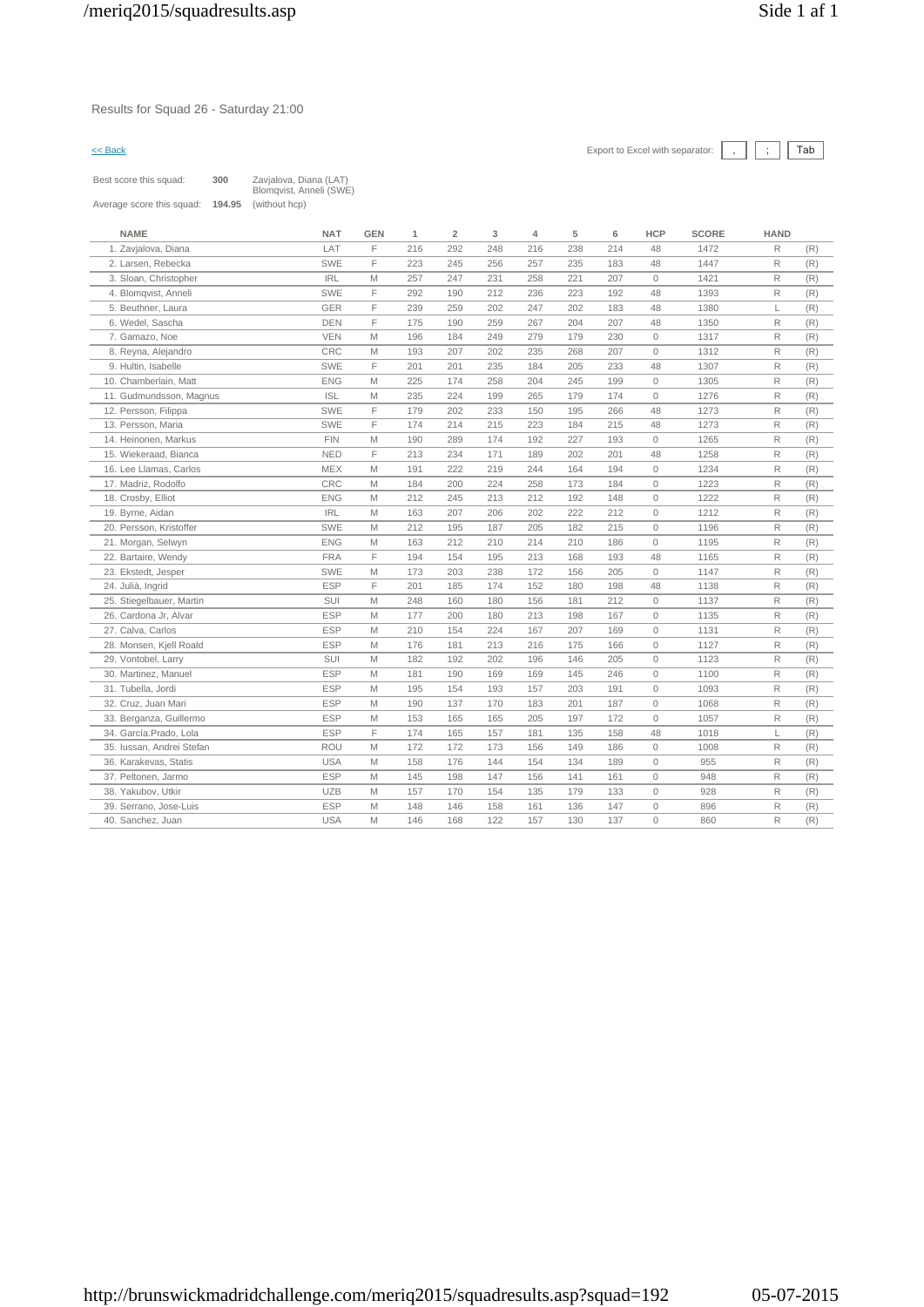Results for Squad 26 - Saturday 21:00

<< Back

Export to Excel with separator: , ; Tab

Best score this squad: **300** Zavjalova, Diana (LAT) Blomqvist, Anneli (SWE)

Average score this squad: **194.95** (without hcp)

| NAME | NAT | GEN | 1 | 2 | 3 | 4 | 5 | 6 | HCP | SCORE | HAND | |
|---|---|---|---|---|---|---|---|---|---|---|---|---|
| 1. Zavjalova, Diana | LAT | F | 216 | 292 | 248 | 216 | 238 | 214 | 48 | 1472 | R | (R) |
| 2. Larsen, Rebecka | SWE | F | 223 | 245 | 256 | 257 | 235 | 183 | 48 | 1447 | R | (R) |
| 3. Sloan, Christopher | IRL | M | 257 | 247 | 231 | 258 | 221 | 207 | 0 | 1421 | R | (R) |
| 4. Blomqvist, Anneli | SWE | F | 292 | 190 | 212 | 236 | 223 | 192 | 48 | 1393 | R | (R) |
| 5. Beuthner, Laura | GER | F | 239 | 259 | 202 | 247 | 202 | 183 | 48 | 1380 | L | (R) |
| 6. Wedel, Sascha | DEN | F | 175 | 190 | 259 | 267 | 204 | 207 | 48 | 1350 | R | (R) |
| 7. Gamazo, Noe | VEN | M | 196 | 184 | 249 | 279 | 179 | 230 | 0 | 1317 | R | (R) |
| 8. Reyna, Alejandro | CRC | M | 193 | 207 | 202 | 235 | 268 | 207 | 0 | 1312 | R | (R) |
| 9. Hultin, Isabelle | SWE | F | 201 | 201 | 235 | 184 | 205 | 233 | 48 | 1307 | R | (R) |
| 10. Chamberlain, Matt | ENG | M | 225 | 174 | 258 | 204 | 245 | 199 | 0 | 1305 | R | (R) |
| 11. Gudmundsson, Magnus | ISL | M | 235 | 224 | 199 | 265 | 179 | 174 | 0 | 1276 | R | (R) |
| 12. Persson, Filippa | SWE | F | 179 | 202 | 233 | 150 | 195 | 266 | 48 | 1273 | R | (R) |
| 13. Persson, Maria | SWE | F | 174 | 214 | 215 | 223 | 184 | 215 | 48 | 1273 | R | (R) |
| 14. Heinonen, Markus | FIN | M | 190 | 289 | 174 | 192 | 227 | 193 | 0 | 1265 | R | (R) |
| 15. Wiekeraad, Bianca | NED | F | 213 | 234 | 171 | 189 | 202 | 201 | 48 | 1258 | R | (R) |
| 16. Lee Llamas, Carlos | MEX | M | 191 | 222 | 219 | 244 | 164 | 194 | 0 | 1234 | R | (R) |
| 17. Madriz, Rodolfo | CRC | M | 184 | 200 | 224 | 258 | 173 | 184 | 0 | 1223 | R | (R) |
| 18. Crosby, Elliot | ENG | M | 212 | 245 | 213 | 212 | 192 | 148 | 0 | 1222 | R | (R) |
| 19. Byrne, Aidan | IRL | M | 163 | 207 | 206 | 202 | 222 | 212 | 0 | 1212 | R | (R) |
| 20. Persson, Kristoffer | SWE | M | 212 | 195 | 187 | 205 | 182 | 215 | 0 | 1196 | R | (R) |
| 21. Morgan, Selwyn | ENG | M | 163 | 212 | 210 | 214 | 210 | 186 | 0 | 1195 | R | (R) |
| 22. Bartaire, Wendy | FRA | F | 194 | 154 | 195 | 213 | 168 | 193 | 48 | 1165 | R | (R) |
| 23. Ekstedt, Jesper | SWE | M | 173 | 203 | 238 | 172 | 156 | 205 | 0 | 1147 | R | (R) |
| 24. Julià, Ingrid | ESP | F | 201 | 185 | 174 | 152 | 180 | 198 | 48 | 1138 | R | (R) |
| 25. Stiegelbauer, Martin | SUI | M | 248 | 160 | 180 | 156 | 181 | 212 | 0 | 1137 | R | (R) |
| 26. Cardona Jr, Alvar | ESP | M | 177 | 200 | 180 | 213 | 198 | 167 | 0 | 1135 | R | (R) |
| 27. Calva, Carlos | ESP | M | 210 | 154 | 224 | 167 | 207 | 169 | 0 | 1131 | R | (R) |
| 28. Monsen, Kjell Roald | ESP | M | 176 | 181 | 213 | 216 | 175 | 166 | 0 | 1127 | R | (R) |
| 29. Vontobel, Larry | SUI | M | 182 | 192 | 202 | 196 | 146 | 205 | 0 | 1123 | R | (R) |
| 30. Martinez, Manuel | ESP | M | 181 | 190 | 169 | 169 | 145 | 246 | 0 | 1100 | R | (R) |
| 31. Tubella, Jordi | ESP | M | 195 | 154 | 193 | 157 | 203 | 191 | 0 | 1093 | R | (R) |
| 32. Cruz, Juan Mari | ESP | M | 190 | 137 | 170 | 183 | 201 | 187 | 0 | 1068 | R | (R) |
| 33. Berganza, Guillermo | ESP | M | 153 | 165 | 165 | 205 | 197 | 172 | 0 | 1057 | R | (R) |
| 34. García.Prado, Lola | ESP | F | 174 | 165 | 157 | 181 | 135 | 158 | 48 | 1018 | L | (R) |
| 35. Iussan, Andrei Stefan | ROU | M | 172 | 172 | 173 | 156 | 149 | 186 | 0 | 1008 | R | (R) |
| 36. Karakevas, Statis | USA | M | 158 | 176 | 144 | 154 | 134 | 189 | 0 | 955 | R | (R) |
| 37. Peltonen, Jarmo | ESP | M | 145 | 198 | 147 | 156 | 141 | 161 | 0 | 948 | R | (R) |
| 38. Yakubov, Utkir | UZB | M | 157 | 170 | 154 | 135 | 179 | 133 | 0 | 928 | R | (R) |
| 39. Serrano, Jose-Luis | ESP | M | 148 | 146 | 158 | 161 | 136 | 147 | 0 | 896 | R | (R) |
| 40. Sanchez, Juan | USA | M | 146 | 168 | 122 | 157 | 130 | 137 | 0 | 860 | R | (R) |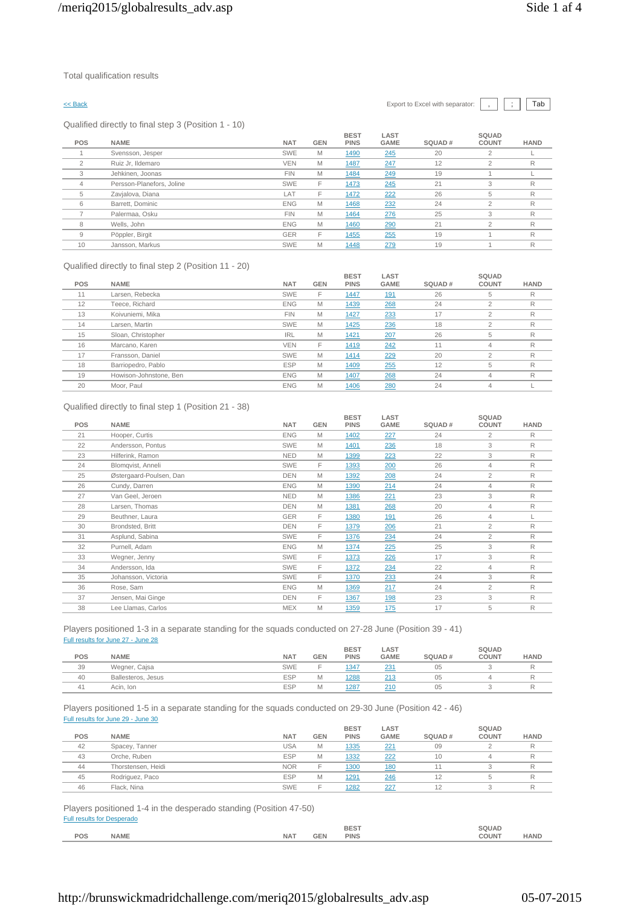Total qualification results

<< Back

Export to Excel with separator: , ; Tab

Qualified directly to final step 3 (Position 1 - 10)

| POS | NAME | NAT | GEN | BEST PINS | LAST GAME | SQUAD # | SQUAD COUNT | HAND |
|---|---|---|---|---|---|---|---|---|
| 1 | Svensson, Jesper | SWE | M | 1490 | 245 | 20 | 2 | L |
| 2 | Ruiz Jr, Ildemaro | VEN | M | 1487 | 247 | 12 | 2 | R |
| 3 | Jehkinen, Joonas | FIN | M | 1484 | 249 | 19 | 1 | L |
| 4 | Persson-Planefors, Joline | SWE | F | 1473 | 245 | 21 | 3 | R |
| 5 | Zavjalova, Diana | LAT | F | 1472 | 222 | 26 | 5 | R |
| 6 | Barrett, Dominic | ENG | M | 1468 | 232 | 24 | 2 | R |
| 7 | Palermaa, Osku | FIN | M | 1464 | 276 | 25 | 3 | R |
| 8 | Wells, John | ENG | M | 1460 | 290 | 21 | 2 | R |
| 9 | Pöppler, Birgit | GER | F | 1455 | 255 | 19 | 1 | R |
| 10 | Jansson, Markus | SWE | M | 1448 | 279 | 19 | 1 | R |

Qualified directly to final step 2 (Position 11 - 20)

| POS | NAME | NAT | GEN | BEST PINS | LAST GAME | SQUAD # | SQUAD COUNT | HAND |
|---|---|---|---|---|---|---|---|---|
| 11 | Larsen, Rebecka | SWE | F | 1447 | 191 | 26 | 5 | R |
| 12 | Teece, Richard | ENG | M | 1439 | 268 | 24 | 2 | R |
| 13 | Koivuniemi, Mika | FIN | M | 1427 | 233 | 17 | 2 | R |
| 14 | Larsen, Martin | SWE | M | 1425 | 236 | 18 | 2 | R |
| 15 | Sloan, Christopher | IRL | M | 1421 | 207 | 26 | 5 | R |
| 16 | Marcano, Karen | VEN | F | 1419 | 242 | 11 | 4 | R |
| 17 | Fransson, Daniel | SWE | M | 1414 | 229 | 20 | 2 | R |
| 18 | Barriopedro, Pablo | ESP | M | 1409 | 255 | 12 | 5 | R |
| 19 | Howison-Johnstone, Ben | ENG | M | 1407 | 268 | 24 | 4 | R |
| 20 | Moor, Paul | ENG | M | 1406 | 280 | 24 | 4 | L |

Qualified directly to final step 1 (Position 21 - 38)

| POS | NAME | NAT | GEN | BEST PINS | LAST GAME | SQUAD # | SQUAD COUNT | HAND |
|---|---|---|---|---|---|---|---|---|
| 21 | Hooper, Curtis | ENG | M | 1402 | 227 | 24 | 2 | R |
| 22 | Andersson, Pontus | SWE | M | 1401 | 236 | 18 | 3 | R |
| 23 | Hilferink, Ramon | NED | M | 1399 | 223 | 22 | 3 | R |
| 24 | Blomqvist, Anneli | SWE | F | 1393 | 200 | 26 | 4 | R |
| 25 | Østergaard-Poulsen, Dan | DEN | M | 1392 | 208 | 24 | 2 | R |
| 26 | Cundy, Darren | ENG | M | 1390 | 214 | 24 | 4 | R |
| 27 | Van Geel, Jeroen | NED | M | 1386 | 221 | 23 | 3 | R |
| 28 | Larsen, Thomas | DEN | M | 1381 | 268 | 20 | 4 | R |
| 29 | Beuthner, Laura | GER | F | 1380 | 191 | 26 | 4 | L |
| 30 | Brondsted, Britt | DEN | F | 1379 | 206 | 21 | 2 | R |
| 31 | Asplund, Sabina | SWE | F | 1376 | 234 | 24 | 2 | R |
| 32 | Purnell, Adam | ENG | M | 1374 | 225 | 25 | 3 | R |
| 33 | Wegner, Jenny | SWE | F | 1373 | 226 | 17 | 3 | R |
| 34 | Andersson, Ida | SWE | F | 1372 | 234 | 22 | 4 | R |
| 35 | Johansson, Victoria | SWE | F | 1370 | 233 | 24 | 3 | R |
| 36 | Rose, Sam | ENG | M | 1369 | 217 | 24 | 2 | R |
| 37 | Jensen, Mai Ginge | DEN | F | 1367 | 198 | 23 | 3 | R |
| 38 | Lee Llamas, Carlos | MEX | M | 1359 | 175 | 17 | 5 | R |

Players positioned 1-3 in a separate standing for the squads conducted on 27-28 June (Position 39 - 41)

Full results for June 27 - June 28

| POS | NAME | NAT | GEN | BEST PINS | LAST GAME | SQUAD # | SQUAD COUNT | HAND |
|---|---|---|---|---|---|---|---|---|
| 39 | Wegner, Cajsa | SWE | F | 1347 | 231 | 05 | 3 | R |
| 40 | Ballesteros, Jesus | ESP | M | 1288 | 213 | 05 | 4 | R |
| 41 | Acin, Ion | ESP | M | 1287 | 210 | 05 | 3 | R |

Players positioned 1-5 in a separate standing for the squads conducted on 29-30 June (Position 42 - 46)

Full results for June 29 - June 30

| POS | NAME | NAT | GEN | BEST PINS | LAST GAME | SQUAD # | SQUAD COUNT | HAND |
|---|---|---|---|---|---|---|---|---|
| 42 | Spacey, Tanner | USA | M | 1335 | 221 | 09 | 2 | R |
| 43 | Orche, Ruben | ESP | M | 1332 | 222 | 10 | 4 | R |
| 44 | Thorstensen, Heidi | NOR | F | 1300 | 180 | 11 | 3 | R |
| 45 | Rodriguez, Paco | ESP | M | 1291 | 246 | 12 | 5 | R |
| 46 | Flack, Nina | SWE | F | 1282 | 227 | 12 | 3 | R |

Players positioned 1-4 in the desperado standing (Position 47-50)

Full results for Desperado

| POS | NAME | NAT | GEN | BEST PINS | SQUAD COUNT | HAND |
|---|---|---|---|---|---|---|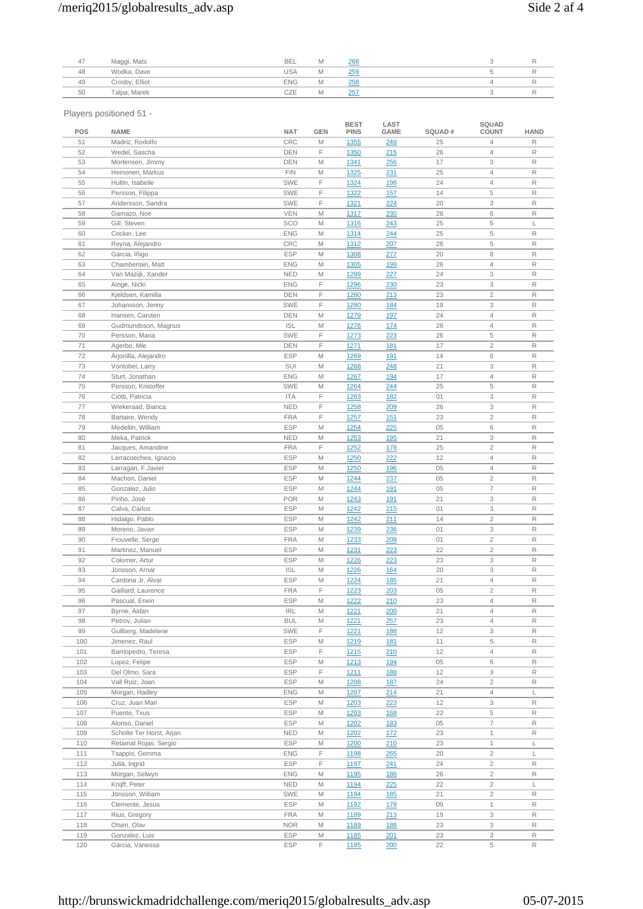| | | | | | | | | |
|---|---|---|---|---|---|---|---|---|
| 47 | Maggi, Mats | BEL | M | 268 | | | 3 | R |
| 48 | Wodka, Dave | USA | M | 259 | | | 5 | R |
| 49 | Crosby, Elliot | ENG | M | 258 | | | 4 | R |
| 50 | Talpa, Marek | CZE | M | 257 | | | 3 | R |

Players positioned 51 -

| POS | NAME | NAT | GEN | BEST PINS | LAST GAME | SQUAD # | SQUAD COUNT | HAND |
|---|---|---|---|---|---|---|---|---|
| 51 | Madriz, Rodolfo | CRC | M | 1355 | 249 | 25 | 4 | R |
| 52 | Wedel, Sascha | DEN | F | 1350 | 215 | 26 | 4 | R |
| 53 | Mortensen, Jimmy | DEN | M | 1341 | 256 | 17 | 3 | R |
| 54 | Heinonen, Markus | FIN | M | 1325 | 231 | 25 | 4 | R |
| 55 | Hultin, Isabelle | SWE | F | 1324 | 196 | 24 | 4 | R |
| 56 | Persson, Filippa | SWE | F | 1322 | 157 | 14 | 5 | R |
| 57 | Andersson, Sandra | SWE | F | 1321 | 224 | 20 | 3 | R |
| 58 | Gamazo, Noe | VEN | M | 1317 | 230 | 26 | 6 | R |
| 59 | Gill, Steven | SCO | M | 1316 | 243 | 25 | 5 | L |
| 60 | Cocker, Lee | ENG | M | 1314 | 244 | 25 | 5 | R |
| 61 | Reyna, Alejandro | CRC | M | 1312 | 207 | 26 | 5 | R |
| 62 | Garcia, Iñigo | ESP | M | 1308 | 277 | 20 | 8 | R |
| 63 | Chamberlain, Matt | ENG | M | 1305 | 199 | 26 | 4 | R |
| 64 | Van Mazijk, Xander | NED | M | 1299 | 227 | 24 | 3 | R |
| 65 | Ainge, Nicki | ENG | F | 1296 | 230 | 23 | 3 | R |
| 66 | Kjeldsen, Kamilla | DEN | F | 1280 | 213 | 23 | 2 | R |
| 67 | Johansson, Jenny | SWE | F | 1280 | 184 | 19 | 3 | R |
| 68 | Hansen, Carsten | DEN | M | 1279 | 197 | 24 | 4 | R |
| 69 | Gudmundsson, Magnus | ISL | M | 1276 | 174 | 26 | 4 | R |
| 70 | Persson, Maria | SWE | F | 1273 | 223 | 26 | 5 | R |
| 71 | Agerbo, Mie | DEN | F | 1271 | 181 | 17 | 2 | R |
| 72 | Arjonilla, Alejandro | ESP | M | 1269 | 191 | 14 | 6 | R |
| 73 | Vontobel, Larry | SUI | M | 1268 | 248 | 21 | 3 | R |
| 74 | Sturt, Jonathan | ENG | M | 1267 | 194 | 17 | 4 | R |
| 75 | Persson, Kristoffer | SWE | M | 1264 | 244 | 25 | 5 | R |
| 76 | Ciotti, Patricia | ITA | F | 1263 | 182 | 01 | 3 | R |
| 77 | Wiekeraad, Bianca | NED | F | 1258 | 209 | 26 | 3 | R |
| 78 | Bartaire, Wendy | FRA | F | 1257 | 151 | 23 | 2 | R |
| 79 | Medellin, William | ESP | M | 1254 | 225 | 05 | 6 | R |
| 80 | Meka, Patrick | NED | M | 1253 | 195 | 21 | 3 | R |
| 81 | Jacques, Amandine | FRA | F | 1252 | 178 | 25 | 2 | R |
| 82 | Larracoechea, Ignacio | ESP | M | 1250 | 222 | 12 | 4 | R |
| 83 | Larragan, F.Javier | ESP | M | 1250 | 196 | 05 | 4 | R |
| 84 | Machon, Daniel | ESP | M | 1244 | 237 | 05 | 2 | R |
| 85 | Gonzalez, Julio | ESP | M | 1244 | 191 | 05 | 7 | R |
| 86 | Pinho, José | POR | M | 1243 | 191 | 21 | 3 | R |
| 87 | Calva, Carlos | ESP | M | 1242 | 215 | 01 | 3 | R |
| 88 | Hidalgo, Pablo | ESP | M | 1242 | 211 | 14 | 2 | R |
| 89 | Moreno, Javier | ESP | M | 1239 | 236 | 01 | 3 | R |
| 90 | Frouvelle, Serge | FRA | M | 1233 | 209 | 01 | 2 | R |
| 91 | Martinez, Manuel | ESP | M | 1231 | 223 | 22 | 2 | R |
| 92 | Colomer, Artur | ESP | M | 1226 | 223 | 23 | 3 | R |
| 93 | Jonsson, Arnar | ISL | M | 1226 | 164 | 20 | 3 | R |
| 94 | Cardona Jr, Alvar | ESP | M | 1224 | 185 | 21 | 4 | R |
| 95 | Gaillard, Laurence | FRA | F | 1223 | 203 | 05 | 2 | R |
| 96 | Pascual, Erwin | ESP | M | 1222 | 210 | 23 | 4 | R |
| 97 | Byrne, Aidan | IRL | M | 1221 | 200 | 21 | 4 | R |
| 98 | Petrov, Julian | BUL | M | 1221 | 257 | 23 | 4 | R |
| 99 | Gullberg, Madelene | SWE | F | 1221 | 188 | 12 | 3 | R |
| 100 | Jimenez, Raul | ESP | M | 1219 | 181 | 11 | 5 | R |
| 101 | Barriopedro, Teresa | ESP | F | 1215 | 210 | 12 | 4 | R |
| 102 | Lopez, Felipe | ESP | M | 1213 | 194 | 05 | 6 | R |
| 103 | Del Olmo, Sara | ESP | F | 1211 | 188 | 12 | 3 | R |
| 104 | Vall Ruiz, Joan | ESP | M | 1208 | 187 | 24 | 2 | R |
| 105 | Morgan, Hadley | ENG | M | 1207 | 214 | 21 | 4 | L |
| 106 | Cruz, Juan Mari | ESP | M | 1203 | 223 | 12 | 3 | R |
| 107 | Puente, Txus | ESP | M | 1203 | 168 | 22 | 5 | R |
| 108 | Alonso, Daniel | ESP | M | 1202 | 183 | 05 | 7 | R |
| 109 | Scholte Ter Horst, Arjan | NED | M | 1202 | 172 | 23 | 1 | R |
| 110 | Retamal Rojas, Sergio | ESP | M | 1200 | 210 | 23 | 1 | L |
| 111 | Tsappis, Gemma | ENG | F | 1198 | 265 | 20 | 2 | L |
| 112 | Julià, Ingrid | ESP | F | 1197 | 241 | 24 | 2 | R |
| 113 | Morgan, Selwyn | ENG | M | 1195 | 186 | 26 | 2 | R |
| 114 | Knijff, Peter | NED | M | 1194 | 225 | 22 | 2 | L |
| 115 | Jönsson, William | SWE | M | 1194 | 185 | 21 | 2 | R |
| 116 | Clemente, Jesus | ESP | M | 1192 | 179 | 09 | 1 | R |
| 117 | Rius, Gregory | FRA | M | 1189 | 213 | 19 | 3 | R |
| 118 | Olsen, Olav | NOR | M | 1189 | 186 | 23 | 3 | R |
| 119 | Gonzalez, Luis | ESP | M | 1185 | 201 | 23 | 3 | R |
| 120 | Garcia, Vanessa | ESP | F | 1185 | 200 | 22 | 5 | R |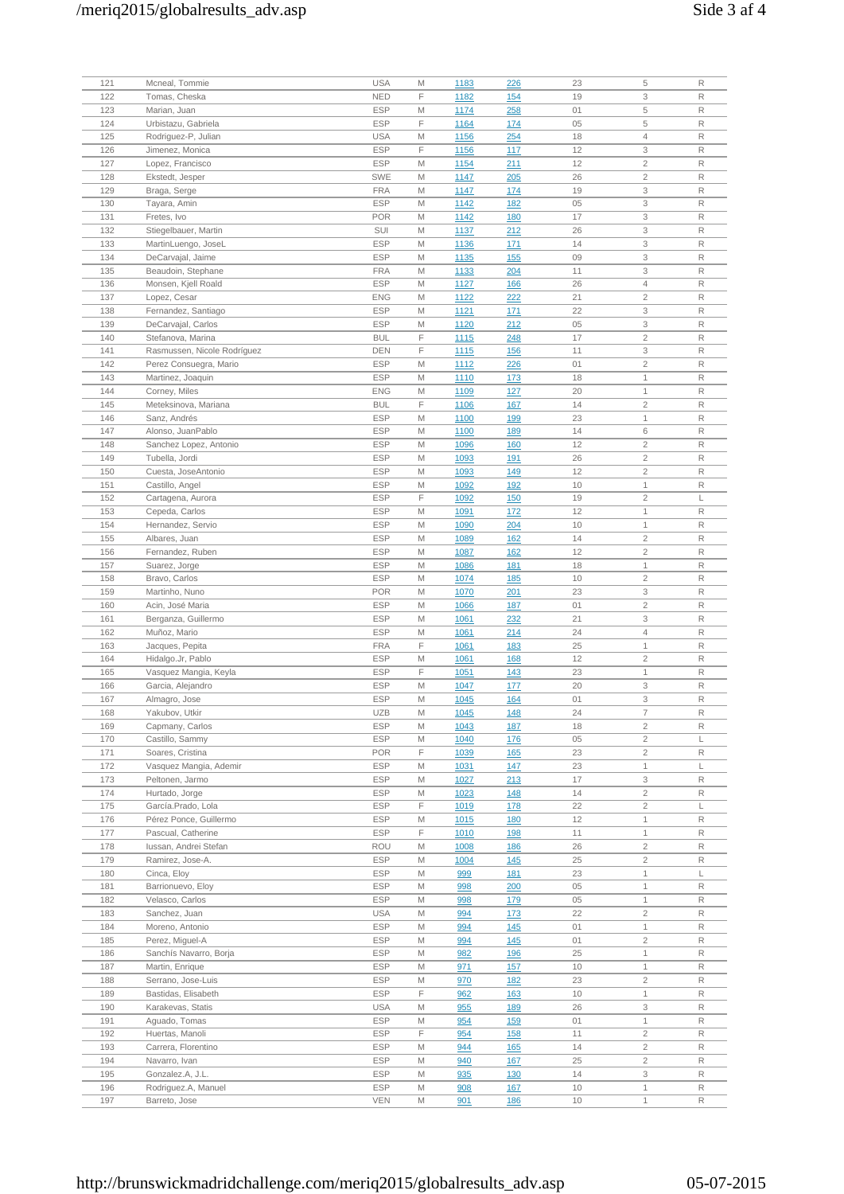| | | | | | | | | |
|---|---|---|---|---|---|---|---|---|
| 121 | Mcneal, Tommie | USA | M | 1183 | 226 | 23 | 5 | R |
| 122 | Tomas, Cheska | NED | F | 1182 | 154 | 19 | 3 | R |
| 123 | Marian, Juan | ESP | M | 1174 | 258 | 01 | 5 | R |
| 124 | Urbistazu, Gabriela | ESP | F | 1164 | 174 | 05 | 5 | R |
| 125 | Rodriguez-P, Julian | USA | M | 1156 | 254 | 18 | 4 | R |
| 126 | Jimenez, Monica | ESP | F | 1156 | 117 | 12 | 3 | R |
| 127 | Lopez, Francisco | ESP | M | 1154 | 211 | 12 | 2 | R |
| 128 | Ekstedt, Jesper | SWE | M | 1147 | 205 | 26 | 2 | R |
| 129 | Braga, Serge | FRA | M | 1147 | 174 | 19 | 3 | R |
| 130 | Tayara, Amin | ESP | M | 1142 | 182 | 05 | 3 | R |
| 131 | Fretes, Ivo | POR | M | 1142 | 180 | 17 | 3 | R |
| 132 | Stiegelbauer, Martin | SUI | M | 1137 | 212 | 26 | 3 | R |
| 133 | MartinLuengo, JoseL | ESP | M | 1136 | 171 | 14 | 3 | R |
| 134 | DeCarvajal, Jaime | ESP | M | 1135 | 155 | 09 | 3 | R |
| 135 | Beaudoin, Stephane | FRA | M | 1133 | 204 | 11 | 3 | R |
| 136 | Monsen, Kjell Roald | ESP | M | 1127 | 166 | 26 | 4 | R |
| 137 | Lopez, Cesar | ENG | M | 1122 | 222 | 21 | 2 | R |
| 138 | Fernandez, Santiago | ESP | M | 1121 | 171 | 22 | 3 | R |
| 139 | DeCarvajal, Carlos | ESP | M | 1120 | 212 | 05 | 3 | R |
| 140 | Stefanova, Marina | BUL | F | 1115 | 248 | 17 | 2 | R |
| 141 | Rasmussen, Nicole Rodríguez | DEN | F | 1115 | 156 | 11 | 3 | R |
| 142 | Perez Consuegra, Mario | ESP | M | 1112 | 226 | 01 | 2 | R |
| 143 | Martinez, Joaquin | ESP | M | 1110 | 173 | 18 | 1 | R |
| 144 | Corney, Miles | ENG | M | 1109 | 127 | 20 | 1 | R |
| 145 | Meteksinova, Mariana | BUL | F | 1106 | 167 | 14 | 2 | R |
| 146 | Sanz, Andrés | ESP | M | 1100 | 199 | 23 | 1 | R |
| 147 | Alonso, JuanPablo | ESP | M | 1100 | 189 | 14 | 6 | R |
| 148 | Sanchez Lopez, Antonio | ESP | M | 1096 | 160 | 12 | 2 | R |
| 149 | Tubella, Jordi | ESP | M | 1093 | 191 | 26 | 2 | R |
| 150 | Cuesta, JoseAntonio | ESP | M | 1093 | 149 | 12 | 2 | R |
| 151 | Castillo, Angel | ESP | M | 1092 | 192 | 10 | 1 | R |
| 152 | Cartagena, Aurora | ESP | F | 1092 | 150 | 19 | 2 | L |
| 153 | Cepeda, Carlos | ESP | M | 1091 | 172 | 12 | 1 | R |
| 154 | Hernandez, Servio | ESP | M | 1090 | 204 | 10 | 1 | R |
| 155 | Albares, Juan | ESP | M | 1089 | 162 | 14 | 2 | R |
| 156 | Fernandez, Ruben | ESP | M | 1087 | 162 | 12 | 2 | R |
| 157 | Suarez, Jorge | ESP | M | 1086 | 181 | 18 | 1 | R |
| 158 | Bravo, Carlos | ESP | M | 1074 | 185 | 10 | 2 | R |
| 159 | Martinho, Nuno | POR | M | 1070 | 201 | 23 | 3 | R |
| 160 | Acin, José Maria | ESP | M | 1066 | 187 | 01 | 2 | R |
| 161 | Berganza, Guillermo | ESP | M | 1061 | 232 | 21 | 3 | R |
| 162 | Muñoz, Mario | ESP | M | 1061 | 214 | 24 | 4 | R |
| 163 | Jacques, Pepita | FRA | F | 1061 | 183 | 25 | 1 | R |
| 164 | Hidalgo.Jr, Pablo | ESP | M | 1061 | 168 | 12 | 2 | R |
| 165 | Vasquez Mangia, Keyla | ESP | F | 1051 | 143 | 23 | 1 | R |
| 166 | Garcia, Alejandro | ESP | M | 1047 | 177 | 20 | 3 | R |
| 167 | Almagro, Jose | ESP | M | 1045 | 164 | 01 | 3 | R |
| 168 | Yakubov, Utkir | UZB | M | 1045 | 148 | 24 | 7 | R |
| 169 | Capmany, Carlos | ESP | M | 1043 | 187 | 18 | 2 | R |
| 170 | Castillo, Sammy | ESP | M | 1040 | 176 | 05 | 2 | L |
| 171 | Soares, Cristina | POR | F | 1039 | 165 | 23 | 2 | R |
| 172 | Vasquez Mangia, Ademir | ESP | M | 1031 | 147 | 23 | 1 | L |
| 173 | Peltonen, Jarmo | ESP | M | 1027 | 213 | 17 | 3 | R |
| 174 | Hurtado, Jorge | ESP | M | 1023 | 148 | 14 | 2 | R |
| 175 | García.Prado, Lola | ESP | F | 1019 | 178 | 22 | 2 | L |
| 176 | Pérez Ponce, Guillermo | ESP | M | 1015 | 180 | 12 | 1 | R |
| 177 | Pascual, Catherine | ESP | F | 1010 | 198 | 11 | 1 | R |
| 178 | Iussan, Andrei Stefan | ROU | M | 1008 | 186 | 26 | 2 | R |
| 179 | Ramirez, Jose-A. | ESP | M | 1004 | 145 | 25 | 2 | R |
| 180 | Cinca, Eloy | ESP | M | 999 | 181 | 23 | 1 | L |
| 181 | Barrionuevo, Eloy | ESP | M | 998 | 200 | 05 | 1 | R |
| 182 | Velasco, Carlos | ESP | M | 998 | 179 | 05 | 1 | R |
| 183 | Sanchez, Juan | USA | M | 994 | 173 | 22 | 2 | R |
| 184 | Moreno, Antonio | ESP | M | 994 | 145 | 01 | 1 | R |
| 185 | Perez, Miguel-A | ESP | M | 994 | 145 | 01 | 2 | R |
| 186 | Sanchís Navarro, Borja | ESP | M | 982 | 196 | 25 | 1 | R |
| 187 | Martin, Enrique | ESP | M | 971 | 157 | 10 | 1 | R |
| 188 | Serrano, Jose-Luis | ESP | M | 970 | 182 | 23 | 2 | R |
| 189 | Bastidas, Elisabeth | ESP | F | 962 | 163 | 10 | 1 | R |
| 190 | Karakevas, Statis | USA | M | 955 | 189 | 26 | 3 | R |
| 191 | Aguado, Tomas | ESP | M | 954 | 159 | 01 | 1 | R |
| 192 | Huertas, Manoli | ESP | F | 954 | 158 | 11 | 2 | R |
| 193 | Carrera, Florentino | ESP | M | 944 | 165 | 14 | 2 | R |
| 194 | Navarro, Ivan | ESP | M | 940 | 167 | 25 | 2 | R |
| 195 | Gonzalez.A, J.L. | ESP | M | 935 | 130 | 14 | 3 | R |
| 196 | Rodriguez.A, Manuel | ESP | M | 908 | 167 | 10 | 1 | R |
| 197 | Barreto, Jose | VEN | M | 901 | 186 | 10 | 1 | R |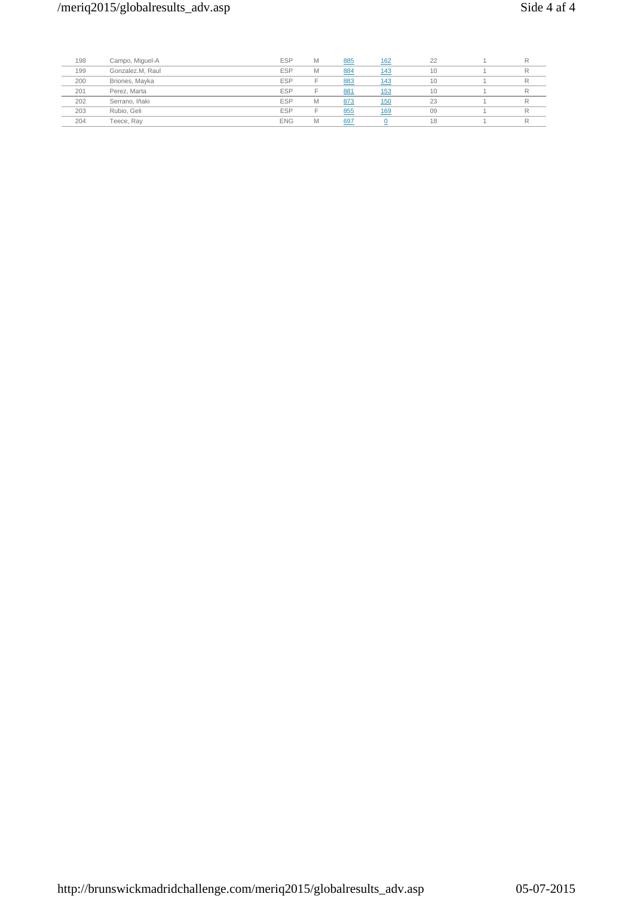| | | | | | | | | |
|---|---|---|---|---|---|---|---|---|
| 198 | Campo, Miguel-A | ESP | M | 885 | 162 | 22 | 1 | R |
| 199 | Gonzalez.M, Raul | ESP | M | 884 | 143 | 10 | 1 | R |
| 200 | Briones, Mayka | ESP | F | 883 | 143 | 10 | 1 | R |
| 201 | Perez, Marta | ESP | F | 881 | 153 | 10 | 1 | R |
| 202 | Serrano, Iñaki | ESP | M | 873 | 150 | 23 | 1 | R |
| 203 | Rubio, Geli | ESP | F | 855 | 169 | 09 | 1 | R |
| 204 | Teece, Ray | ENG | M | 697 | 0 | 18 | 1 | R |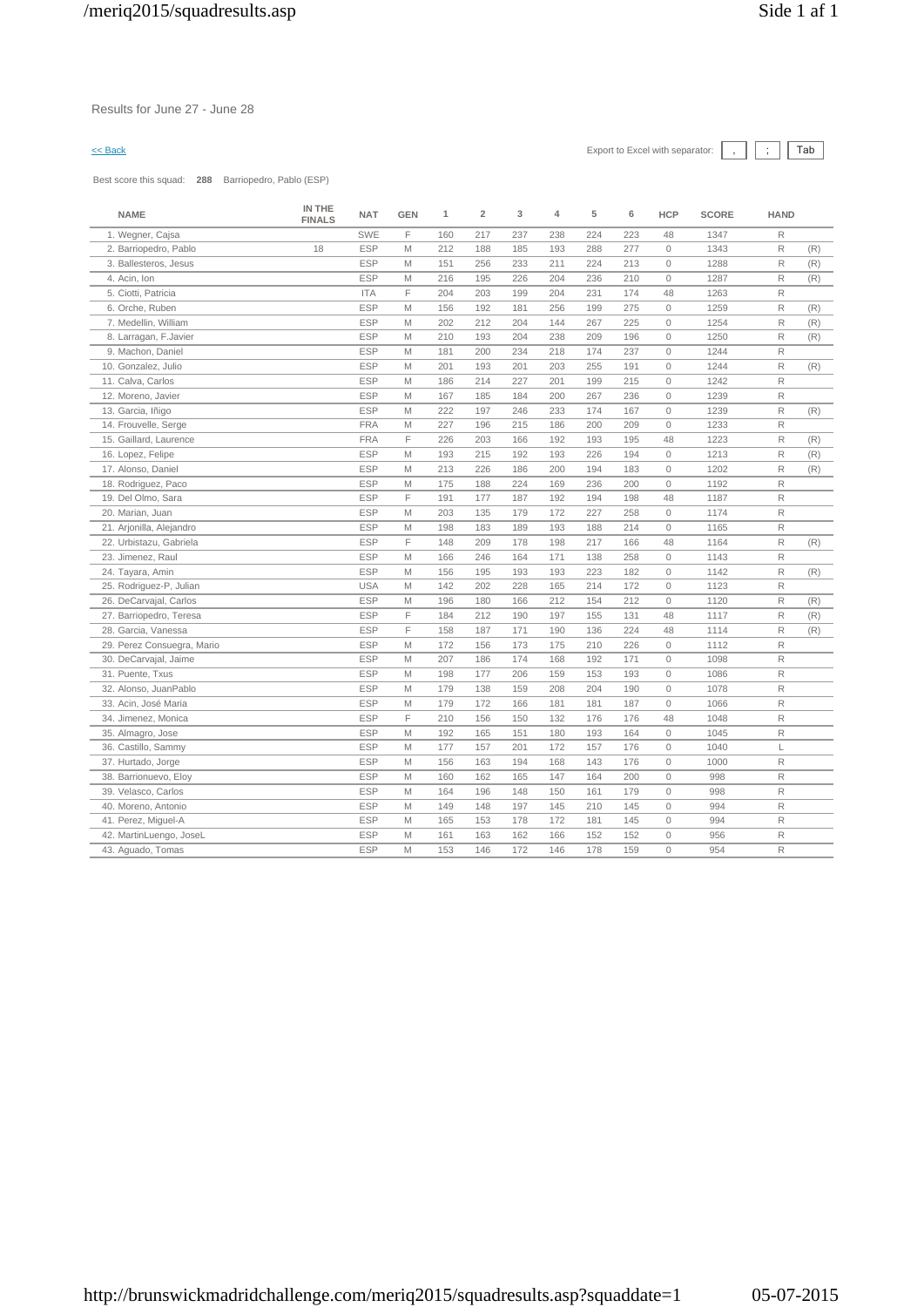Results for June 27 - June 28

<< Back

Export to Excel with separator: | , | ; | Tab |

Best score this squad: **288** Barriopedro, Pablo (ESP)

| NAME | IN THE FINALS | NAT | GEN | 1 | 2 | 3 | 4 | 5 | 6 | HCP | SCORE | HAND | |
|---|---|---|---|---|---|---|---|---|---|---|---|---|---|
| 1. Wegner, Cajsa | | SWE | F | 160 | 217 | 237 | 238 | 224 | 223 | 48 | 1347 | R | |
| 2. Barriopedro, Pablo | 18 | ESP | M | 212 | 188 | 185 | 193 | 288 | 277 | 0 | 1343 | R | (R) |
| 3. Ballesteros, Jesus | | ESP | M | 151 | 256 | 233 | 211 | 224 | 213 | 0 | 1288 | R | (R) |
| 4. Acin, Ion | | ESP | M | 216 | 195 | 226 | 204 | 236 | 210 | 0 | 1287 | R | (R) |
| 5. Ciotti, Patricia | | ITA | F | 204 | 203 | 199 | 204 | 231 | 174 | 48 | 1263 | R | |
| 6. Orche, Ruben | | ESP | M | 156 | 192 | 181 | 256 | 199 | 275 | 0 | 1259 | R | (R) |
| 7. Medellin, William | | ESP | M | 202 | 212 | 204 | 144 | 267 | 225 | 0 | 1254 | R | (R) |
| 8. Larragan, F.Javier | | ESP | M | 210 | 193 | 204 | 238 | 209 | 196 | 0 | 1250 | R | (R) |
| 9. Machon, Daniel | | ESP | M | 181 | 200 | 234 | 218 | 174 | 237 | 0 | 1244 | R | |
| 10. Gonzalez, Julio | | ESP | M | 201 | 193 | 201 | 203 | 255 | 191 | 0 | 1244 | R | (R) |
| 11. Calva, Carlos | | ESP | M | 186 | 214 | 227 | 201 | 199 | 215 | 0 | 1242 | R | |
| 12. Moreno, Javier | | ESP | M | 167 | 185 | 184 | 200 | 267 | 236 | 0 | 1239 | R | |
| 13. Garcia, Iñigo | | ESP | M | 222 | 197 | 246 | 233 | 174 | 167 | 0 | 1239 | R | (R) |
| 14. Frouvelle, Serge | | FRA | M | 227 | 196 | 215 | 186 | 200 | 209 | 0 | 1233 | R | |
| 15. Gaillard, Laurence | | FRA | F | 226 | 203 | 166 | 192 | 193 | 195 | 48 | 1223 | R | (R) |
| 16. Lopez, Felipe | | ESP | M | 193 | 215 | 192 | 193 | 226 | 194 | 0 | 1213 | R | (R) |
| 17. Alonso, Daniel | | ESP | M | 213 | 226 | 186 | 200 | 194 | 183 | 0 | 1202 | R | (R) |
| 18. Rodriguez, Paco | | ESP | M | 175 | 188 | 224 | 169 | 236 | 200 | 0 | 1192 | R | |
| 19. Del Olmo, Sara | | ESP | F | 191 | 177 | 187 | 192 | 194 | 198 | 48 | 1187 | R | |
| 20. Marian, Juan | | ESP | M | 203 | 135 | 179 | 172 | 227 | 258 | 0 | 1174 | R | |
| 21. Arjonilla, Alejandro | | ESP | M | 198 | 183 | 189 | 193 | 188 | 214 | 0 | 1165 | R | |
| 22. Urbistazu, Gabriela | | ESP | F | 148 | 209 | 178 | 198 | 217 | 166 | 48 | 1164 | R | (R) |
| 23. Jimenez, Raul | | ESP | M | 166 | 246 | 164 | 171 | 138 | 258 | 0 | 1143 | R | |
| 24. Tayara, Amin | | ESP | M | 156 | 195 | 193 | 193 | 223 | 182 | 0 | 1142 | R | (R) |
| 25. Rodriguez-P, Julian | | USA | M | 142 | 202 | 228 | 165 | 214 | 172 | 0 | 1123 | R | |
| 26. DeCarvajal, Carlos | | ESP | M | 196 | 180 | 166 | 212 | 154 | 212 | 0 | 1120 | R | (R) |
| 27. Barriopedro, Teresa | | ESP | F | 184 | 212 | 190 | 197 | 155 | 131 | 48 | 1117 | R | (R) |
| 28. Garcia, Vanessa | | ESP | F | 158 | 187 | 171 | 190 | 136 | 224 | 48 | 1114 | R | (R) |
| 29. Perez Consuegra, Mario | | ESP | M | 172 | 156 | 173 | 175 | 210 | 226 | 0 | 1112 | R | |
| 30. DeCarvajal, Jaime | | ESP | M | 207 | 186 | 174 | 168 | 192 | 171 | 0 | 1098 | R | |
| 31. Puente, Txus | | ESP | M | 198 | 177 | 206 | 159 | 153 | 193 | 0 | 1086 | R | |
| 32. Alonso, JuanPablo | | ESP | M | 179 | 138 | 159 | 208 | 204 | 190 | 0 | 1078 | R | |
| 33. Acin, José Maria | | ESP | M | 179 | 172 | 166 | 181 | 181 | 187 | 0 | 1066 | R | |
| 34. Jimenez, Monica | | ESP | F | 210 | 156 | 150 | 132 | 176 | 176 | 48 | 1048 | R | |
| 35. Almagro, Jose | | ESP | M | 192 | 165 | 151 | 180 | 193 | 164 | 0 | 1045 | R | |
| 36. Castillo, Sammy | | ESP | M | 177 | 157 | 201 | 172 | 157 | 176 | 0 | 1040 | L | |
| 37. Hurtado, Jorge | | ESP | M | 156 | 163 | 194 | 168 | 143 | 176 | 0 | 1000 | R | |
| 38. Barrionuevo, Eloy | | ESP | M | 160 | 162 | 165 | 147 | 164 | 200 | 0 | 998 | R | |
| 39. Velasco, Carlos | | ESP | M | 164 | 196 | 148 | 150 | 161 | 179 | 0 | 998 | R | |
| 40. Moreno, Antonio | | ESP | M | 149 | 148 | 197 | 145 | 210 | 145 | 0 | 994 | R | |
| 41. Perez, Miguel-A | | ESP | M | 165 | 153 | 178 | 172 | 181 | 145 | 0 | 994 | R | |
| 42. MartinLuengo, JoseL | | ESP | M | 161 | 163 | 162 | 166 | 152 | 152 | 0 | 956 | R | |
| 43. Aguado, Tomas | | ESP | M | 153 | 146 | 172 | 146 | 178 | 159 | 0 | 954 | R | |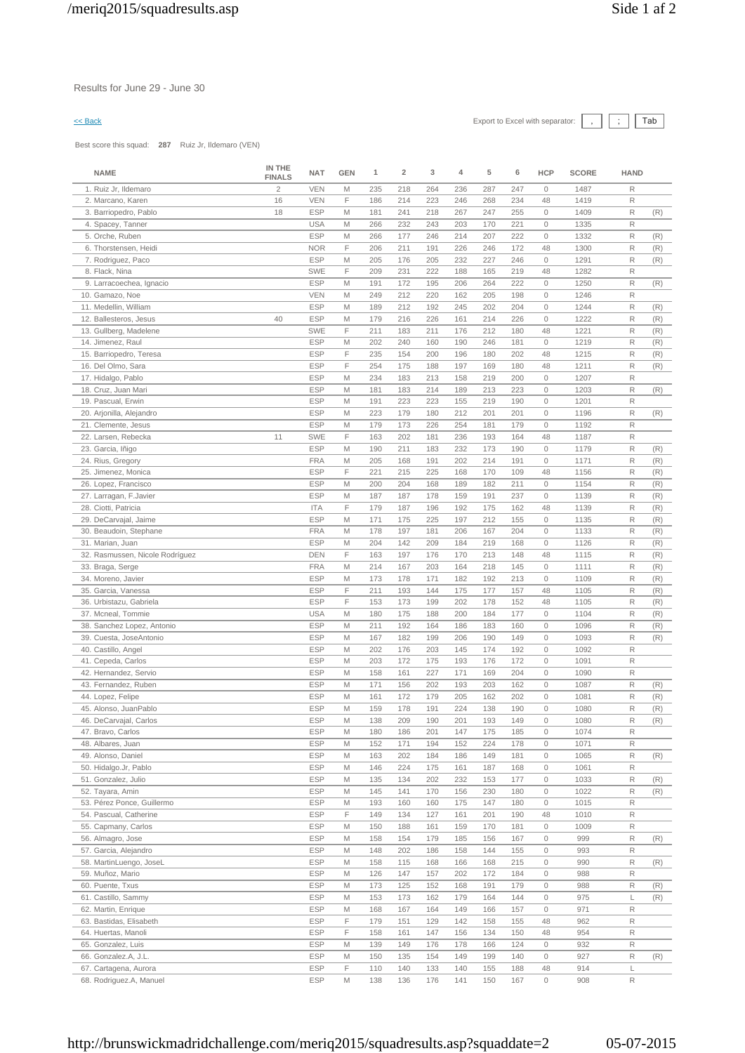Results for June 29 - June 30

<< Back

Export to Excel with separator: , ; Tab

Best score this squad: **287** Ruiz Jr, Ildemaro (VEN)

| NAME | IN THE FINALS | NAT | GEN | 1 | 2 | 3 | 4 | 5 | 6 | HCP | SCORE | HAND | |
|---|---|---|---|---|---|---|---|---|---|---|---|---|---|
| 1. Ruiz Jr, Ildemaro | 2 | VEN | M | 235 | 218 | 264 | 236 | 287 | 247 | 0 | 1487 | R | |
| 2. Marcano, Karen | 16 | VEN | F | 186 | 214 | 223 | 246 | 268 | 234 | 48 | 1419 | R | |
| 3. Barriopedro, Pablo | 18 | ESP | M | 181 | 241 | 218 | 267 | 247 | 255 | 0 | 1409 | R | (R) |
| 4. Spacey, Tanner | | USA | M | 266 | 232 | 243 | 203 | 170 | 221 | 0 | 1335 | R | |
| 5. Orche, Ruben | | ESP | M | 266 | 177 | 246 | 214 | 207 | 222 | 0 | 1332 | R | (R) |
| 6. Thorstensen, Heidi | | NOR | F | 206 | 211 | 191 | 226 | 246 | 172 | 48 | 1300 | R | (R) |
| 7. Rodriguez, Paco | | ESP | M | 205 | 176 | 205 | 232 | 227 | 246 | 0 | 1291 | R | (R) |
| 8. Flack, Nina | | SWE | F | 209 | 231 | 222 | 188 | 165 | 219 | 48 | 1282 | R | |
| 9. Larracoechea, Ignacio | | ESP | M | 191 | 172 | 195 | 206 | 264 | 222 | 0 | 1250 | R | (R) |
| 10. Gamazo, Noe | | VEN | M | 249 | 212 | 220 | 162 | 205 | 198 | 0 | 1246 | R | |
| 11. Medellin, William | | ESP | M | 189 | 212 | 192 | 245 | 202 | 204 | 0 | 1244 | R | (R) |
| 12. Ballesteros, Jesus | 40 | ESP | M | 179 | 216 | 226 | 161 | 214 | 226 | 0 | 1222 | R | (R) |
| 13. Gullberg, Madelene | | SWE | F | 211 | 183 | 211 | 176 | 212 | 180 | 48 | 1221 | R | (R) |
| 14. Jimenez, Raul | | ESP | M | 202 | 240 | 160 | 190 | 246 | 181 | 0 | 1219 | R | (R) |
| 15. Barriopedro, Teresa | | ESP | F | 235 | 154 | 200 | 196 | 180 | 202 | 48 | 1215 | R | (R) |
| 16. Del Olmo, Sara | | ESP | F | 254 | 175 | 188 | 197 | 169 | 180 | 48 | 1211 | R | (R) |
| 17. Hidalgo, Pablo | | ESP | M | 234 | 183 | 213 | 158 | 219 | 200 | 0 | 1207 | R | |
| 18. Cruz, Juan Mari | | ESP | M | 181 | 183 | 214 | 189 | 213 | 223 | 0 | 1203 | R | (R) |
| 19. Pascual, Erwin | | ESP | M | 191 | 223 | 223 | 155 | 219 | 190 | 0 | 1201 | R | |
| 20. Arjonilla, Alejandro | | ESP | M | 223 | 179 | 180 | 212 | 201 | 201 | 0 | 1196 | R | (R) |
| 21. Clemente, Jesus | | ESP | M | 179 | 173 | 226 | 254 | 181 | 179 | 0 | 1192 | R | |
| 22. Larsen, Rebecka | 11 | SWE | F | 163 | 202 | 181 | 236 | 193 | 164 | 48 | 1187 | R | |
| 23. Garcia, Iñigo | | ESP | M | 190 | 211 | 183 | 232 | 173 | 190 | 0 | 1179 | R | (R) |
| 24. Rius, Gregory | | FRA | M | 205 | 168 | 191 | 202 | 214 | 191 | 0 | 1171 | R | (R) |
| 25. Jimenez, Monica | | ESP | F | 221 | 215 | 225 | 168 | 170 | 109 | 48 | 1156 | R | (R) |
| 26. Lopez, Francisco | | ESP | M | 200 | 204 | 168 | 189 | 182 | 211 | 0 | 1154 | R | (R) |
| 27. Larragan, F.Javier | | ESP | M | 187 | 187 | 178 | 159 | 191 | 237 | 0 | 1139 | R | (R) |
| 28. Ciotti, Patricia | | ITA | F | 179 | 187 | 196 | 192 | 175 | 162 | 48 | 1139 | R | (R) |
| 29. DeCarvajal, Jaime | | ESP | M | 171 | 175 | 225 | 197 | 212 | 155 | 0 | 1135 | R | (R) |
| 30. Beaudoin, Stephane | | FRA | M | 178 | 197 | 181 | 206 | 167 | 204 | 0 | 1133 | R | (R) |
| 31. Marian, Juan | | ESP | M | 204 | 142 | 209 | 184 | 219 | 168 | 0 | 1126 | R | (R) |
| 32. Rasmussen, Nicole Rodríguez | | DEN | F | 163 | 197 | 176 | 170 | 213 | 148 | 48 | 1115 | R | (R) |
| 33. Braga, Serge | | FRA | M | 214 | 167 | 203 | 164 | 218 | 145 | 0 | 1111 | R | (R) |
| 34. Moreno, Javier | | ESP | M | 173 | 178 | 171 | 182 | 192 | 213 | 0 | 1109 | R | (R) |
| 35. Garcia, Vanessa | | ESP | F | 211 | 193 | 144 | 175 | 177 | 157 | 48 | 1105 | R | (R) |
| 36. Urbistazu, Gabriela | | ESP | F | 153 | 173 | 199 | 202 | 178 | 152 | 48 | 1105 | R | (R) |
| 37. Mcneal, Tommie | | USA | M | 180 | 175 | 188 | 200 | 184 | 177 | 0 | 1104 | R | (R) |
| 38. Sanchez Lopez, Antonio | | ESP | M | 211 | 192 | 164 | 186 | 183 | 160 | 0 | 1096 | R | (R) |
| 39. Cuesta, JoseAntonio | | ESP | M | 167 | 182 | 199 | 206 | 190 | 149 | 0 | 1093 | R | (R) |
| 40. Castillo, Angel | | ESP | M | 202 | 176 | 203 | 145 | 174 | 192 | 0 | 1092 | R | |
| 41. Cepeda, Carlos | | ESP | M | 203 | 172 | 175 | 193 | 176 | 172 | 0 | 1091 | R | |
| 42. Hernandez, Servio | | ESP | M | 158 | 161 | 227 | 171 | 169 | 204 | 0 | 1090 | R | |
| 43. Fernandez, Ruben | | ESP | M | 171 | 156 | 202 | 193 | 203 | 162 | 0 | 1087 | R | (R) |
| 44. Lopez, Felipe | | ESP | M | 161 | 172 | 179 | 205 | 162 | 202 | 0 | 1081 | R | (R) |
| 45. Alonso, JuanPablo | | ESP | M | 159 | 178 | 191 | 224 | 138 | 190 | 0 | 1080 | R | (R) |
| 46. DeCarvajal, Carlos | | ESP | M | 138 | 209 | 190 | 201 | 193 | 149 | 0 | 1080 | R | (R) |
| 47. Bravo, Carlos | | ESP | M | 180 | 186 | 201 | 147 | 175 | 185 | 0 | 1074 | R | |
| 48. Albares, Juan | | ESP | M | 152 | 171 | 194 | 152 | 224 | 178 | 0 | 1071 | R | |
| 49. Alonso, Daniel | | ESP | M | 163 | 202 | 184 | 186 | 149 | 181 | 0 | 1065 | R | (R) |
| 50. Hidalgo.Jr, Pablo | | ESP | M | 146 | 224 | 175 | 161 | 187 | 168 | 0 | 1061 | R | |
| 51. Gonzalez, Julio | | ESP | M | 135 | 134 | 202 | 232 | 153 | 177 | 0 | 1033 | R | (R) |
| 52. Tayara, Amin | | ESP | M | 145 | 141 | 170 | 156 | 230 | 180 | 0 | 1022 | R | (R) |
| 53. Pérez Ponce, Guillermo | | ESP | M | 193 | 160 | 160 | 175 | 147 | 180 | 0 | 1015 | R | |
| 54. Pascual, Catherine | | ESP | F | 149 | 134 | 127 | 161 | 201 | 190 | 48 | 1010 | R | |
| 55. Capmany, Carlos | | ESP | M | 150 | 188 | 161 | 159 | 170 | 181 | 0 | 1009 | R | |
| 56. Almagro, Jose | | ESP | M | 158 | 154 | 179 | 185 | 156 | 167 | 0 | 999 | R | (R) |
| 57. Garcia, Alejandro | | ESP | M | 148 | 202 | 186 | 158 | 144 | 155 | 0 | 993 | R | |
| 58. MartinLuengo, JoseL | | ESP | M | 158 | 115 | 168 | 166 | 168 | 215 | 0 | 990 | R | (R) |
| 59. Muñoz, Mario | | ESP | M | 126 | 147 | 157 | 202 | 172 | 184 | 0 | 988 | R | |
| 60. Puente, Txus | | ESP | M | 173 | 125 | 152 | 168 | 191 | 179 | 0 | 988 | R | (R) |
| 61. Castillo, Sammy | | ESP | M | 153 | 173 | 162 | 179 | 164 | 144 | 0 | 975 | L | (R) |
| 62. Martin, Enrique | | ESP | M | 168 | 167 | 164 | 149 | 166 | 157 | 0 | 971 | R | |
| 63. Bastidas, Elisabeth | | ESP | F | 179 | 151 | 129 | 142 | 158 | 155 | 48 | 962 | R | |
| 64. Huertas, Manoli | | ESP | F | 158 | 161 | 147 | 156 | 134 | 150 | 48 | 954 | R | |
| 65. Gonzalez, Luis | | ESP | M | 139 | 149 | 176 | 178 | 166 | 124 | 0 | 932 | R | |
| 66. Gonzalez.A, J.L. | | ESP | M | 150 | 135 | 154 | 149 | 199 | 140 | 0 | 927 | R | (R) |
| 67. Cartagena, Aurora | | ESP | F | 110 | 140 | 133 | 140 | 155 | 188 | 48 | 914 | L | |
| 68. Rodriguez.A, Manuel | | ESP | M | 138 | 136 | 176 | 141 | 150 | 167 | 0 | 908 | R | |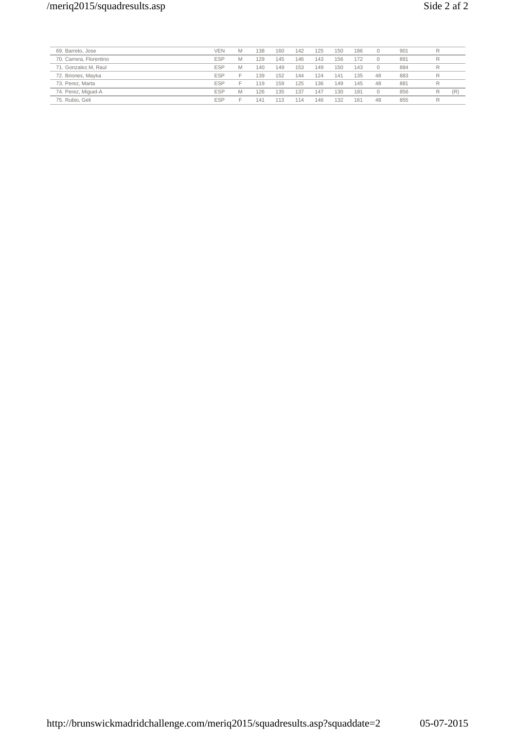| | | | | | | | | | | | | |
|---|---|---|---|---|---|---|---|---|---|---|---|---|
| 69. Barreto, Jose | VEN | M | 138 | 160 | 142 | 125 | 150 | 186 | 0 | 901 | R | |
| 70. Carrera, Florentino | ESP | M | 129 | 145 | 146 | 143 | 156 | 172 | 0 | 891 | R | |
| 71. Gonzalez.M, Raul | ESP | M | 140 | 149 | 153 | 149 | 150 | 143 | 0 | 884 | R | |
| 72. Briones, Mayka | ESP | F | 139 | 152 | 144 | 124 | 141 | 135 | 48 | 883 | R | |
| 73. Perez, Marta | ESP | F | 119 | 159 | 125 | 136 | 149 | 145 | 48 | 881 | R | |
| 74. Perez, Miguel-A | ESP | M | 126 | 135 | 137 | 147 | 130 | 181 | 0 | 856 | R | (R) |
| 75. Rubio, Geli | ESP | F | 141 | 113 | 114 | 146 | 132 | 161 | 48 | 855 | R | |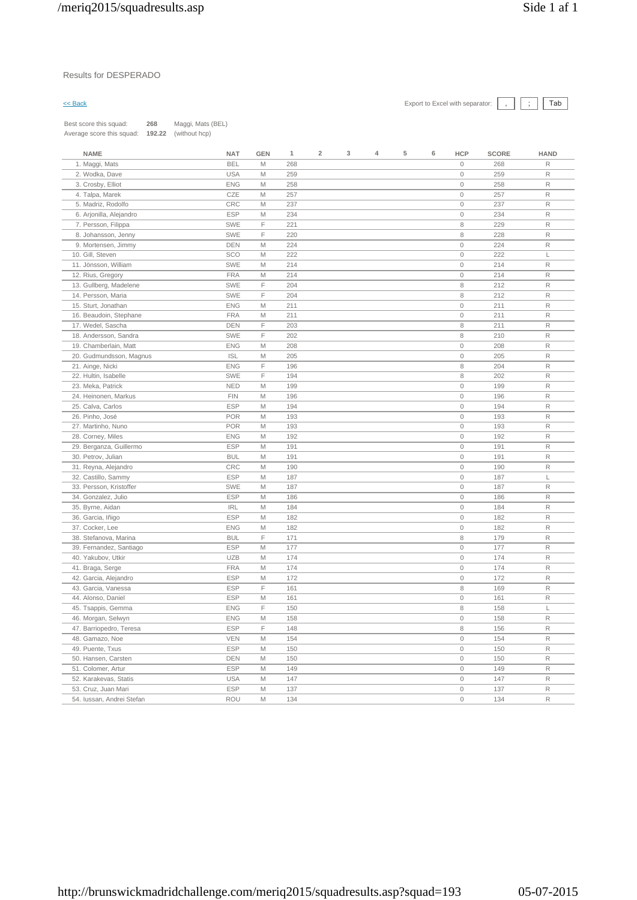Results for DESPERADO

<< Back

Export to Excel with separator: , ; Tab

Best score this squad: **268** Maggi, Mats (BEL)
Average score this squad: **192.22** (without hcp)

| NAME | NAT | GEN | 1 | 2 | 3 | 4 | 5 | 6 | HCP | SCORE | HAND |
|---|---|---|---|---|---|---|---|---|---|---|---|
| 1. Maggi, Mats | BEL | M | 268 | | | | | | 0 | 268 | R |
| 2. Wodka, Dave | USA | M | 259 | | | | | | 0 | 259 | R |
| 3. Crosby, Elliot | ENG | M | 258 | | | | | | 0 | 258 | R |
| 4. Talpa, Marek | CZE | M | 257 | | | | | | 0 | 257 | R |
| 5. Madriz, Rodolfo | CRC | M | 237 | | | | | | 0 | 237 | R |
| 6. Arjonilla, Alejandro | ESP | M | 234 | | | | | | 0 | 234 | R |
| 7. Persson, Filippa | SWE | F | 221 | | | | | | 8 | 229 | R |
| 8. Johansson, Jenny | SWE | F | 220 | | | | | | 8 | 228 | R |
| 9. Mortensen, Jimmy | DEN | M | 224 | | | | | | 0 | 224 | R |
| 10. Gill, Steven | SCO | M | 222 | | | | | | 0 | 222 | L |
| 11. Jönsson, William | SWE | M | 214 | | | | | | 0 | 214 | R |
| 12. Rius, Gregory | FRA | M | 214 | | | | | | 0 | 214 | R |
| 13. Gullberg, Madelene | SWE | F | 204 | | | | | | 8 | 212 | R |
| 14. Persson, Maria | SWE | F | 204 | | | | | | 8 | 212 | R |
| 15. Sturt, Jonathan | ENG | M | 211 | | | | | | 0 | 211 | R |
| 16. Beaudoin, Stephane | FRA | M | 211 | | | | | | 0 | 211 | R |
| 17. Wedel, Sascha | DEN | F | 203 | | | | | | 8 | 211 | R |
| 18. Andersson, Sandra | SWE | F | 202 | | | | | | 8 | 210 | R |
| 19. Chamberlain, Matt | ENG | M | 208 | | | | | | 0 | 208 | R |
| 20. Gudmundsson, Magnus | ISL | M | 205 | | | | | | 0 | 205 | R |
| 21. Ainge, Nicki | ENG | F | 196 | | | | | | 8 | 204 | R |
| 22. Hultin, Isabelle | SWE | F | 194 | | | | | | 8 | 202 | R |
| 23. Meka, Patrick | NED | M | 199 | | | | | | 0 | 199 | R |
| 24. Heinonen, Markus | FIN | M | 196 | | | | | | 0 | 196 | R |
| 25. Calva, Carlos | ESP | M | 194 | | | | | | 0 | 194 | R |
| 26. Pinho, José | POR | M | 193 | | | | | | 0 | 193 | R |
| 27. Martinho, Nuno | POR | M | 193 | | | | | | 0 | 193 | R |
| 28. Corney, Miles | ENG | M | 192 | | | | | | 0 | 192 | R |
| 29. Berganza, Guillermo | ESP | M | 191 | | | | | | 0 | 191 | R |
| 30. Petrov, Julian | BUL | M | 191 | | | | | | 0 | 191 | R |
| 31. Reyna, Alejandro | CRC | M | 190 | | | | | | 0 | 190 | R |
| 32. Castillo, Sammy | ESP | M | 187 | | | | | | 0 | 187 | L |
| 33. Persson, Kristoffer | SWE | M | 187 | | | | | | 0 | 187 | R |
| 34. Gonzalez, Julio | ESP | M | 186 | | | | | | 0 | 186 | R |
| 35. Byrne, Aidan | IRL | M | 184 | | | | | | 0 | 184 | R |
| 36. Garcia, Iñigo | ESP | M | 182 | | | | | | 0 | 182 | R |
| 37. Cocker, Lee | ENG | M | 182 | | | | | | 0 | 182 | R |
| 38. Stefanova, Marina | BUL | F | 171 | | | | | | 8 | 179 | R |
| 39. Fernandez, Santiago | ESP | M | 177 | | | | | | 0 | 177 | R |
| 40. Yakubov, Utkir | UZB | M | 174 | | | | | | 0 | 174 | R |
| 41. Braga, Serge | FRA | M | 174 | | | | | | 0 | 174 | R |
| 42. Garcia, Alejandro | ESP | M | 172 | | | | | | 0 | 172 | R |
| 43. Garcia, Vanessa | ESP | F | 161 | | | | | | 8 | 169 | R |
| 44. Alonso, Daniel | ESP | M | 161 | | | | | | 0 | 161 | R |
| 45. Tsappis, Gemma | ENG | F | 150 | | | | | | 8 | 158 | L |
| 46. Morgan, Selwyn | ENG | M | 158 | | | | | | 0 | 158 | R |
| 47. Barriopedro, Teresa | ESP | F | 148 | | | | | | 8 | 156 | R |
| 48. Gamazo, Noe | VEN | M | 154 | | | | | | 0 | 154 | R |
| 49. Puente, Txus | ESP | M | 150 | | | | | | 0 | 150 | R |
| 50. Hansen, Carsten | DEN | M | 150 | | | | | | 0 | 150 | R |
| 51. Colomer, Artur | ESP | M | 149 | | | | | | 0 | 149 | R |
| 52. Karakevas, Statis | USA | M | 147 | | | | | | 0 | 147 | R |
| 53. Cruz, Juan Mari | ESP | M | 137 | | | | | | 0 | 137 | R |
| 54. Iussan, Andrei Stefan | ROU | M | 134 | | | | | | 0 | 134 | R |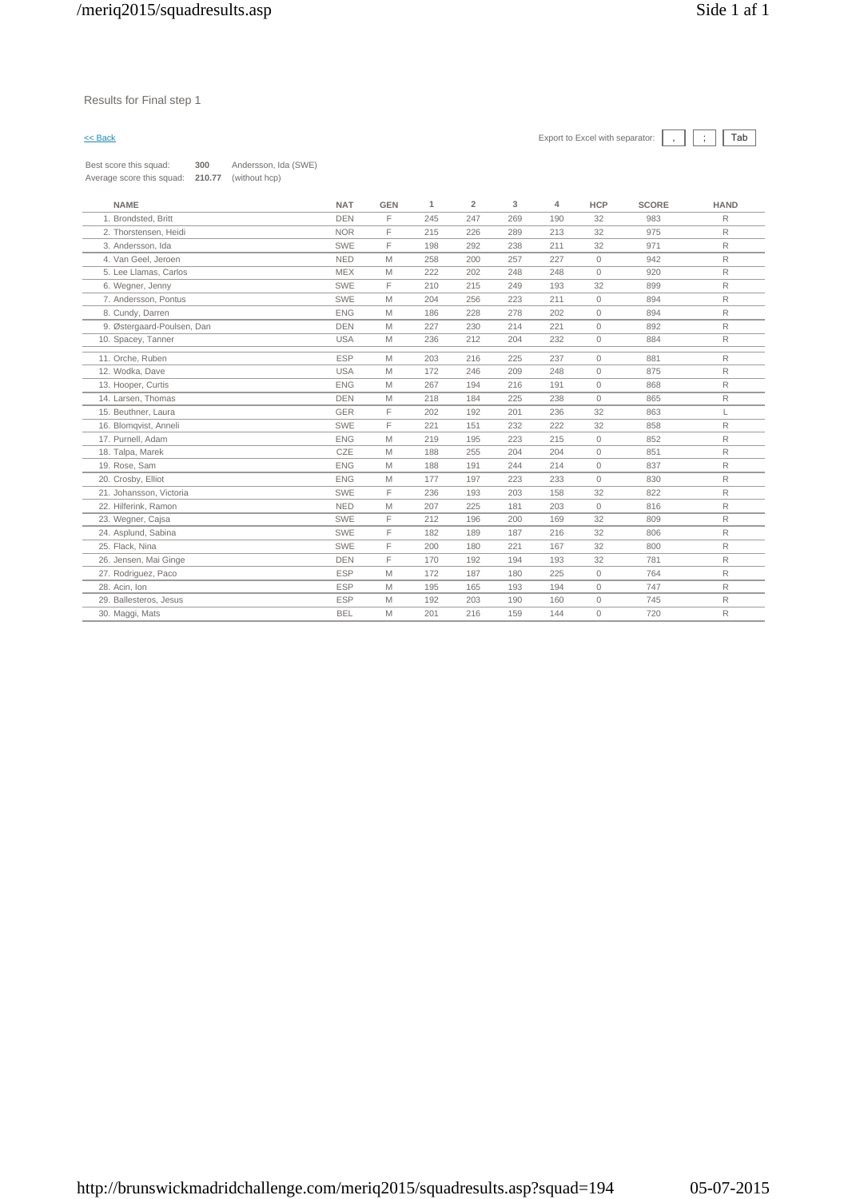Results for Final step 1

<< Back

Export to Excel with separator: , ; Tab

Best score this squad: **300** Andersson, Ida (SWE)
Average score this squad: **210.77** (without hcp)

| NAME | NAT | GEN | 1 | 2 | 3 | 4 | HCP | SCORE | HAND |
|---|---|---|---|---|---|---|---|---|---|
| 1. Brondsted, Britt | DEN | F | 245 | 247 | 269 | 190 | 32 | 983 | R |
| 2. Thorstensen, Heidi | NOR | F | 215 | 226 | 289 | 213 | 32 | 975 | R |
| 3. Andersson, Ida | SWE | F | 198 | 292 | 238 | 211 | 32 | 971 | R |
| 4. Van Geel, Jeroen | NED | M | 258 | 200 | 257 | 227 | 0 | 942 | R |
| 5. Lee Llamas, Carlos | MEX | M | 222 | 202 | 248 | 248 | 0 | 920 | R |
| 6. Wegner, Jenny | SWE | F | 210 | 215 | 249 | 193 | 32 | 899 | R |
| 7. Andersson, Pontus | SWE | M | 204 | 256 | 223 | 211 | 0 | 894 | R |
| 8. Cundy, Darren | ENG | M | 186 | 228 | 278 | 202 | 0 | 894 | R |
| 9. Østergaard-Poulsen, Dan | DEN | M | 227 | 230 | 214 | 221 | 0 | 892 | R |
| 10. Spacey, Tanner | USA | M | 236 | 212 | 204 | 232 | 0 | 884 | R |
| 11. Orche, Ruben | ESP | M | 203 | 216 | 225 | 237 | 0 | 881 | R |
| 12. Wodka, Dave | USA | M | 172 | 246 | 209 | 248 | 0 | 875 | R |
| 13. Hooper, Curtis | ENG | M | 267 | 194 | 216 | 191 | 0 | 868 | R |
| 14. Larsen, Thomas | DEN | M | 218 | 184 | 225 | 238 | 0 | 865 | R |
| 15. Beuthner, Laura | GER | F | 202 | 192 | 201 | 236 | 32 | 863 | L |
| 16. Blomqvist, Anneli | SWE | F | 221 | 151 | 232 | 222 | 32 | 858 | R |
| 17. Purnell, Adam | ENG | M | 219 | 195 | 223 | 215 | 0 | 852 | R |
| 18. Talpa, Marek | CZE | M | 188 | 255 | 204 | 204 | 0 | 851 | R |
| 19. Rose, Sam | ENG | M | 188 | 191 | 244 | 214 | 0 | 837 | R |
| 20. Crosby, Elliot | ENG | M | 177 | 197 | 223 | 233 | 0 | 830 | R |
| 21. Johansson, Victoria | SWE | F | 236 | 193 | 203 | 158 | 32 | 822 | R |
| 22. Hilferink, Ramon | NED | M | 207 | 225 | 181 | 203 | 0 | 816 | R |
| 23. Wegner, Cajsa | SWE | F | 212 | 196 | 200 | 169 | 32 | 809 | R |
| 24. Asplund, Sabina | SWE | F | 182 | 189 | 187 | 216 | 32 | 806 | R |
| 25. Flack, Nina | SWE | F | 200 | 180 | 221 | 167 | 32 | 800 | R |
| 26. Jensen, Mai Ginge | DEN | F | 170 | 192 | 194 | 193 | 32 | 781 | R |
| 27. Rodriguez, Paco | ESP | M | 172 | 187 | 180 | 225 | 0 | 764 | R |
| 28. Acin, Ion | ESP | M | 195 | 165 | 193 | 194 | 0 | 747 | R |
| 29. Ballesteros, Jesus | ESP | M | 192 | 203 | 190 | 160 | 0 | 745 | R |
| 30. Maggi, Mats | BEL | M | 201 | 216 | 159 | 144 | 0 | 720 | R |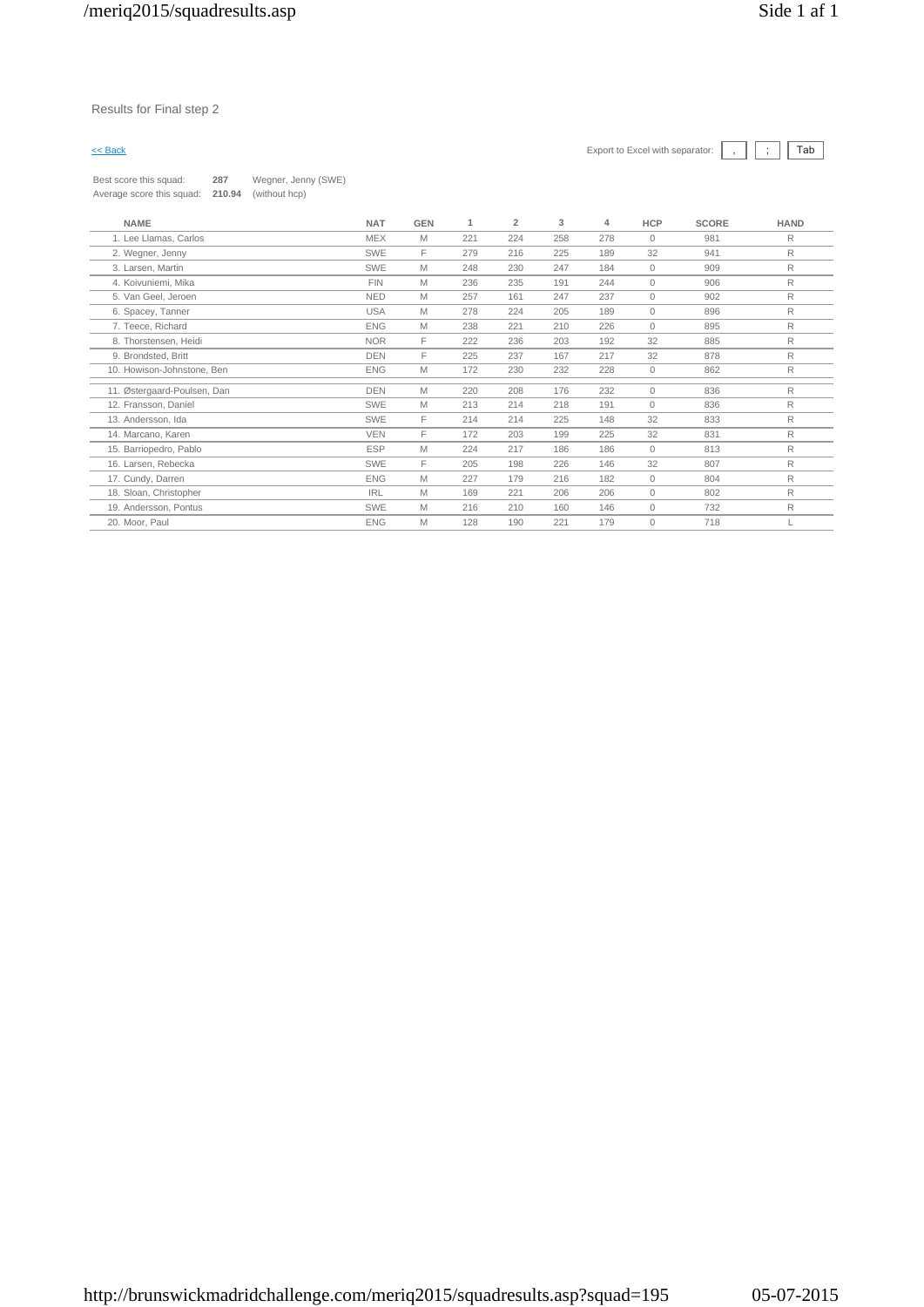Results for Final step 2

<< Back

Export to Excel with separator: , ; Tab

Best score this squad: **287** Wegner, Jenny (SWE)
Average score this squad: **210.94** (without hcp)

| NAME | NAT | GEN | 1 | 2 | 3 | 4 | HCP | SCORE | HAND |
|---|---|---|---|---|---|---|---|---|---|
| 1. Lee Llamas, Carlos | MEX | M | 221 | 224 | 258 | 278 | 0 | 981 | R |
| 2. Wegner, Jenny | SWE | F | 279 | 216 | 225 | 189 | 32 | 941 | R |
| 3. Larsen, Martin | SWE | M | 248 | 230 | 247 | 184 | 0 | 909 | R |
| 4. Koivuniemi, Mika | FIN | M | 236 | 235 | 191 | 244 | 0 | 906 | R |
| 5. Van Geel, Jeroen | NED | M | 257 | 161 | 247 | 237 | 0 | 902 | R |
| 6. Spacey, Tanner | USA | M | 278 | 224 | 205 | 189 | 0 | 896 | R |
| 7. Teece, Richard | ENG | M | 238 | 221 | 210 | 226 | 0 | 895 | R |
| 8. Thorstensen, Heidi | NOR | F | 222 | 236 | 203 | 192 | 32 | 885 | R |
| 9. Brondsted, Britt | DEN | F | 225 | 237 | 167 | 217 | 32 | 878 | R |
| 10. Howison-Johnstone, Ben | ENG | M | 172 | 230 | 232 | 228 | 0 | 862 | R |
| 11. Østergaard-Poulsen, Dan | DEN | M | 220 | 208 | 176 | 232 | 0 | 836 | R |
| 12. Fransson, Daniel | SWE | M | 213 | 214 | 218 | 191 | 0 | 836 | R |
| 13. Andersson, Ida | SWE | F | 214 | 214 | 225 | 148 | 32 | 833 | R |
| 14. Marcano, Karen | VEN | F | 172 | 203 | 199 | 225 | 32 | 831 | R |
| 15. Barriopedro, Pablo | ESP | M | 224 | 217 | 186 | 186 | 0 | 813 | R |
| 16. Larsen, Rebecka | SWE | F | 205 | 198 | 226 | 146 | 32 | 807 | R |
| 17. Cundy, Darren | ENG | M | 227 | 179 | 216 | 182 | 0 | 804 | R |
| 18. Sloan, Christopher | IRL | M | 169 | 221 | 206 | 206 | 0 | 802 | R |
| 19. Andersson, Pontus | SWE | M | 216 | 210 | 160 | 146 | 0 | 732 | R |
| 20. Moor, Paul | ENG | M | 128 | 190 | 221 | 179 | 0 | 718 | L |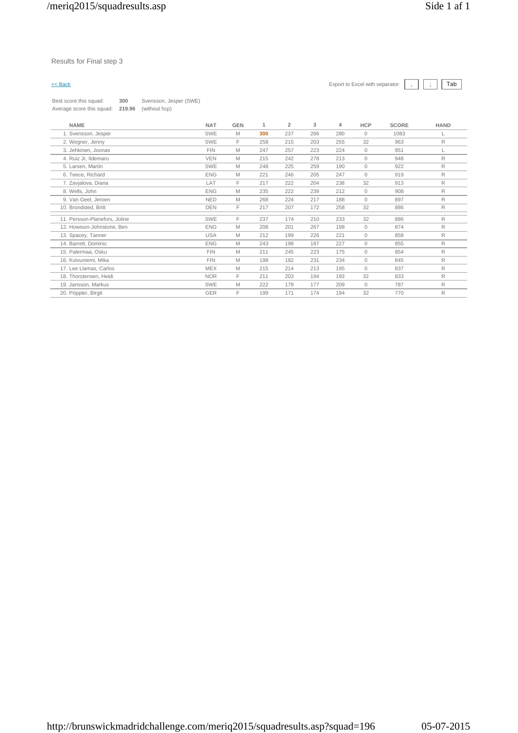Results for Final step 3

<< Back

Export to Excel with separator: , ; Tab

Best score this squad: **300** Svensson, Jesper (SWE)
Average score this squad: **219.96** (without hcp)

| NAME | NAT | GEN | 1 | 2 | 3 | 4 | HCP | SCORE | HAND |
|---|---|---|---|---|---|---|---|---|---|
| 1. Svensson, Jesper | SWE | M | **300** | 237 | 266 | 280 | 0 | 1083 | L |
| 2. Wegner, Jenny | SWE | F | 258 | 215 | 203 | 255 | 32 | 963 | R |
| 3. Jehkinen, Joonas | FIN | M | 247 | 257 | 223 | 224 | 0 | 951 | L |
| 4. Ruiz Jr, Ildemaro | VEN | M | 215 | 242 | 278 | 213 | 0 | 948 | R |
| 5. Larsen, Martin | SWE | M | 248 | 225 | 259 | 190 | 0 | 922 | R |
| 6. Teece, Richard | ENG | M | 221 | 246 | 205 | 247 | 0 | 919 | R |
| 7. Zavjalova, Diana | LAT | F | 217 | 222 | 204 | 238 | 32 | 913 | R |
| 8. Wells, John | ENG | M | 235 | 222 | 239 | 212 | 0 | 908 | R |
| 9. Van Geel, Jeroen | NED | M | 268 | 224 | 217 | 188 | 0 | 897 | R |
| 10. Brondsted, Britt | DEN | F | 217 | 207 | 172 | 258 | 32 | 886 | R |
| 11. Persson-Planefors, Joline | SWE | F | 237 | 174 | 210 | 233 | 32 | 886 | R |
| 12. Howison-Johnstone, Ben | ENG | M | 208 | 201 | 267 | 198 | 0 | 874 | R |
| 13. Spacey, Tanner | USA | M | 212 | 199 | 226 | 221 | 0 | 858 | R |
| 14. Barrett, Dominic | ENG | M | 243 | 198 | 187 | 227 | 0 | 855 | R |
| 15. Palermaa, Osku | FIN | M | 211 | 245 | 223 | 175 | 0 | 854 | R |
| 16. Koivuniemi, Mika | FIN | M | 198 | 182 | 231 | 234 | 0 | 845 | R |
| 17. Lee Llamas, Carlos | MEX | M | 215 | 214 | 213 | 195 | 0 | 837 | R |
| 18. Thorstensen, Heidi | NOR | F | 211 | 203 | 194 | 193 | 32 | 833 | R |
| 19. Jansson, Markus | SWE | M | 222 | 179 | 177 | 209 | 0 | 787 | R |
| 20. Pöppler, Birgit | GER | F | 199 | 171 | 174 | 194 | 32 | 770 | R |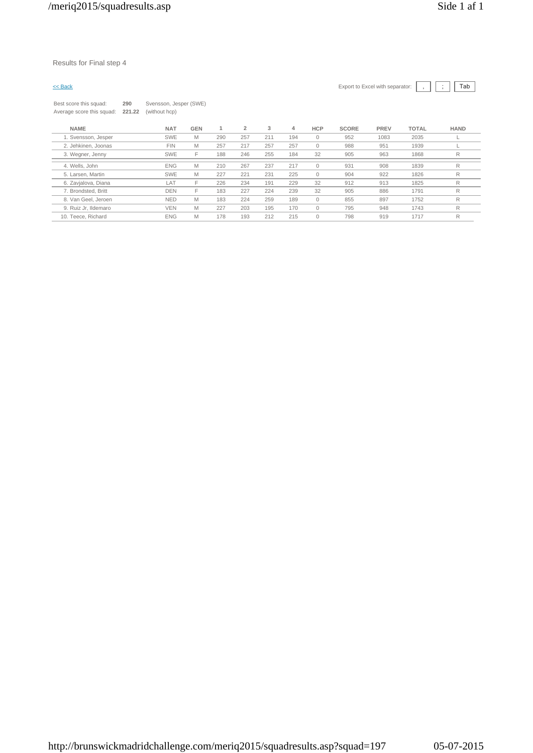Results for Final step 4

<< Back

Export to Excel with separator: , ; Tab

Best score this squad: **290** Svensson, Jesper (SWE)
Average score this squad: **221.22** (without hcp)

| NAME | NAT | GEN | 1 | 2 | 3 | 4 | HCP | SCORE | PREV | TOTAL | HAND |
|---|---|---|---|---|---|---|---|---|---|---|---|
| 1. Svensson, Jesper | SWE | M | 290 | 257 | 211 | 194 | 0 | 952 | 1083 | 2035 | L |
| 2. Jehkinen, Joonas | FIN | M | 257 | 217 | 257 | 257 | 0 | 988 | 951 | 1939 | L |
| 3. Wegner, Jenny | SWE | F | 188 | 246 | 255 | 184 | 32 | 905 | 963 | 1868 | R |
| 4. Wells, John | ENG | M | 210 | 267 | 237 | 217 | 0 | 931 | 908 | 1839 | R |
| 5. Larsen, Martin | SWE | M | 227 | 221 | 231 | 225 | 0 | 904 | 922 | 1826 | R |
| 6. Zavjalova, Diana | LAT | F | 226 | 234 | 191 | 229 | 32 | 912 | 913 | 1825 | R |
| 7. Brondsted, Britt | DEN | F | 183 | 227 | 224 | 239 | 32 | 905 | 886 | 1791 | R |
| 8. Van Geel, Jeroen | NED | M | 183 | 224 | 259 | 189 | 0 | 855 | 897 | 1752 | R |
| 9. Ruiz Jr, Ildemaro | VEN | M | 227 | 203 | 195 | 170 | 0 | 795 | 948 | 1743 | R |
| 10. Teece, Richard | ENG | M | 178 | 193 | 212 | 215 | 0 | 798 | 919 | 1717 | R |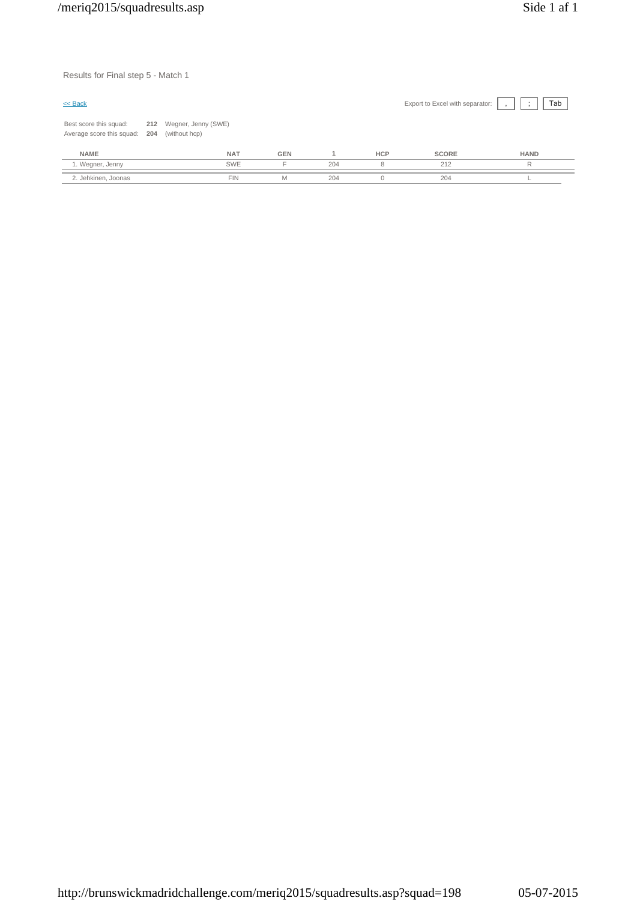Results for Final step 5 - Match 1

<< Back

Export to Excel with separator: , ; Tab

Best score this squad: **212** Wegner, Jenny (SWE)
Average score this squad: **204** (without hcp)

| NAME | NAT | GEN | 1 | HCP | SCORE | HAND |
|---|---|---|---|---|---|---|
| 1. Wegner, Jenny | SWE | F | 204 | 8 | 212 | R |
| 2. Jehkinen, Joonas | FIN | M | 204 | 0 | 204 | L |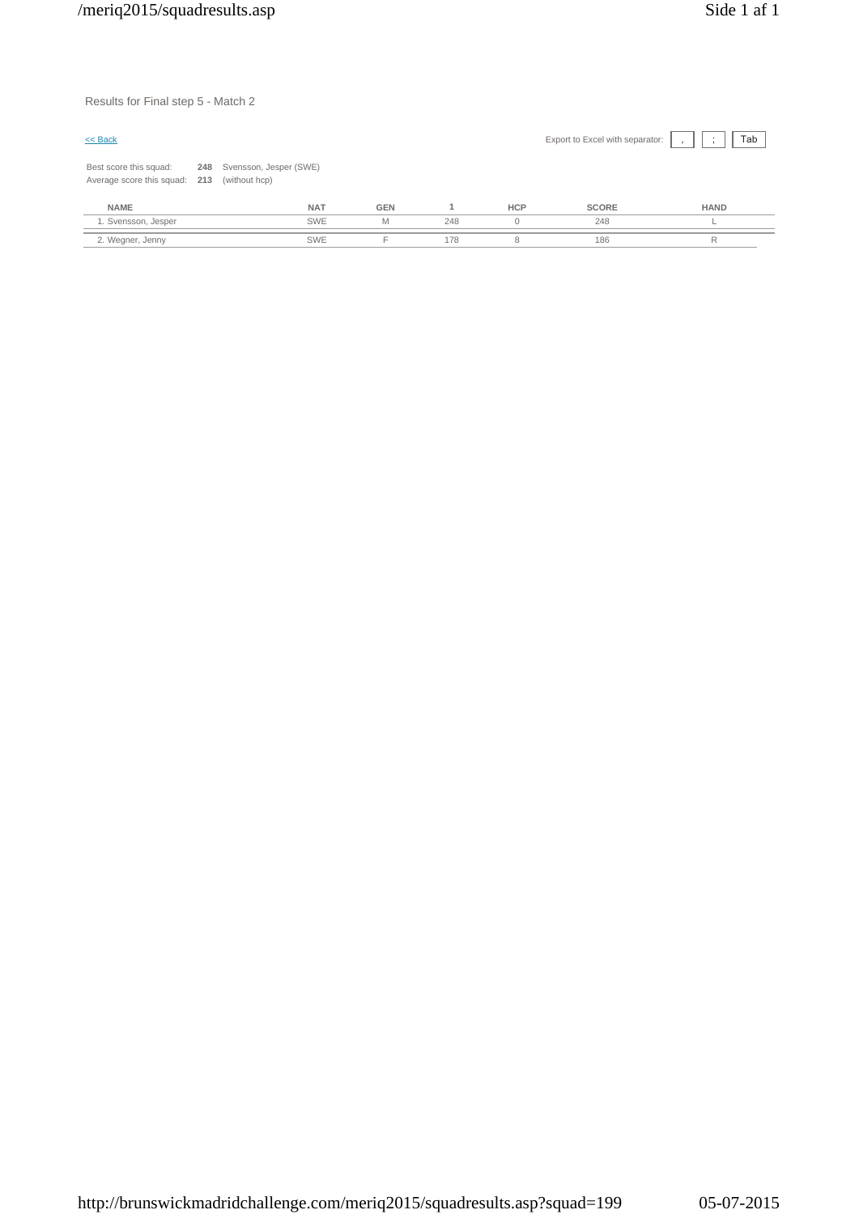Results for Final step 5 - Match 2

<< Back

Export to Excel with separator: , ; Tab

Best score this squad: **248** Svensson, Jesper (SWE)
Average score this squad: **213** (without hcp)

| NAME | NAT | GEN | 1 | HCP | SCORE | HAND |
|---|---|---|---|---|---|---|
| 1. Svensson, Jesper | SWE | M | 248 | 0 | 248 | L |
| 2. Wegner, Jenny | SWE | F | 178 | 8 | 186 | R |